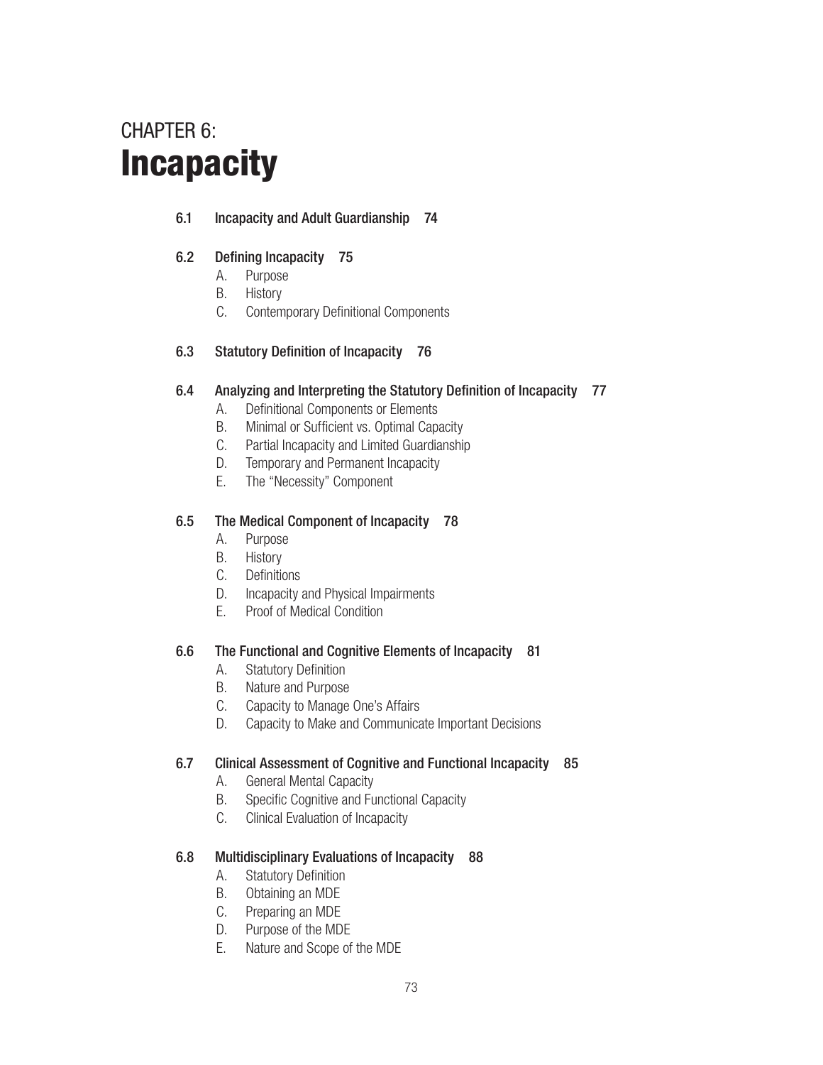# CHAPTER 6: Incapacity

**6.1 Incapacity and Adult Guardianship 74**

**6.2 Defining Incapacity 75**

- A. Purpose
- B. History
- C. Contemporary Definitional Components

**6.3 Statutory Definition of Incapacity 76**

**6.4 Analyzing and Interpreting the Statutory Definition of Incapacity 77**

- A. Definitional Components or Elements
- B. Minimal or Sufficient vs. Optimal Capacity
- C. Partial Incapacity and Limited Guardianship
- D. Temporary and Permanent Incapacity
- E. The "Necessity" Component

**6.5 The Medical Component of Incapacity 78**

- A. Purpose
- B. History
- C. Definitions
- D. Incapacity and Physical Impairments
- E. Proof of Medical Condition

**6.6 The Functional and Cognitive Elements of Incapacity 81**

- A. Statutory Definition
- B. Nature and Purpose
- C. Capacity to Manage One's Affairs
- D. Capacity to Make and Communicate Important Decisions

**6.7 Clinical Assessment of Cognitive and Functional Incapacity 85**

- A. General Mental Capacity
- B. Specific Cognitive and Functional Capacity
- C. Clinical Evaluation of Incapacity

**6.8 Multidisciplinary Evaluations of Incapacity 88**

- A. Statutory Definition
- B. Obtaining an MDE
- C. Preparing an MDE
- D. Purpose of the MDE
- E. Nature and Scope of the MDE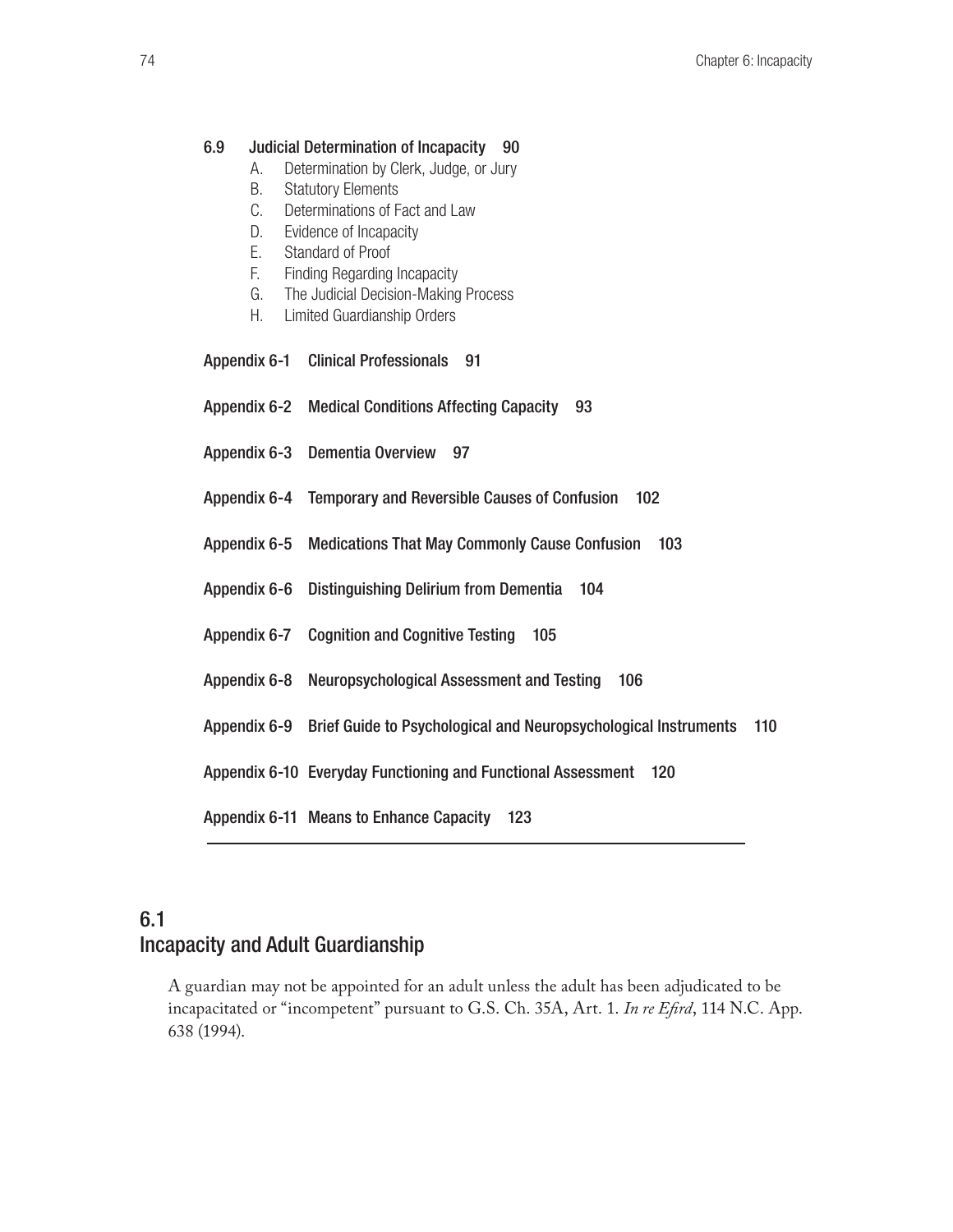**6.9 Judicial Determination of Incapacity 90**

- A. Determination by Clerk, Judge, or Jury
- B. Statutory Elements
- C. Determinations of Fact and Law
- D. Evidence of Incapacity
- E. Standard of Proof
- F. Finding Regarding Incapacity
- G. The Judicial Decision-Making Process
- H. Limited Guardianship Orders

**Appendix 6-1 Clinical Professionals 91**

**Appendix 6-2 Medical Conditions Affecting Capacity 93**

**Appendix 6-3 Dementia Overview 97**

**Appendix 6-4 Temporary and Reversible Causes of Confusion 102**

**Appendix 6-5 Medications That May Commonly Cause Confusion 103**

**Appendix 6-6 Distinguishing Delirium from Dementia 104**

**Appendix 6-7 Cognition and Cognitive Testing 105**

**Appendix 6-8 Neuropsychological Assessment and Testing 106**

**Appendix 6-9 Brief Guide to Psychological and Neuropsychological Instruments 110**

**Appendix 6-10 Everyday Functioning and Functional Assessment 120**

**Appendix 6-11 Means to Enhance Capacity 123**

## 6.1 Incapacity and Adult Guardianship

A guardian may not be appointed for an adult unless the adult has been adjudicated to be incapacitated or "incompetent" pursuant to G.S. Ch. 35A, Art. 1. *In re Efird*, 114 N.C. App. 638 (1994).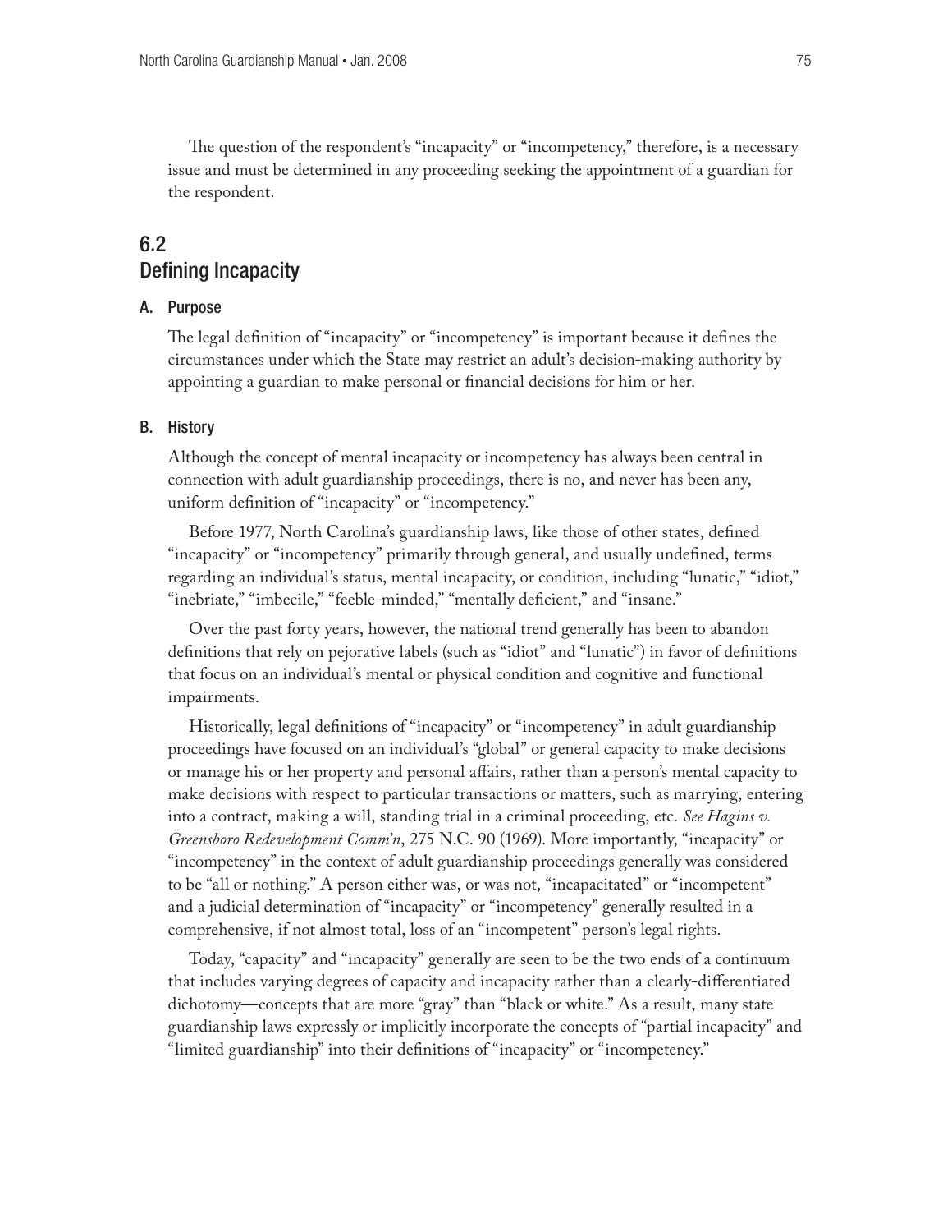The question of the respondent's "incapacity" or "incompetency," therefore, is a necessary issue and must be determined in any proceeding seeking the appointment of a guardian for the respondent.

## 6.2 Defining Incapacity

### A. Purpose

The legal definition of "incapacity" or "incompetency" is important because it defines the circumstances under which the State may restrict an adult's decision-making authority by appointing a guardian to make personal or financial decisions for him or her.

### B. History

Although the concept of mental incapacity or incompetency has always been central in connection with adult guardianship proceedings, there is no, and never has been any, uniform definition of "incapacity" or "incompetency."

Before 1977, North Carolina's guardianship laws, like those of other states, defined "incapacity" or "incompetency" primarily through general, and usually undefined, terms regarding an individual's status, mental incapacity, or condition, including "lunatic," "idiot," "inebriate," "imbecile," "feeble-minded," "mentally deficient," and "insane."

Over the past forty years, however, the national trend generally has been to abandon definitions that rely on pejorative labels (such as "idiot" and "lunatic") in favor of definitions that focus on an individual's mental or physical condition and cognitive and functional impairments.

Historically, legal definitions of "incapacity" or "incompetency" in adult guardianship proceedings have focused on an individual's "global" or general capacity to make decisions or manage his or her property and personal affairs, rather than a person's mental capacity to make decisions with respect to particular transactions or matters, such as marrying, entering into a contract, making a will, standing trial in a criminal proceeding, etc. *See Hagins v. Greensboro Redevelopment Comm'n*, 275 N.C. 90 (1969). More importantly, "incapacity" or "incompetency" in the context of adult guardianship proceedings generally was considered to be "all or nothing." A person either was, or was not, "incapacitated" or "incompetent" and a judicial determination of "incapacity" or "incompetency" generally resulted in a comprehensive, if not almost total, loss of an "incompetent" person's legal rights.

Today, "capacity" and "incapacity" generally are seen to be the two ends of a continuum that includes varying degrees of capacity and incapacity rather than a clearly-differentiated dichotomy—concepts that are more "gray" than "black or white." As a result, many state guardianship laws expressly or implicitly incorporate the concepts of "partial incapacity" and "limited guardianship" into their definitions of "incapacity" or "incompetency."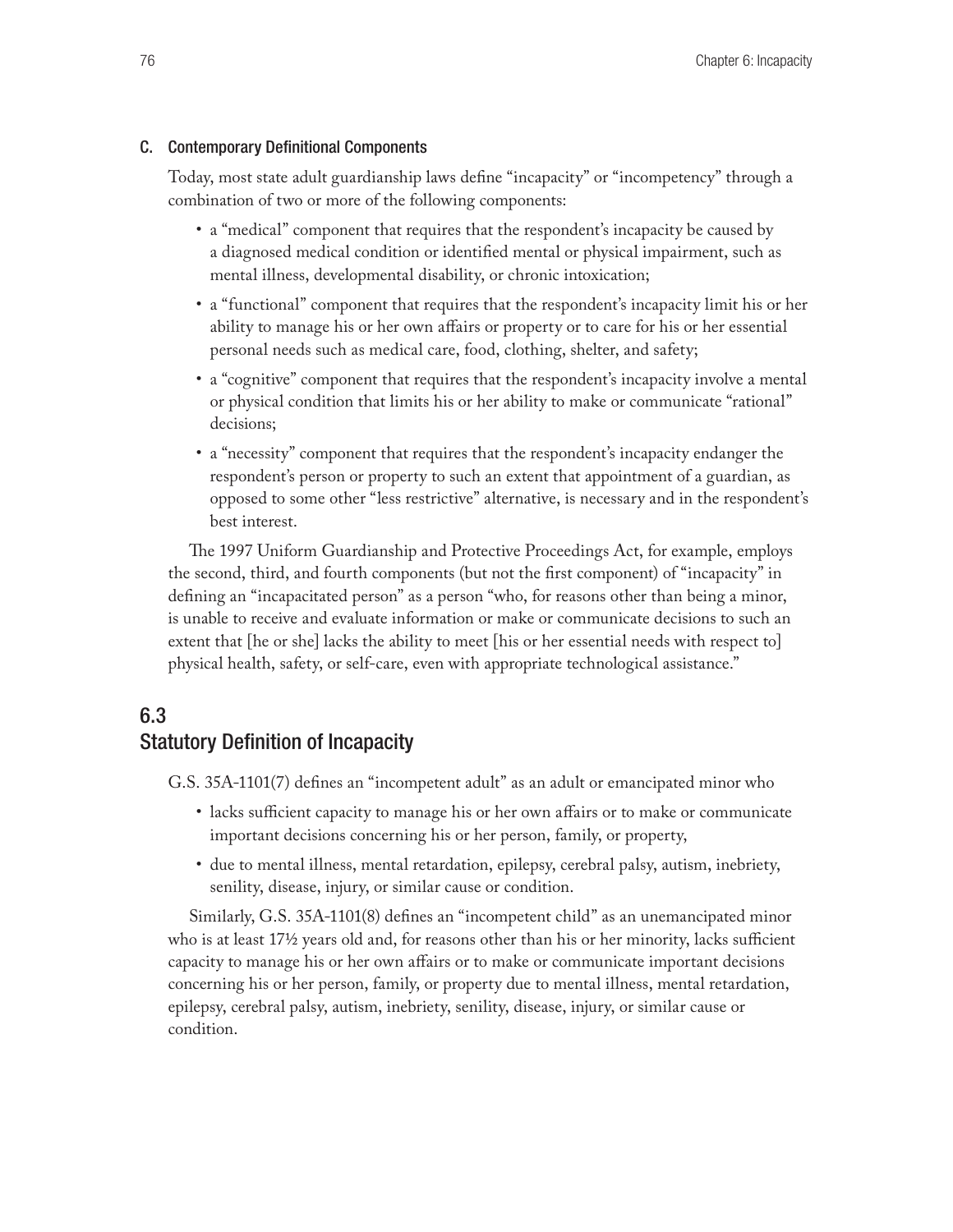### C. Contemporary Definitional Components

Today, most state adult guardianship laws define "incapacity" or "incompetency" through a combination of two or more of the following components:

- a "medical" component that requires that the respondent's incapacity be caused by a diagnosed medical condition or identified mental or physical impairment, such as mental illness, developmental disability, or chronic intoxication;
- a "functional" component that requires that the respondent's incapacity limit his or her ability to manage his or her own affairs or property or to care for his or her essential personal needs such as medical care, food, clothing, shelter, and safety;
- a "cognitive" component that requires that the respondent's incapacity involve a mental or physical condition that limits his or her ability to make or communicate "rational" decisions;
- a "necessity" component that requires that the respondent's incapacity endanger the respondent's person or property to such an extent that appointment of a guardian, as opposed to some other "less restrictive" alternative, is necessary and in the respondent's best interest.

The 1997 Uniform Guardianship and Protective Proceedings Act, for example, employs the second, third, and fourth components (but not the first component) of "incapacity" in defining an "incapacitated person" as a person "who, for reasons other than being a minor, is unable to receive and evaluate information or make or communicate decisions to such an extent that [he or she] lacks the ability to meet [his or her essential needs with respect to] physical health, safety, or self-care, even with appropriate technological assistance."

## 6.3 Statutory Definition of Incapacity

G.S. 35A-1101(7) defines an "incompetent adult" as an adult or emancipated minor who

- lacks sufficient capacity to manage his or her own affairs or to make or communicate important decisions concerning his or her person, family, or property,
- due to mental illness, mental retardation, epilepsy, cerebral palsy, autism, inebriety, senility, disease, injury, or similar cause or condition.

Similarly, G.S. 35A-1101(8) defines an "incompetent child" as an unemancipated minor who is at least 17½ years old and, for reasons other than his or her minority, lacks sufficient capacity to manage his or her own affairs or to make or communicate important decisions concerning his or her person, family, or property due to mental illness, mental retardation, epilepsy, cerebral palsy, autism, inebriety, senility, disease, injury, or similar cause or condition.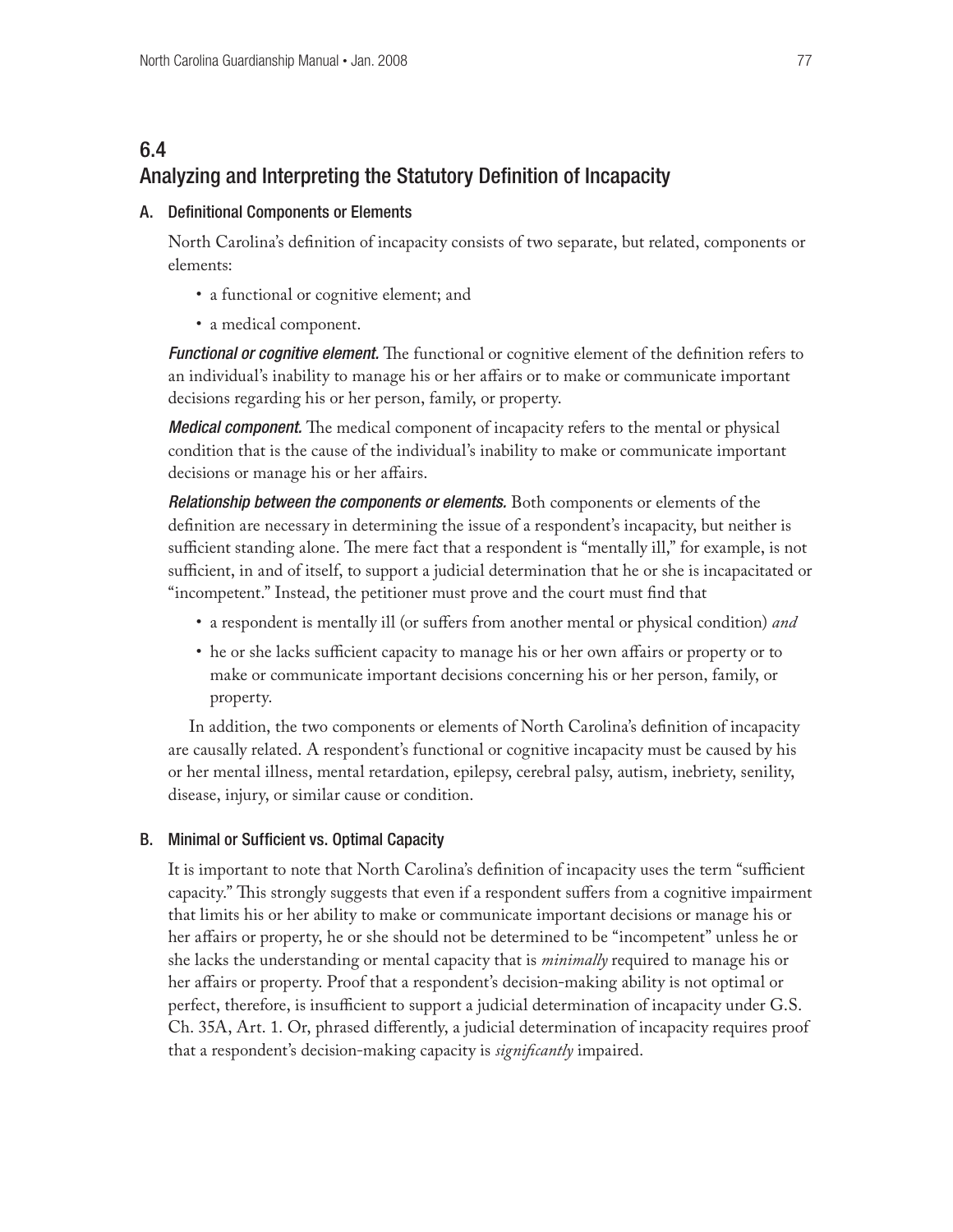## 6.4 Analyzing and Interpreting the Statutory Definition of Incapacity

### A. Definitional Components or Elements

North Carolina's definition of incapacity consists of two separate, but related, components or elements:

- a functional or cognitive element; and
- a medical component.

***Functional or cognitive element.*** The functional or cognitive element of the definition refers to an individual's inability to manage his or her affairs or to make or communicate important decisions regarding his or her person, family, or property.

***Medical component.*** The medical component of incapacity refers to the mental or physical condition that is the cause of the individual's inability to make or communicate important decisions or manage his or her affairs.

***Relationship between the components or elements.*** Both components or elements of the definition are necessary in determining the issue of a respondent's incapacity, but neither is sufficient standing alone. The mere fact that a respondent is "mentally ill," for example, is not sufficient, in and of itself, to support a judicial determination that he or she is incapacitated or "incompetent." Instead, the petitioner must prove and the court must find that

- a respondent is mentally ill (or suffers from another mental or physical condition) *and*
- he or she lacks sufficient capacity to manage his or her own affairs or property or to make or communicate important decisions concerning his or her person, family, or property.

In addition, the two components or elements of North Carolina's definition of incapacity are causally related. A respondent's functional or cognitive incapacity must be caused by his or her mental illness, mental retardation, epilepsy, cerebral palsy, autism, inebriety, senility, disease, injury, or similar cause or condition.

### B. Minimal or Sufficient vs. Optimal Capacity

It is important to note that North Carolina's definition of incapacity uses the term "sufficient capacity." This strongly suggests that even if a respondent suffers from a cognitive impairment that limits his or her ability to make or communicate important decisions or manage his or her affairs or property, he or she should not be determined to be "incompetent" unless he or she lacks the understanding or mental capacity that is *minimally* required to manage his or her affairs or property. Proof that a respondent's decision-making ability is not optimal or perfect, therefore, is insufficient to support a judicial determination of incapacity under G.S. Ch. 35A, Art. 1. Or, phrased differently, a judicial determination of incapacity requires proof that a respondent's decision-making capacity is *significantly* impaired.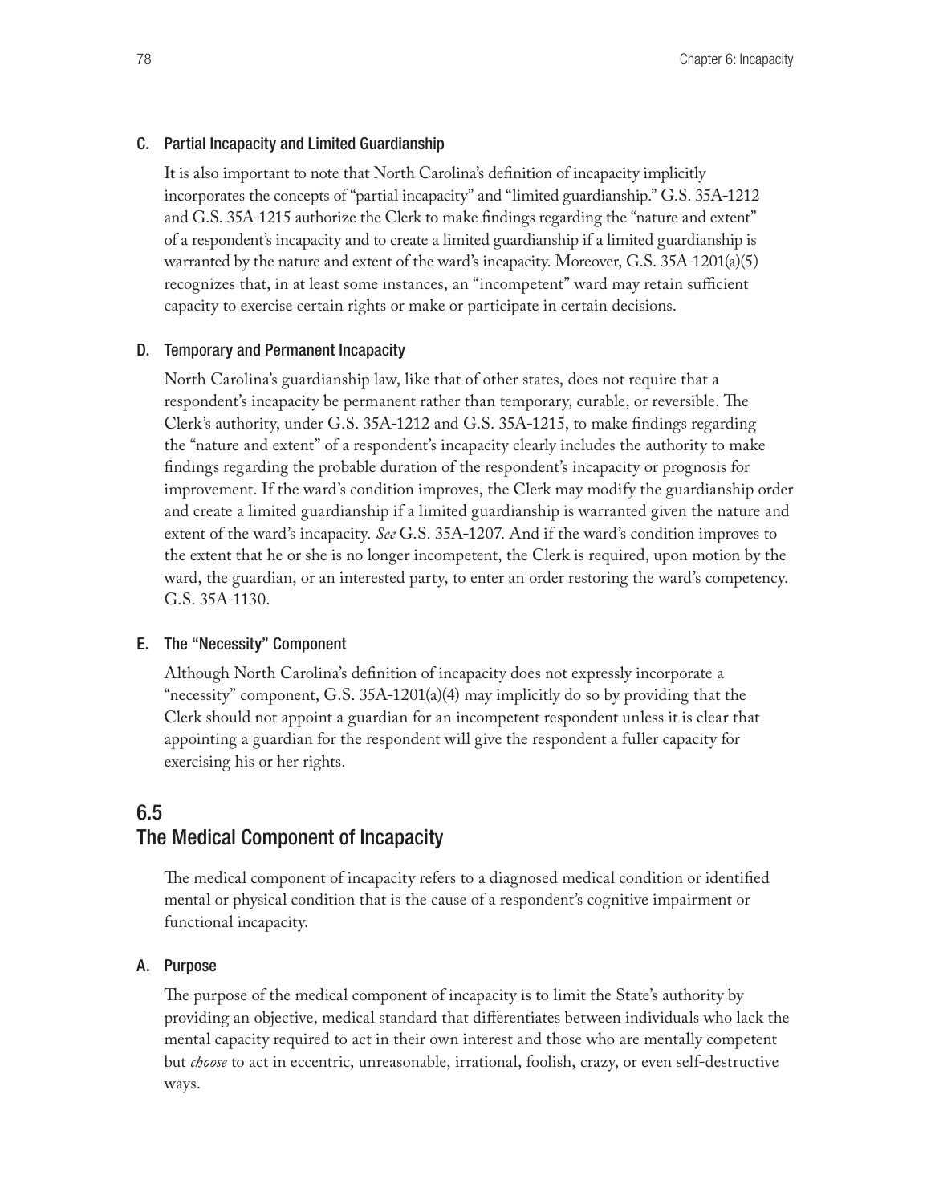### C. Partial Incapacity and Limited Guardianship

It is also important to note that North Carolina's definition of incapacity implicitly incorporates the concepts of "partial incapacity" and "limited guardianship." G.S. 35A-1212 and G.S. 35A-1215 authorize the Clerk to make findings regarding the "nature and extent" of a respondent's incapacity and to create a limited guardianship if a limited guardianship is warranted by the nature and extent of the ward's incapacity. Moreover, G.S. 35A-1201(a)(5) recognizes that, in at least some instances, an "incompetent" ward may retain sufficient capacity to exercise certain rights or make or participate in certain decisions.

### D. Temporary and Permanent Incapacity

North Carolina's guardianship law, like that of other states, does not require that a respondent's incapacity be permanent rather than temporary, curable, or reversible. The Clerk's authority, under G.S. 35A-1212 and G.S. 35A-1215, to make findings regarding the "nature and extent" of a respondent's incapacity clearly includes the authority to make findings regarding the probable duration of the respondent's incapacity or prognosis for improvement. If the ward's condition improves, the Clerk may modify the guardianship order and create a limited guardianship if a limited guardianship is warranted given the nature and extent of the ward's incapacity. *See* G.S. 35A-1207. And if the ward's condition improves to the extent that he or she is no longer incompetent, the Clerk is required, upon motion by the ward, the guardian, or an interested party, to enter an order restoring the ward's competency. G.S. 35A-1130.

### E. The "Necessity" Component

Although North Carolina's definition of incapacity does not expressly incorporate a "necessity" component, G.S. 35A-1201(a)(4) may implicitly do so by providing that the Clerk should not appoint a guardian for an incompetent respondent unless it is clear that appointing a guardian for the respondent will give the respondent a fuller capacity for exercising his or her rights.

## 6.5 The Medical Component of Incapacity

The medical component of incapacity refers to a diagnosed medical condition or identified mental or physical condition that is the cause of a respondent's cognitive impairment or functional incapacity.

### A. Purpose

The purpose of the medical component of incapacity is to limit the State's authority by providing an objective, medical standard that differentiates between individuals who lack the mental capacity required to act in their own interest and those who are mentally competent but *choose* to act in eccentric, unreasonable, irrational, foolish, crazy, or even self-destructive ways.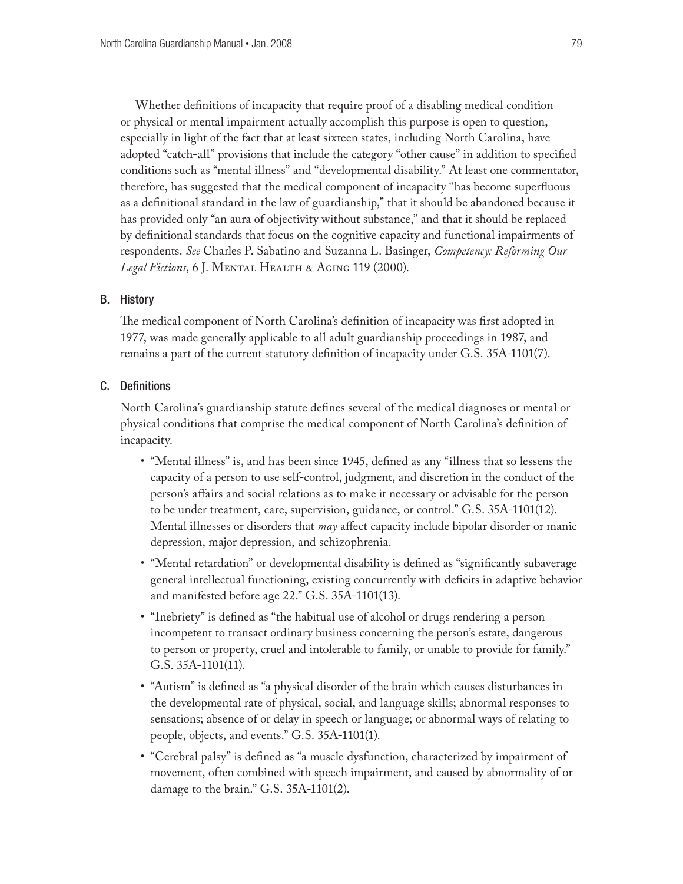Whether definitions of incapacity that require proof of a disabling medical condition or physical or mental impairment actually accomplish this purpose is open to question, especially in light of the fact that at least sixteen states, including North Carolina, have adopted "catch-all" provisions that include the category "other cause" in addition to specified conditions such as "mental illness" and "developmental disability." At least one commentator, therefore, has suggested that the medical component of incapacity "has become superfluous as a definitional standard in the law of guardianship," that it should be abandoned because it has provided only "an aura of objectivity without substance," and that it should be replaced by definitional standards that focus on the cognitive capacity and functional impairments of respondents. *See* Charles P. Sabatino and Suzanna L. Basinger, *Competency: Reforming Our Legal Fictions*, 6 J. Mental Health & Aging 119 (2000).

### B. History

The medical component of North Carolina's definition of incapacity was first adopted in 1977, was made generally applicable to all adult guardianship proceedings in 1987, and remains a part of the current statutory definition of incapacity under G.S. 35A-1101(7).

### C. Definitions

North Carolina's guardianship statute defines several of the medical diagnoses or mental or physical conditions that comprise the medical component of North Carolina's definition of incapacity.

- "Mental illness" is, and has been since 1945, defined as any "illness that so lessens the capacity of a person to use self-control, judgment, and discretion in the conduct of the person's affairs and social relations as to make it necessary or advisable for the person to be under treatment, care, supervision, guidance, or control." G.S. 35A-1101(12). Mental illnesses or disorders that *may* affect capacity include bipolar disorder or manic depression, major depression, and schizophrenia.
- "Mental retardation" or developmental disability is defined as "significantly subaverage general intellectual functioning, existing concurrently with deficits in adaptive behavior and manifested before age 22." G.S. 35A-1101(13).
- "Inebriety" is defined as "the habitual use of alcohol or drugs rendering a person incompetent to transact ordinary business concerning the person's estate, dangerous to person or property, cruel and intolerable to family, or unable to provide for family." G.S. 35A-1101(11).
- "Autism" is defined as "a physical disorder of the brain which causes disturbances in the developmental rate of physical, social, and language skills; abnormal responses to sensations; absence of or delay in speech or language; or abnormal ways of relating to people, objects, and events." G.S. 35A-1101(1).
- "Cerebral palsy" is defined as "a muscle dysfunction, characterized by impairment of movement, often combined with speech impairment, and caused by abnormality of or damage to the brain." G.S. 35A-1101(2).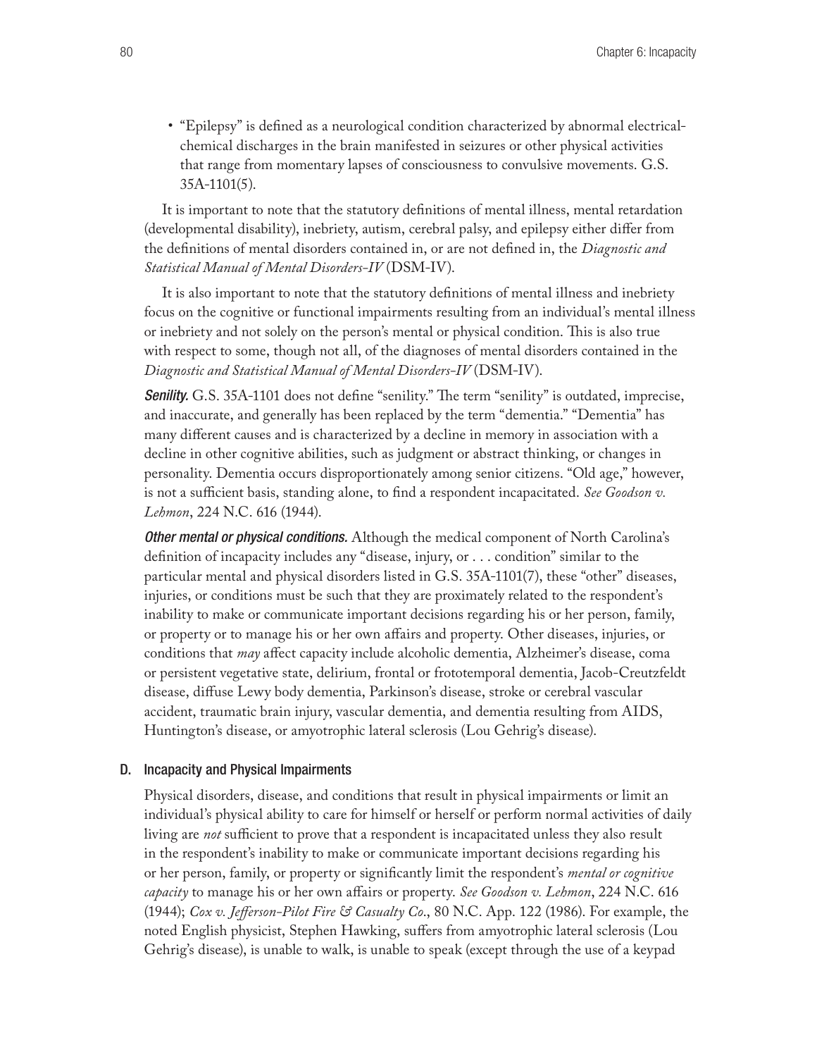- "Epilepsy" is defined as a neurological condition characterized by abnormal electrical-chemical discharges in the brain manifested in seizures or other physical activities that range from momentary lapses of consciousness to convulsive movements. G.S. 35A-1101(5).

It is important to note that the statutory definitions of mental illness, mental retardation (developmental disability), inebriety, autism, cerebral palsy, and epilepsy either differ from the definitions of mental disorders contained in, or are not defined in, the *Diagnostic and Statistical Manual of Mental Disorders-IV* (DSM-IV).

It is also important to note that the statutory definitions of mental illness and inebriety focus on the cognitive or functional impairments resulting from an individual's mental illness or inebriety and not solely on the person's mental or physical condition. This is also true with respect to some, though not all, of the diagnoses of mental disorders contained in the *Diagnostic and Statistical Manual of Mental Disorders-IV* (DSM-IV).

***Senility.*** G.S. 35A-1101 does not define "senility." The term "senility" is outdated, imprecise, and inaccurate, and generally has been replaced by the term "dementia." "Dementia" has many different causes and is characterized by a decline in memory in association with a decline in other cognitive abilities, such as judgment or abstract thinking, or changes in personality. Dementia occurs disproportionately among senior citizens. "Old age," however, is not a sufficient basis, standing alone, to find a respondent incapacitated. *See Goodson v. Lehmon*, 224 N.C. 616 (1944).

***Other mental or physical conditions.*** Although the medical component of North Carolina's definition of incapacity includes any "disease, injury, or . . . condition" similar to the particular mental and physical disorders listed in G.S. 35A-1101(7), these "other" diseases, injuries, or conditions must be such that they are proximately related to the respondent's inability to make or communicate important decisions regarding his or her person, family, or property or to manage his or her own affairs and property. Other diseases, injuries, or conditions that *may* affect capacity include alcoholic dementia, Alzheimer's disease, coma or persistent vegetative state, delirium, frontal or frototemporal dementia, Jacob-Creutzfeldt disease, diffuse Lewy body dementia, Parkinson's disease, stroke or cerebral vascular accident, traumatic brain injury, vascular dementia, and dementia resulting from AIDS, Huntington's disease, or amyotrophic lateral sclerosis (Lou Gehrig's disease).

### D. Incapacity and Physical Impairments

Physical disorders, disease, and conditions that result in physical impairments or limit an individual's physical ability to care for himself or herself or perform normal activities of daily living are *not* sufficient to prove that a respondent is incapacitated unless they also result in the respondent's inability to make or communicate important decisions regarding his or her person, family, or property or significantly limit the respondent's *mental or cognitive capacity* to manage his or her own affairs or property. *See Goodson v. Lehmon*, 224 N.C. 616 (1944); *Cox v. Jefferson-Pilot Fire & Casualty Co.*, 80 N.C. App. 122 (1986). For example, the noted English physicist, Stephen Hawking, suffers from amyotrophic lateral sclerosis (Lou Gehrig's disease), is unable to walk, is unable to speak (except through the use of a keypad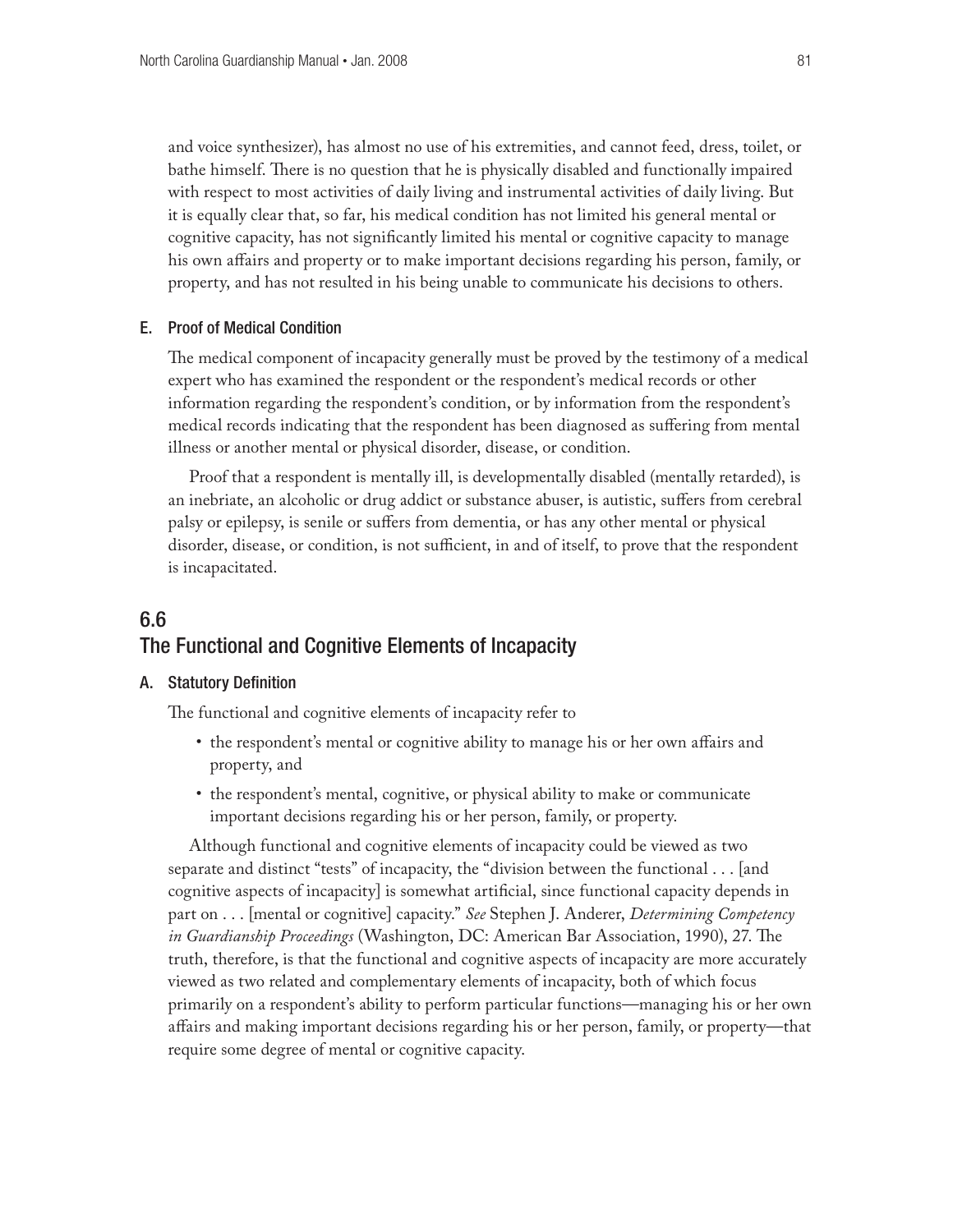and voice synthesizer), has almost no use of his extremities, and cannot feed, dress, toilet, or bathe himself. There is no question that he is physically disabled and functionally impaired with respect to most activities of daily living and instrumental activities of daily living. But it is equally clear that, so far, his medical condition has not limited his general mental or cognitive capacity, has not significantly limited his mental or cognitive capacity to manage his own affairs and property or to make important decisions regarding his person, family, or property, and has not resulted in his being unable to communicate his decisions to others.

### E. Proof of Medical Condition

The medical component of incapacity generally must be proved by the testimony of a medical expert who has examined the respondent or the respondent's medical records or other information regarding the respondent's condition, or by information from the respondent's medical records indicating that the respondent has been diagnosed as suffering from mental illness or another mental or physical disorder, disease, or condition.

Proof that a respondent is mentally ill, is developmentally disabled (mentally retarded), is an inebriate, an alcoholic or drug addict or substance abuser, is autistic, suffers from cerebral palsy or epilepsy, is senile or suffers from dementia, or has any other mental or physical disorder, disease, or condition, is not sufficient, in and of itself, to prove that the respondent is incapacitated.

## 6.6 The Functional and Cognitive Elements of Incapacity

### A. Statutory Definition

The functional and cognitive elements of incapacity refer to

- the respondent's mental or cognitive ability to manage his or her own affairs and property, and
- the respondent's mental, cognitive, or physical ability to make or communicate important decisions regarding his or her person, family, or property.

Although functional and cognitive elements of incapacity could be viewed as two separate and distinct "tests" of incapacity, the "division between the functional . . . [and cognitive aspects of incapacity] is somewhat artificial, since functional capacity depends in part on . . . [mental or cognitive] capacity." *See* Stephen J. Anderer, *Determining Competency in Guardianship Proceedings* (Washington, DC: American Bar Association, 1990), 27. The truth, therefore, is that the functional and cognitive aspects of incapacity are more accurately viewed as two related and complementary elements of incapacity, both of which focus primarily on a respondent's ability to perform particular functions—managing his or her own affairs and making important decisions regarding his or her person, family, or property—that require some degree of mental or cognitive capacity.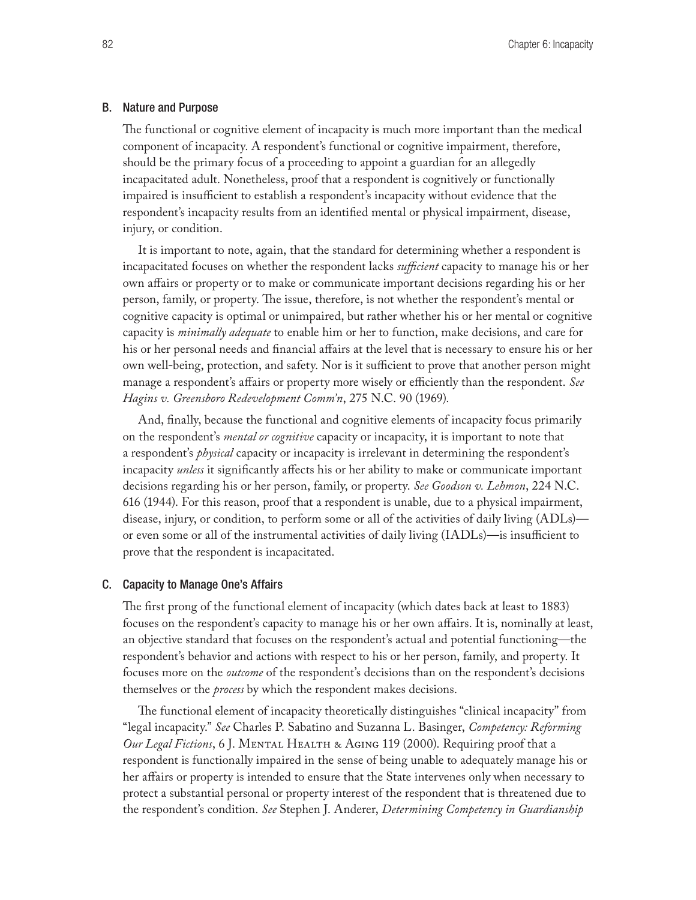## B. Nature and Purpose

The functional or cognitive element of incapacity is much more important than the medical component of incapacity. A respondent's functional or cognitive impairment, therefore, should be the primary focus of a proceeding to appoint a guardian for an allegedly incapacitated adult. Nonetheless, proof that a respondent is cognitively or functionally impaired is insufficient to establish a respondent's incapacity without evidence that the respondent's incapacity results from an identified mental or physical impairment, disease, injury, or condition.

It is important to note, again, that the standard for determining whether a respondent is incapacitated focuses on whether the respondent lacks *sufficient* capacity to manage his or her own affairs or property or to make or communicate important decisions regarding his or her person, family, or property. The issue, therefore, is not whether the respondent's mental or cognitive capacity is optimal or unimpaired, but rather whether his or her mental or cognitive capacity is *minimally adequate* to enable him or her to function, make decisions, and care for his or her personal needs and financial affairs at the level that is necessary to ensure his or her own well-being, protection, and safety. Nor is it sufficient to prove that another person might manage a respondent's affairs or property more wisely or efficiently than the respondent. *See Hagins v. Greensboro Redevelopment Comm'n*, 275 N.C. 90 (1969).

And, finally, because the functional and cognitive elements of incapacity focus primarily on the respondent's *mental or cognitive* capacity or incapacity, it is important to note that a respondent's *physical* capacity or incapacity is irrelevant in determining the respondent's incapacity *unless* it significantly affects his or her ability to make or communicate important decisions regarding his or her person, family, or property. *See Goodson v. Lehmon*, 224 N.C. 616 (1944). For this reason, proof that a respondent is unable, due to a physical impairment, disease, injury, or condition, to perform some or all of the activities of daily living (ADLs)—or even some or all of the instrumental activities of daily living (IADLs)—is insufficient to prove that the respondent is incapacitated.

## C. Capacity to Manage One's Affairs

The first prong of the functional element of incapacity (which dates back at least to 1883) focuses on the respondent's capacity to manage his or her own affairs. It is, nominally at least, an objective standard that focuses on the respondent's actual and potential functioning—the respondent's behavior and actions with respect to his or her person, family, and property. It focuses more on the *outcome* of the respondent's decisions than on the respondent's decisions themselves or the *process* by which the respondent makes decisions.

The functional element of incapacity theoretically distinguishes "clinical incapacity" from "legal incapacity." *See* Charles P. Sabatino and Suzanna L. Basinger, *Competency: Reforming Our Legal Fictions*, 6 J. Mental Health & Aging 119 (2000). Requiring proof that a respondent is functionally impaired in the sense of being unable to adequately manage his or her affairs or property is intended to ensure that the State intervenes only when necessary to protect a substantial personal or property interest of the respondent that is threatened due to the respondent's condition. *See* Stephen J. Anderer, *Determining Competency in Guardianship*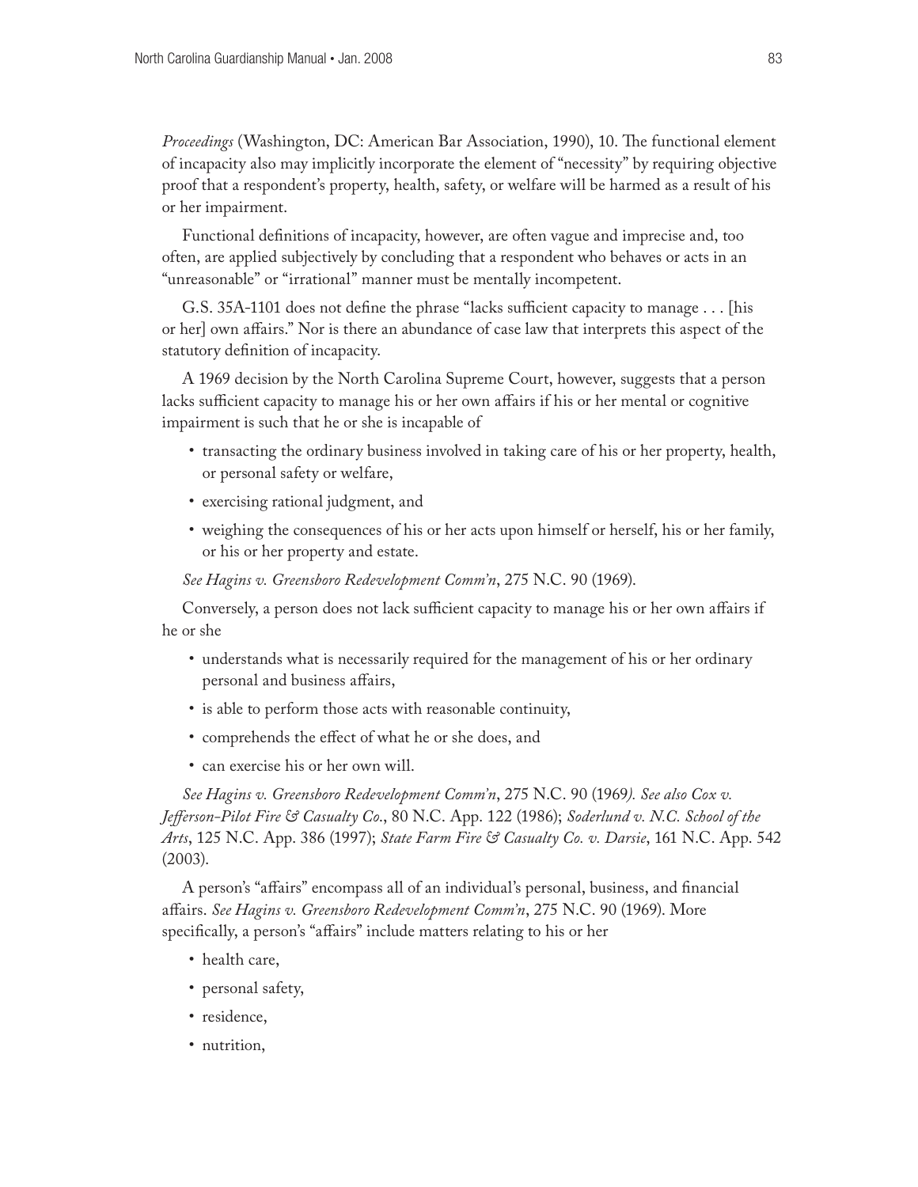*Proceedings* (Washington, DC: American Bar Association, 1990), 10. The functional element of incapacity also may implicitly incorporate the element of "necessity" by requiring objective proof that a respondent's property, health, safety, or welfare will be harmed as a result of his or her impairment.

Functional definitions of incapacity, however, are often vague and imprecise and, too often, are applied subjectively by concluding that a respondent who behaves or acts in an "unreasonable" or "irrational" manner must be mentally incompetent.

G.S. 35A-1101 does not define the phrase "lacks sufficient capacity to manage . . . [his or her] own affairs." Nor is there an abundance of case law that interprets this aspect of the statutory definition of incapacity.

A 1969 decision by the North Carolina Supreme Court, however, suggests that a person lacks sufficient capacity to manage his or her own affairs if his or her mental or cognitive impairment is such that he or she is incapable of

- transacting the ordinary business involved in taking care of his or her property, health, or personal safety or welfare,
- exercising rational judgment, and
- weighing the consequences of his or her acts upon himself or herself, his or her family, or his or her property and estate.

*See Hagins v. Greensboro Redevelopment Comm'n*, 275 N.C. 90 (1969).

Conversely, a person does not lack sufficient capacity to manage his or her own affairs if he or she

- understands what is necessarily required for the management of his or her ordinary personal and business affairs,
- is able to perform those acts with reasonable continuity,
- comprehends the effect of what he or she does, and
- can exercise his or her own will.

*See Hagins v. Greensboro Redevelopment Comm'n*, 275 N.C. 90 (1969*). See also Cox v. Jefferson-Pilot Fire & Casualty Co.*, 80 N.C. App. 122 (1986); *Soderlund v. N.C. School of the Arts*, 125 N.C. App. 386 (1997); *State Farm Fire & Casualty Co. v. Darsie*, 161 N.C. App. 542 (2003).

A person's "affairs" encompass all of an individual's personal, business, and financial affairs. *See Hagins v. Greensboro Redevelopment Comm'n*, 275 N.C. 90 (1969). More specifically, a person's "affairs" include matters relating to his or her

- health care,
- personal safety,
- residence,
- nutrition,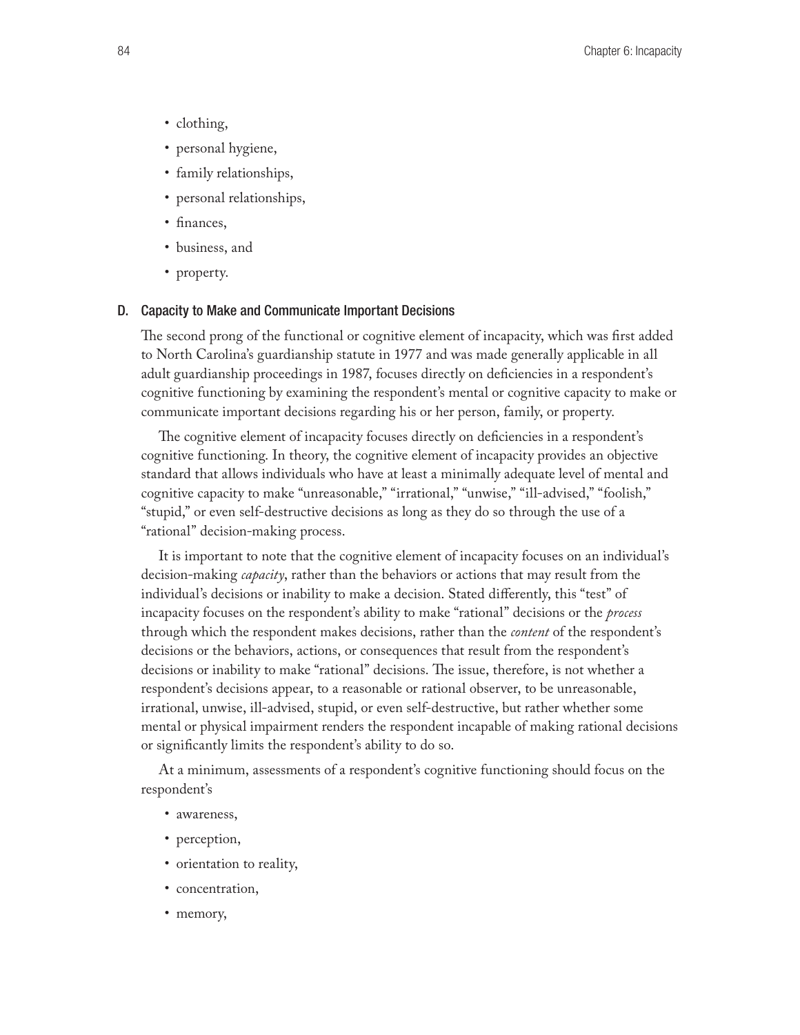- clothing,
- personal hygiene,
- family relationships,
- personal relationships,
- finances,
- business, and
- property.

## D. Capacity to Make and Communicate Important Decisions

The second prong of the functional or cognitive element of incapacity, which was first added to North Carolina's guardianship statute in 1977 and was made generally applicable in all adult guardianship proceedings in 1987, focuses directly on deficiencies in a respondent's cognitive functioning by examining the respondent's mental or cognitive capacity to make or communicate important decisions regarding his or her person, family, or property.

The cognitive element of incapacity focuses directly on deficiencies in a respondent's cognitive functioning. In theory, the cognitive element of incapacity provides an objective standard that allows individuals who have at least a minimally adequate level of mental and cognitive capacity to make "unreasonable," "irrational," "unwise," "ill-advised," "foolish," "stupid," or even self-destructive decisions as long as they do so through the use of a "rational" decision-making process.

It is important to note that the cognitive element of incapacity focuses on an individual's decision-making *capacity*, rather than the behaviors or actions that may result from the individual's decisions or inability to make a decision. Stated differently, this "test" of incapacity focuses on the respondent's ability to make "rational" decisions or the *process* through which the respondent makes decisions, rather than the *content* of the respondent's decisions or the behaviors, actions, or consequences that result from the respondent's decisions or inability to make "rational" decisions. The issue, therefore, is not whether a respondent's decisions appear, to a reasonable or rational observer, to be unreasonable, irrational, unwise, ill-advised, stupid, or even self-destructive, but rather whether some mental or physical impairment renders the respondent incapable of making rational decisions or significantly limits the respondent's ability to do so.

At a minimum, assessments of a respondent's cognitive functioning should focus on the respondent's

- awareness,
- perception,
- orientation to reality,
- concentration,
- memory,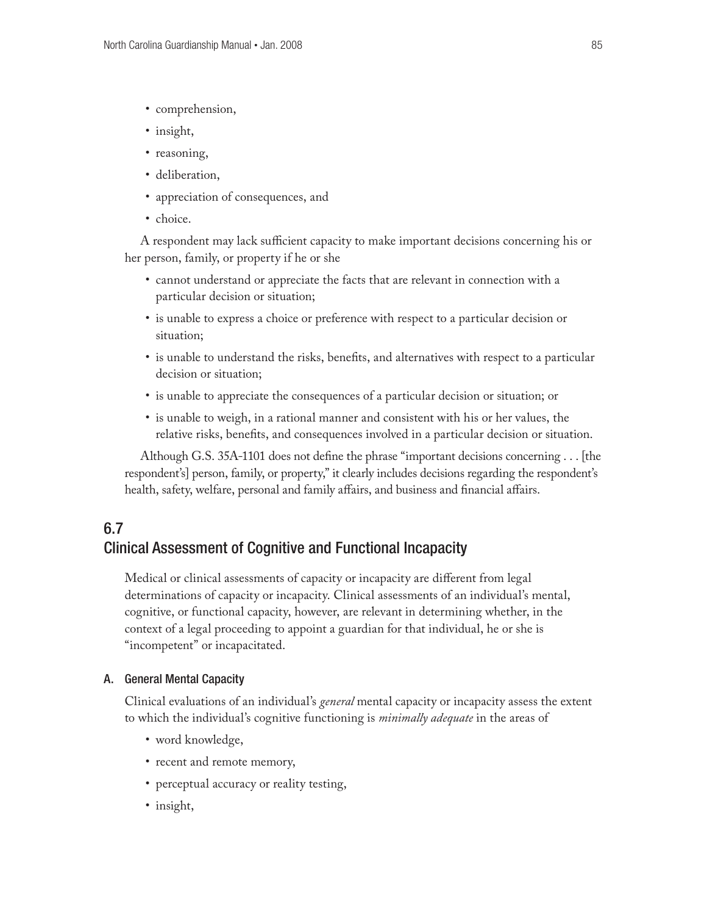- comprehension,
- insight,
- reasoning,
- deliberation,
- appreciation of consequences, and
- choice.

A respondent may lack sufficient capacity to make important decisions concerning his or her person, family, or property if he or she

- cannot understand or appreciate the facts that are relevant in connection with a particular decision or situation;
- is unable to express a choice or preference with respect to a particular decision or situation;
- is unable to understand the risks, benefits, and alternatives with respect to a particular decision or situation;
- is unable to appreciate the consequences of a particular decision or situation; or
- is unable to weigh, in a rational manner and consistent with his or her values, the relative risks, benefits, and consequences involved in a particular decision or situation.

Although G.S. 35A-1101 does not define the phrase "important decisions concerning . . . [the respondent's] person, family, or property," it clearly includes decisions regarding the respondent's health, safety, welfare, personal and family affairs, and business and financial affairs.

## 6.7 Clinical Assessment of Cognitive and Functional Incapacity

Medical or clinical assessments of capacity or incapacity are different from legal determinations of capacity or incapacity. Clinical assessments of an individual's mental, cognitive, or functional capacity, however, are relevant in determining whether, in the context of a legal proceeding to appoint a guardian for that individual, he or she is "incompetent" or incapacitated.

### A. General Mental Capacity

Clinical evaluations of an individual's *general* mental capacity or incapacity assess the extent to which the individual's cognitive functioning is *minimally adequate* in the areas of

- word knowledge,
- recent and remote memory,
- perceptual accuracy or reality testing,
- insight,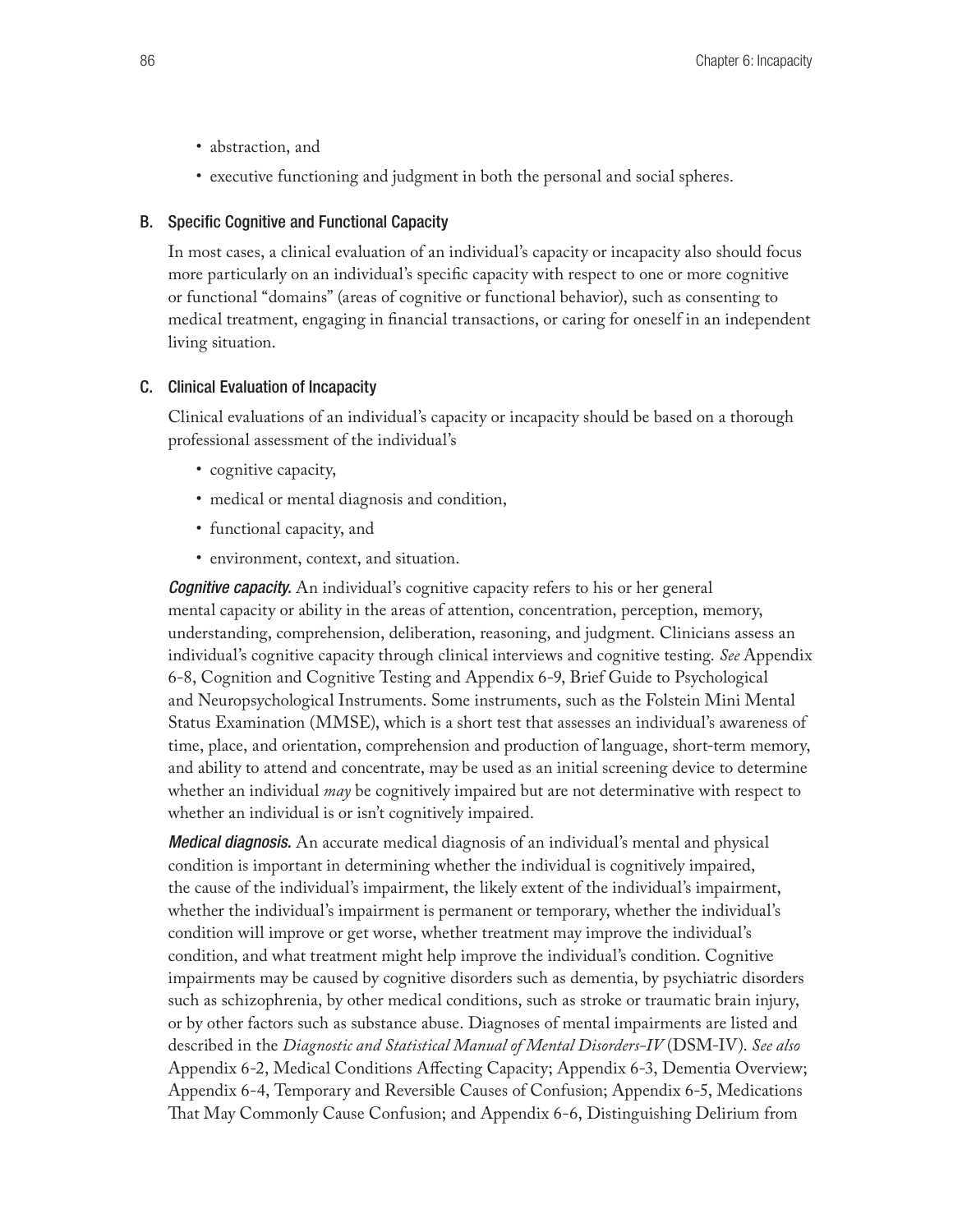- abstraction, and
- executive functioning and judgment in both the personal and social spheres.

### B. Specific Cognitive and Functional Capacity

In most cases, a clinical evaluation of an individual's capacity or incapacity also should focus more particularly on an individual's specific capacity with respect to one or more cognitive or functional "domains" (areas of cognitive or functional behavior), such as consenting to medical treatment, engaging in financial transactions, or caring for oneself in an independent living situation.

### C. Clinical Evaluation of Incapacity

Clinical evaluations of an individual's capacity or incapacity should be based on a thorough professional assessment of the individual's

- cognitive capacity,
- medical or mental diagnosis and condition,
- functional capacity, and
- environment, context, and situation.

***Cognitive capacity.*** An individual's cognitive capacity refers to his or her general mental capacity or ability in the areas of attention, concentration, perception, memory, understanding, comprehension, deliberation, reasoning, and judgment. Clinicians assess an individual's cognitive capacity through clinical interviews and cognitive testing. *See* Appendix 6-8, Cognition and Cognitive Testing and Appendix 6-9, Brief Guide to Psychological and Neuropsychological Instruments. Some instruments, such as the Folstein Mini Mental Status Examination (MMSE), which is a short test that assesses an individual's awareness of time, place, and orientation, comprehension and production of language, short-term memory, and ability to attend and concentrate, may be used as an initial screening device to determine whether an individual *may* be cognitively impaired but are not determinative with respect to whether an individual is or isn't cognitively impaired.

***Medical diagnosis.*** An accurate medical diagnosis of an individual's mental and physical condition is important in determining whether the individual is cognitively impaired, the cause of the individual's impairment, the likely extent of the individual's impairment, whether the individual's impairment is permanent or temporary, whether the individual's condition will improve or get worse, whether treatment may improve the individual's condition, and what treatment might help improve the individual's condition. Cognitive impairments may be caused by cognitive disorders such as dementia, by psychiatric disorders such as schizophrenia, by other medical conditions, such as stroke or traumatic brain injury, or by other factors such as substance abuse. Diagnoses of mental impairments are listed and described in the *Diagnostic and Statistical Manual of Mental Disorders-IV* (DSM-IV). *See also* Appendix 6-2, Medical Conditions Affecting Capacity; Appendix 6-3, Dementia Overview; Appendix 6-4, Temporary and Reversible Causes of Confusion; Appendix 6-5, Medications That May Commonly Cause Confusion; and Appendix 6-6, Distinguishing Delirium from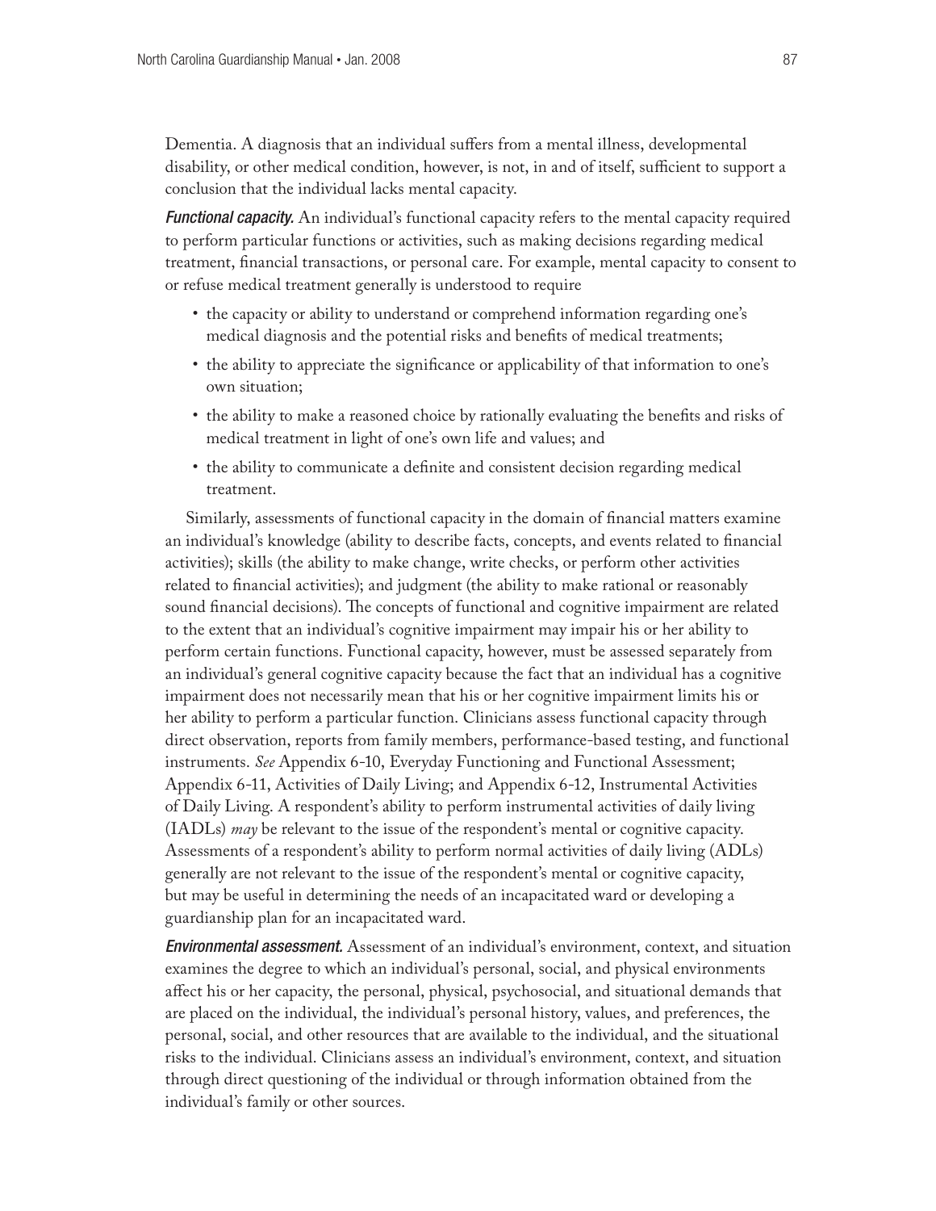Dementia. A diagnosis that an individual suffers from a mental illness, developmental disability, or other medical condition, however, is not, in and of itself, sufficient to support a conclusion that the individual lacks mental capacity.

***Functional capacity.*** An individual's functional capacity refers to the mental capacity required to perform particular functions or activities, such as making decisions regarding medical treatment, financial transactions, or personal care. For example, mental capacity to consent to or refuse medical treatment generally is understood to require

- the capacity or ability to understand or comprehend information regarding one's medical diagnosis and the potential risks and benefits of medical treatments;
- the ability to appreciate the significance or applicability of that information to one's own situation;
- the ability to make a reasoned choice by rationally evaluating the benefits and risks of medical treatment in light of one's own life and values; and
- the ability to communicate a definite and consistent decision regarding medical treatment.

Similarly, assessments of functional capacity in the domain of financial matters examine an individual's knowledge (ability to describe facts, concepts, and events related to financial activities); skills (the ability to make change, write checks, or perform other activities related to financial activities); and judgment (the ability to make rational or reasonably sound financial decisions). The concepts of functional and cognitive impairment are related to the extent that an individual's cognitive impairment may impair his or her ability to perform certain functions. Functional capacity, however, must be assessed separately from an individual's general cognitive capacity because the fact that an individual has a cognitive impairment does not necessarily mean that his or her cognitive impairment limits his or her ability to perform a particular function. Clinicians assess functional capacity through direct observation, reports from family members, performance-based testing, and functional instruments. *See* Appendix 6-10, Everyday Functioning and Functional Assessment; Appendix 6-11, Activities of Daily Living; and Appendix 6-12, Instrumental Activities of Daily Living. A respondent's ability to perform instrumental activities of daily living (IADLs) *may* be relevant to the issue of the respondent's mental or cognitive capacity. Assessments of a respondent's ability to perform normal activities of daily living (ADLs) generally are not relevant to the issue of the respondent's mental or cognitive capacity, but may be useful in determining the needs of an incapacitated ward or developing a guardianship plan for an incapacitated ward.

***Environmental assessment.*** Assessment of an individual's environment, context, and situation examines the degree to which an individual's personal, social, and physical environments affect his or her capacity, the personal, physical, psychosocial, and situational demands that are placed on the individual, the individual's personal history, values, and preferences, the personal, social, and other resources that are available to the individual, and the situational risks to the individual. Clinicians assess an individual's environment, context, and situation through direct questioning of the individual or through information obtained from the individual's family or other sources.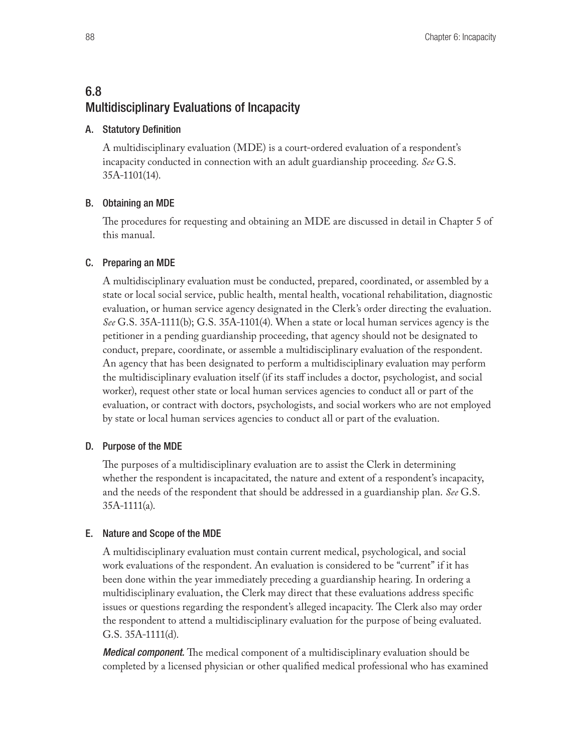## 6.8 Multidisciplinary Evaluations of Incapacity

### A. Statutory Definition

A multidisciplinary evaluation (MDE) is a court-ordered evaluation of a respondent's incapacity conducted in connection with an adult guardianship proceeding. *See* G.S. 35A-1101(14).

### B. Obtaining an MDE

The procedures for requesting and obtaining an MDE are discussed in detail in Chapter 5 of this manual.

### C. Preparing an MDE

A multidisciplinary evaluation must be conducted, prepared, coordinated, or assembled by a state or local social service, public health, mental health, vocational rehabilitation, diagnostic evaluation, or human service agency designated in the Clerk's order directing the evaluation. *See* G.S. 35A-1111(b); G.S. 35A-1101(4). When a state or local human services agency is the petitioner in a pending guardianship proceeding, that agency should not be designated to conduct, prepare, coordinate, or assemble a multidisciplinary evaluation of the respondent. An agency that has been designated to perform a multidisciplinary evaluation may perform the multidisciplinary evaluation itself (if its staff includes a doctor, psychologist, and social worker), request other state or local human services agencies to conduct all or part of the evaluation, or contract with doctors, psychologists, and social workers who are not employed by state or local human services agencies to conduct all or part of the evaluation.

### D. Purpose of the MDE

The purposes of a multidisciplinary evaluation are to assist the Clerk in determining whether the respondent is incapacitated, the nature and extent of a respondent's incapacity, and the needs of the respondent that should be addressed in a guardianship plan. *See* G.S. 35A-1111(a).

### E. Nature and Scope of the MDE

A multidisciplinary evaluation must contain current medical, psychological, and social work evaluations of the respondent. An evaluation is considered to be "current" if it has been done within the year immediately preceding a guardianship hearing. In ordering a multidisciplinary evaluation, the Clerk may direct that these evaluations address specific issues or questions regarding the respondent's alleged incapacity. The Clerk also may order the respondent to attend a multidisciplinary evaluation for the purpose of being evaluated. G.S. 35A-1111(d).

***Medical component.*** The medical component of a multidisciplinary evaluation should be completed by a licensed physician or other qualified medical professional who has examined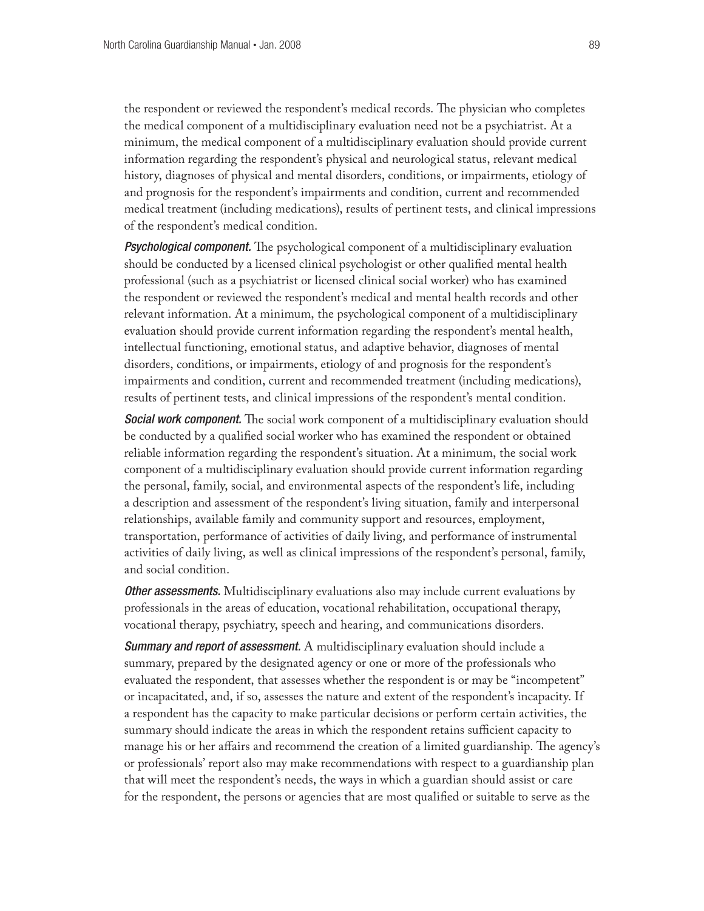the respondent or reviewed the respondent's medical records. The physician who completes the medical component of a multidisciplinary evaluation need not be a psychiatrist. At a minimum, the medical component of a multidisciplinary evaluation should provide current information regarding the respondent's physical and neurological status, relevant medical history, diagnoses of physical and mental disorders, conditions, or impairments, etiology of and prognosis for the respondent's impairments and condition, current and recommended medical treatment (including medications), results of pertinent tests, and clinical impressions of the respondent's medical condition.

***Psychological component.*** The psychological component of a multidisciplinary evaluation should be conducted by a licensed clinical psychologist or other qualified mental health professional (such as a psychiatrist or licensed clinical social worker) who has examined the respondent or reviewed the respondent's medical and mental health records and other relevant information. At a minimum, the psychological component of a multidisciplinary evaluation should provide current information regarding the respondent's mental health, intellectual functioning, emotional status, and adaptive behavior, diagnoses of mental disorders, conditions, or impairments, etiology of and prognosis for the respondent's impairments and condition, current and recommended treatment (including medications), results of pertinent tests, and clinical impressions of the respondent's mental condition.

***Social work component.*** The social work component of a multidisciplinary evaluation should be conducted by a qualified social worker who has examined the respondent or obtained reliable information regarding the respondent's situation. At a minimum, the social work component of a multidisciplinary evaluation should provide current information regarding the personal, family, social, and environmental aspects of the respondent's life, including a description and assessment of the respondent's living situation, family and interpersonal relationships, available family and community support and resources, employment, transportation, performance of activities of daily living, and performance of instrumental activities of daily living, as well as clinical impressions of the respondent's personal, family, and social condition.

***Other assessments.*** Multidisciplinary evaluations also may include current evaluations by professionals in the areas of education, vocational rehabilitation, occupational therapy, vocational therapy, psychiatry, speech and hearing, and communications disorders.

***Summary and report of assessment.*** A multidisciplinary evaluation should include a summary, prepared by the designated agency or one or more of the professionals who evaluated the respondent, that assesses whether the respondent is or may be "incompetent" or incapacitated, and, if so, assesses the nature and extent of the respondent's incapacity. If a respondent has the capacity to make particular decisions or perform certain activities, the summary should indicate the areas in which the respondent retains sufficient capacity to manage his or her affairs and recommend the creation of a limited guardianship. The agency's or professionals' report also may make recommendations with respect to a guardianship plan that will meet the respondent's needs, the ways in which a guardian should assist or care for the respondent, the persons or agencies that are most qualified or suitable to serve as the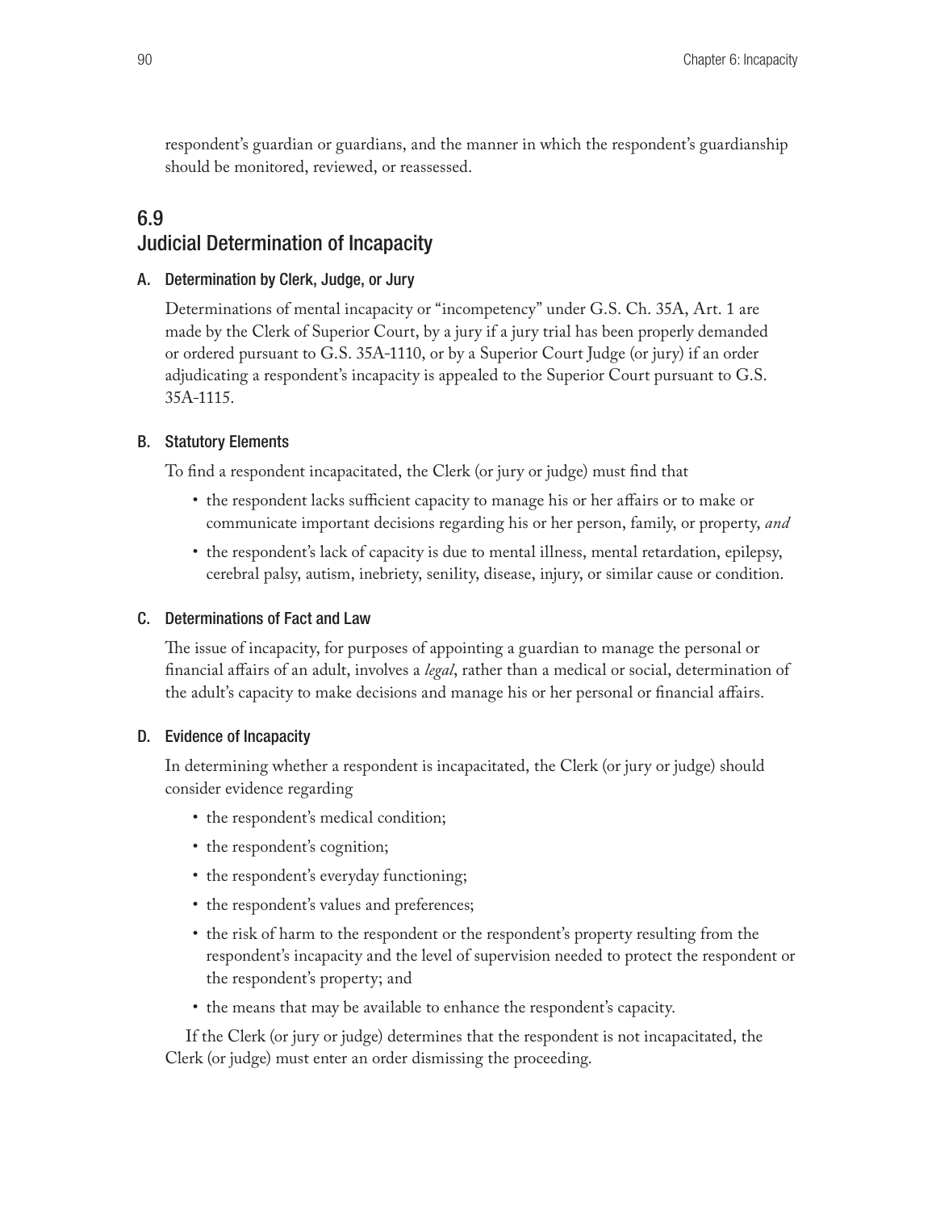respondent's guardian or guardians, and the manner in which the respondent's guardianship should be monitored, reviewed, or reassessed.

## 6.9 Judicial Determination of Incapacity

### A. Determination by Clerk, Judge, or Jury

Determinations of mental incapacity or "incompetency" under G.S. Ch. 35A, Art. 1 are made by the Clerk of Superior Court, by a jury if a jury trial has been properly demanded or ordered pursuant to G.S. 35A-1110, or by a Superior Court Judge (or jury) if an order adjudicating a respondent's incapacity is appealed to the Superior Court pursuant to G.S. 35A-1115.

### B. Statutory Elements

To find a respondent incapacitated, the Clerk (or jury or judge) must find that

- the respondent lacks sufficient capacity to manage his or her affairs or to make or communicate important decisions regarding his or her person, family, or property, *and*
- the respondent's lack of capacity is due to mental illness, mental retardation, epilepsy, cerebral palsy, autism, inebriety, senility, disease, injury, or similar cause or condition.

### C. Determinations of Fact and Law

The issue of incapacity, for purposes of appointing a guardian to manage the personal or financial affairs of an adult, involves a *legal*, rather than a medical or social, determination of the adult's capacity to make decisions and manage his or her personal or financial affairs.

### D. Evidence of Incapacity

In determining whether a respondent is incapacitated, the Clerk (or jury or judge) should consider evidence regarding

- the respondent's medical condition;
- the respondent's cognition;
- the respondent's everyday functioning;
- the respondent's values and preferences;
- the risk of harm to the respondent or the respondent's property resulting from the respondent's incapacity and the level of supervision needed to protect the respondent or the respondent's property; and
- the means that may be available to enhance the respondent's capacity.

If the Clerk (or jury or judge) determines that the respondent is not incapacitated, the Clerk (or judge) must enter an order dismissing the proceeding.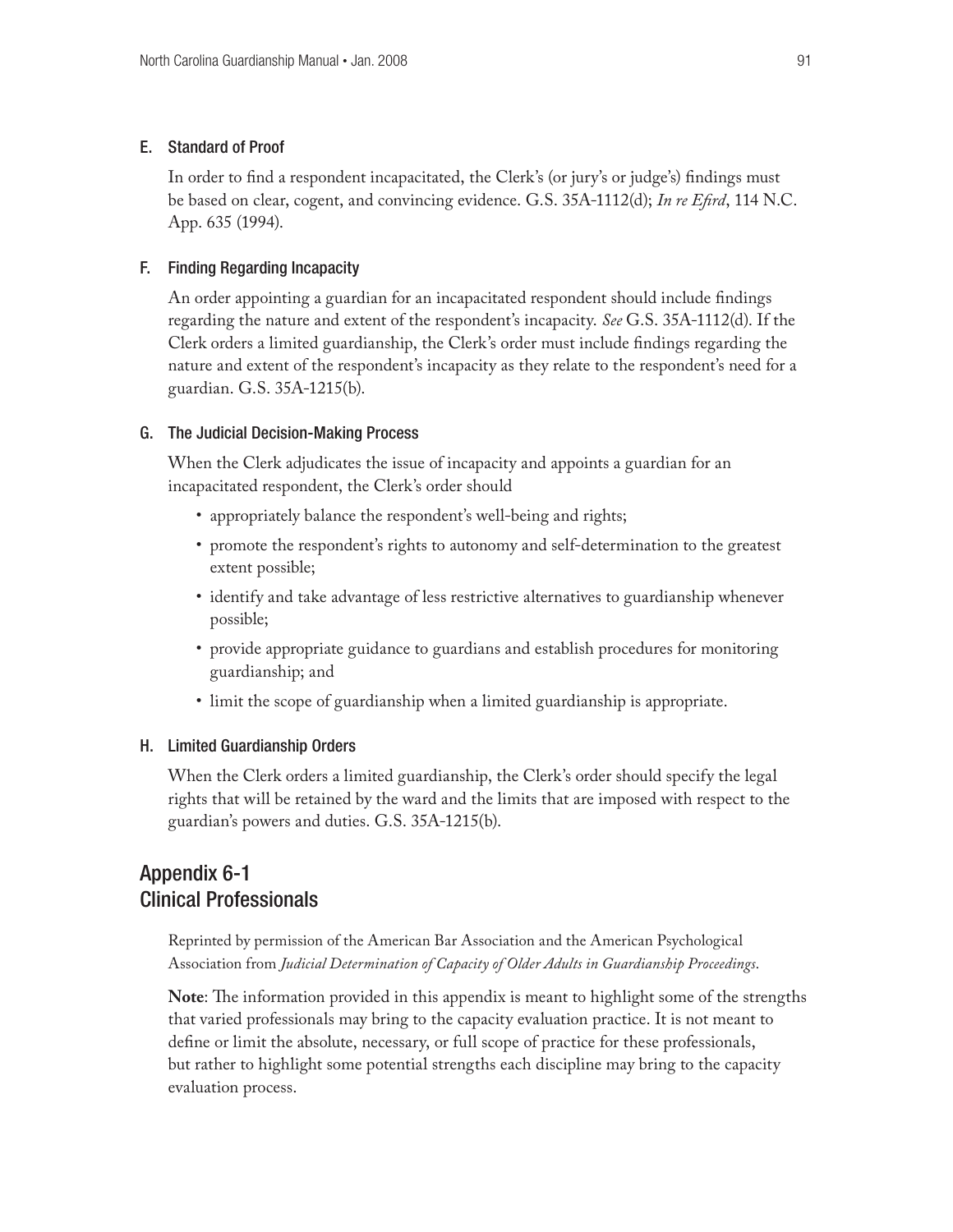### E. Standard of Proof

In order to find a respondent incapacitated, the Clerk's (or jury's or judge's) findings must be based on clear, cogent, and convincing evidence. G.S. 35A-1112(d); *In re Efird*, 114 N.C. App. 635 (1994).

### F. Finding Regarding Incapacity

An order appointing a guardian for an incapacitated respondent should include findings regarding the nature and extent of the respondent's incapacity. *See* G.S. 35A-1112(d). If the Clerk orders a limited guardianship, the Clerk's order must include findings regarding the nature and extent of the respondent's incapacity as they relate to the respondent's need for a guardian. G.S. 35A-1215(b).

### G. The Judicial Decision-Making Process

When the Clerk adjudicates the issue of incapacity and appoints a guardian for an incapacitated respondent, the Clerk's order should

- appropriately balance the respondent's well-being and rights;
- promote the respondent's rights to autonomy and self-determination to the greatest extent possible;
- identify and take advantage of less restrictive alternatives to guardianship whenever possible;
- provide appropriate guidance to guardians and establish procedures for monitoring guardianship; and
- limit the scope of guardianship when a limited guardianship is appropriate.

### H. Limited Guardianship Orders

When the Clerk orders a limited guardianship, the Clerk's order should specify the legal rights that will be retained by the ward and the limits that are imposed with respect to the guardian's powers and duties. G.S. 35A-1215(b).

## Appendix 6-1
## Clinical Professionals

Reprinted by permission of the American Bar Association and the American Psychological Association from *Judicial Determination of Capacity of Older Adults in Guardianship Proceedings*.

**Note**: The information provided in this appendix is meant to highlight some of the strengths that varied professionals may bring to the capacity evaluation practice. It is not meant to define or limit the absolute, necessary, or full scope of practice for these professionals, but rather to highlight some potential strengths each discipline may bring to the capacity evaluation process.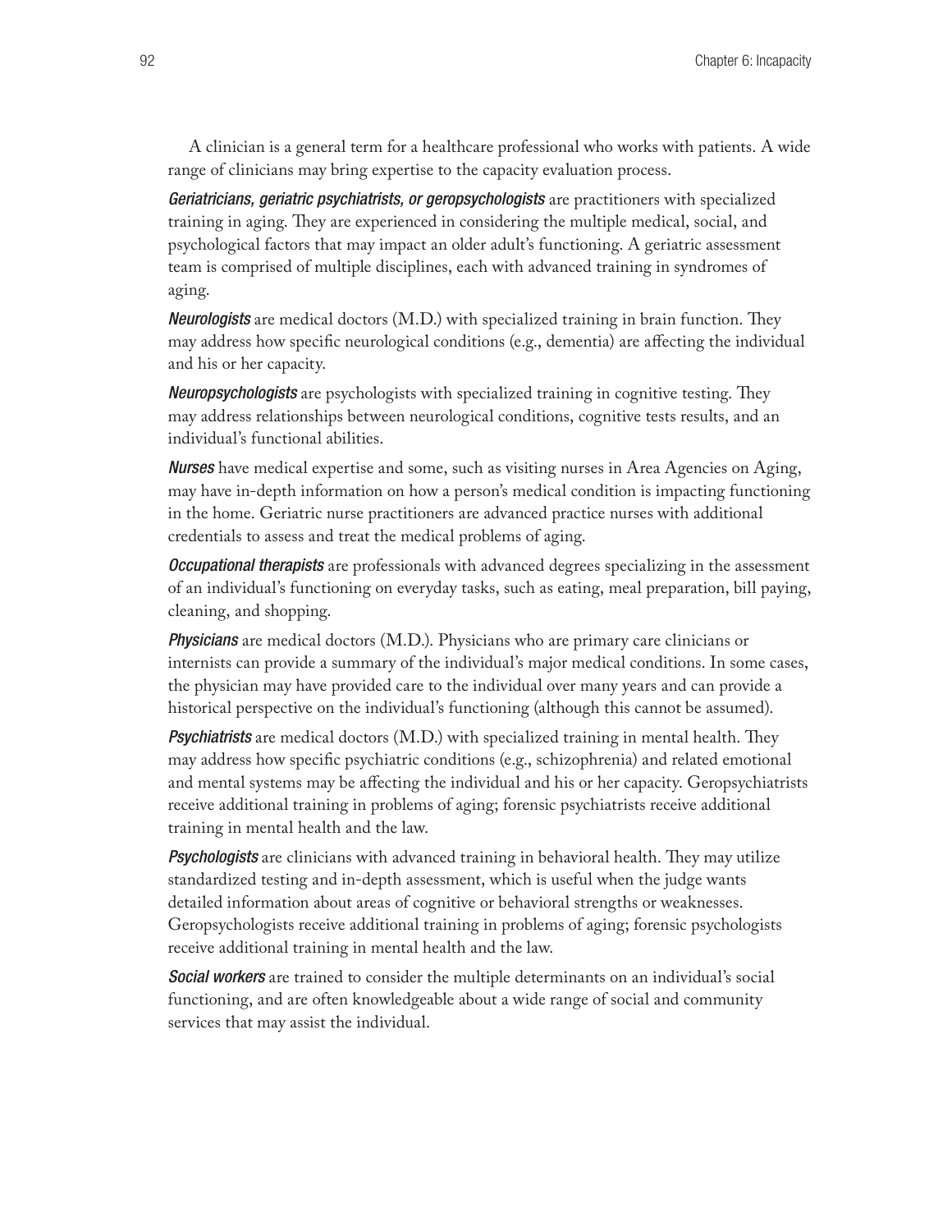A clinician is a general term for a healthcare professional who works with patients. A wide range of clinicians may bring expertise to the capacity evaluation process.

***Geriatricians, geriatric psychiatrists, or geropsychologists*** are practitioners with specialized training in aging. They are experienced in considering the multiple medical, social, and psychological factors that may impact an older adult's functioning. A geriatric assessment team is comprised of multiple disciplines, each with advanced training in syndromes of aging.

***Neurologists*** are medical doctors (M.D.) with specialized training in brain function. They may address how specific neurological conditions (e.g., dementia) are affecting the individual and his or her capacity.

***Neuropsychologists*** are psychologists with specialized training in cognitive testing. They may address relationships between neurological conditions, cognitive tests results, and an individual's functional abilities.

***Nurses*** have medical expertise and some, such as visiting nurses in Area Agencies on Aging, may have in-depth information on how a person's medical condition is impacting functioning in the home. Geriatric nurse practitioners are advanced practice nurses with additional credentials to assess and treat the medical problems of aging.

***Occupational therapists*** are professionals with advanced degrees specializing in the assessment of an individual's functioning on everyday tasks, such as eating, meal preparation, bill paying, cleaning, and shopping.

***Physicians*** are medical doctors (M.D.). Physicians who are primary care clinicians or internists can provide a summary of the individual's major medical conditions. In some cases, the physician may have provided care to the individual over many years and can provide a historical perspective on the individual's functioning (although this cannot be assumed).

***Psychiatrists*** are medical doctors (M.D.) with specialized training in mental health. They may address how specific psychiatric conditions (e.g., schizophrenia) and related emotional and mental systems may be affecting the individual and his or her capacity. Geropsychiatrists receive additional training in problems of aging; forensic psychiatrists receive additional training in mental health and the law.

***Psychologists*** are clinicians with advanced training in behavioral health. They may utilize standardized testing and in-depth assessment, which is useful when the judge wants detailed information about areas of cognitive or behavioral strengths or weaknesses. Geropsychologists receive additional training in problems of aging; forensic psychologists receive additional training in mental health and the law.

***Social workers*** are trained to consider the multiple determinants on an individual's social functioning, and are often knowledgeable about a wide range of social and community services that may assist the individual.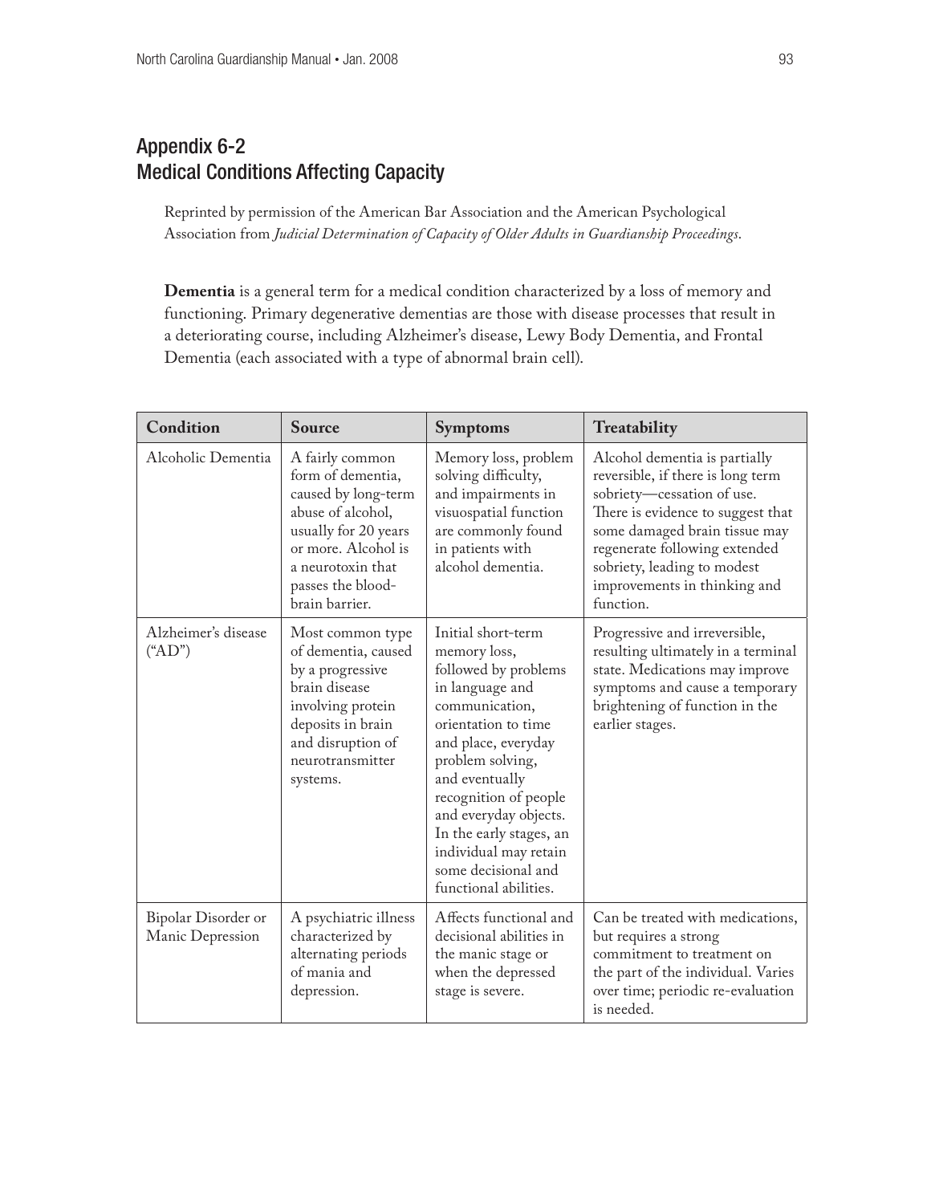## Appendix 6-2
## Medical Conditions Affecting Capacity

Reprinted by permission of the American Bar Association and the American Psychological Association from *Judicial Determination of Capacity of Older Adults in Guardianship Proceedings*.

**Dementia** is a general term for a medical condition characterized by a loss of memory and functioning. Primary degenerative dementias are those with disease processes that result in a deteriorating course, including Alzheimer's disease, Lewy Body Dementia, and Frontal Dementia (each associated with a type of abnormal brain cell).

| Condition | Source | Symptoms | Treatability |
|---|---|---|---|
| Alcoholic Dementia | A fairly common form of dementia, caused by long-term abuse of alcohol, usually for 20 years or more. Alcohol is a neurotoxin that passes the blood-brain barrier. | Memory loss, problem solving difficulty, and impairments in visuospatial function are commonly found in patients with alcohol dementia. | Alcohol dementia is partially reversible, if there is long term sobriety—cessation of use. There is evidence to suggest that some damaged brain tissue may regenerate following extended sobriety, leading to modest improvements in thinking and function. |
| Alzheimer's disease ("AD") | Most common type of dementia, caused by a progressive brain disease involving protein deposits in brain and disruption of neurotransmitter systems. | Initial short-term memory loss, followed by problems in language and communication, orientation to time and place, everyday problem solving, and eventually recognition of people and everyday objects. In the early stages, an individual may retain some decisional and functional abilities. | Progressive and irreversible, resulting ultimately in a terminal state. Medications may improve symptoms and cause a temporary brightening of function in the earlier stages. |
| Bipolar Disorder or Manic Depression | A psychiatric illness characterized by alternating periods of mania and depression. | Affects functional and decisional abilities in the manic stage or when the depressed stage is severe. | Can be treated with medications, but requires a strong commitment to treatment on the part of the individual. Varies over time; periodic re-evaluation is needed. |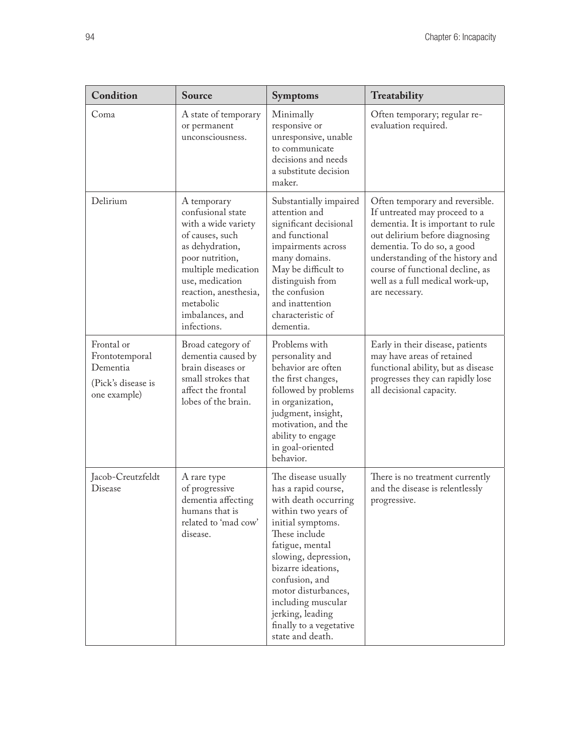| Condition | Source | Symptoms | Treatability |
|---|---|---|---|
| Coma | A state of temporary or permanent unconsciousness. | Minimally responsive or unresponsive, unable to communicate decisions and needs a substitute decision maker. | Often temporary; regular re-evaluation required. |
| Delirium | A temporary confusional state with a wide variety of causes, such as dehydration, poor nutrition, multiple medication use, medication reaction, anesthesia, metabolic imbalances, and infections. | Substantially impaired attention and significant decisional and functional impairments across many domains. May be difficult to distinguish from the confusion and inattention characteristic of dementia. | Often temporary and reversible. If untreated may proceed to a dementia. It is important to rule out delirium before diagnosing dementia. To do so, a good understanding of the history and course of functional decline, as well as a full medical work-up, are necessary. |
| Frontal or Frontotemporal Dementia (Pick's disease is one example) | Broad category of dementia caused by brain diseases or small strokes that affect the frontal lobes of the brain. | Problems with personality and behavior are often the first changes, followed by problems in organization, judgment, insight, motivation, and the ability to engage in goal-oriented behavior. | Early in their disease, patients may have areas of retained functional ability, but as disease progresses they can rapidly lose all decisional capacity. |
| Jacob-Creutzfeldt Disease | A rare type of progressive dementia affecting humans that is related to 'mad cow' disease. | The disease usually has a rapid course, with death occurring within two years of initial symptoms. These include fatigue, mental slowing, depression, bizarre ideations, confusion, and motor disturbances, including muscular jerking, leading finally to a vegetative state and death. | There is no treatment currently and the disease is relentlessly progressive. |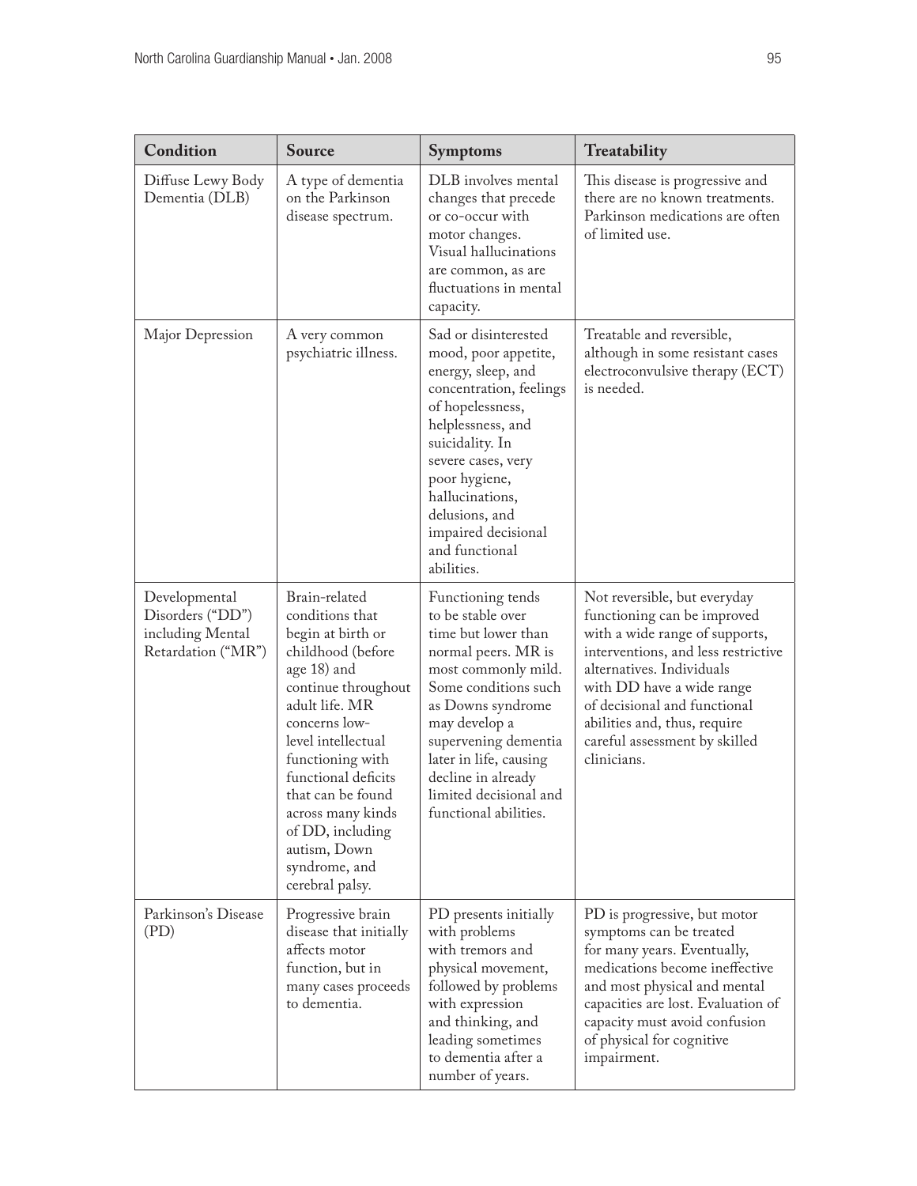| Condition | Source | Symptoms | Treatability |
|---|---|---|---|
| Diffuse Lewy Body Dementia (DLB) | A type of dementia on the Parkinson disease spectrum. | DLB involves mental changes that precede or co-occur with motor changes. Visual hallucinations are common, as are fluctuations in mental capacity. | This disease is progressive and there are no known treatments. Parkinson medications are often of limited use. |
| Major Depression | A very common psychiatric illness. | Sad or disinterested mood, poor appetite, energy, sleep, and concentration, feelings of hopelessness, helplessness, and suicidality. In severe cases, very poor hygiene, hallucinations, delusions, and impaired decisional and functional abilities. | Treatable and reversible, although in some resistant cases electroconvulsive therapy (ECT) is needed. |
| Developmental Disorders ("DD") including Mental Retardation ("MR") | Brain-related conditions that begin at birth or childhood (before age 18) and continue throughout adult life. MR concerns low-level intellectual functioning with functional deficits that can be found across many kinds of DD, including autism, Down syndrome, and cerebral palsy. | Functioning tends to be stable over time but lower than normal peers. MR is most commonly mild. Some conditions such as Downs syndrome may develop a supervening dementia later in life, causing decline in already limited decisional and functional abilities. | Not reversible, but everyday functioning can be improved with a wide range of supports, interventions, and less restrictive alternatives. Individuals with DD have a wide range of decisional and functional abilities and, thus, require careful assessment by skilled clinicians. |
| Parkinson's Disease (PD) | Progressive brain disease that initially affects motor function, but in many cases proceeds to dementia. | PD presents initially with problems with tremors and physical movement, followed by problems with expression and thinking, and leading sometimes to dementia after a number of years. | PD is progressive, but motor symptoms can be treated for many years. Eventually, medications become ineffective and most physical and mental capacities are lost. Evaluation of capacity must avoid confusion of physical for cognitive impairment. |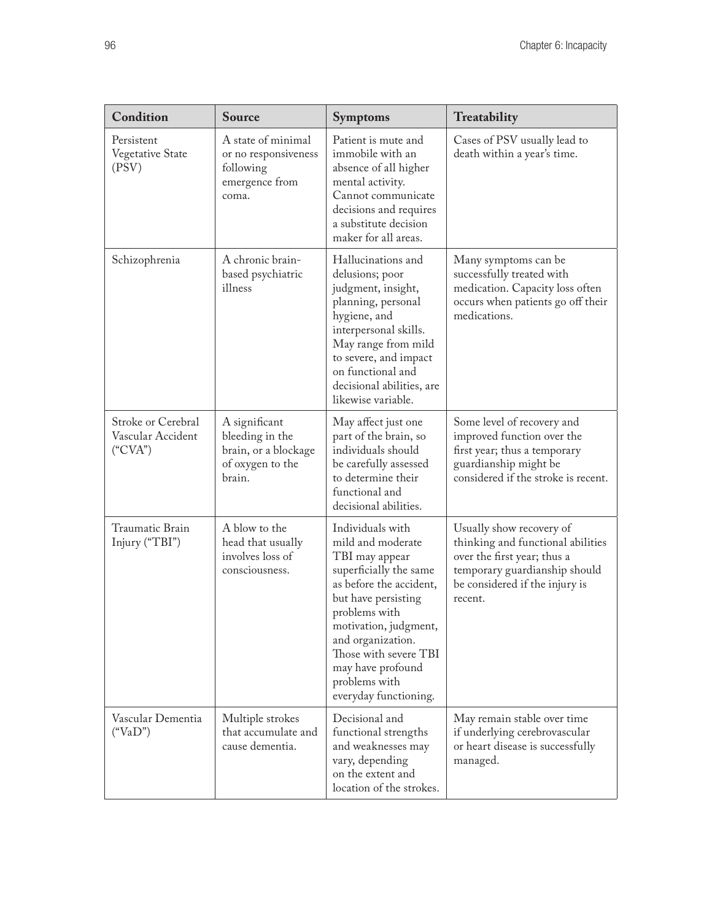| Condition | Source | Symptoms | Treatability |
| --- | --- | --- | --- |
| Persistent Vegetative State (PSV) | A state of minimal or no responsiveness following emergence from coma. | Patient is mute and immobile with an absence of all higher mental activity. Cannot communicate decisions and requires a substitute decision maker for all areas. | Cases of PSV usually lead to death within a year's time. |
| Schizophrenia | A chronic brain-based psychiatric illness | Hallucinations and delusions; poor judgment, insight, planning, personal hygiene, and interpersonal skills. May range from mild to severe, and impact on functional and decisional abilities, are likewise variable. | Many symptoms can be successfully treated with medication. Capacity loss often occurs when patients go off their medications. |
| Stroke or Cerebral Vascular Accident ("CVA") | A significant bleeding in the brain, or a blockage of oxygen to the brain. | May affect just one part of the brain, so individuals should be carefully assessed to determine their functional and decisional abilities. | Some level of recovery and improved function over the first year; thus a temporary guardianship might be considered if the stroke is recent. |
| Traumatic Brain Injury ("TBI") | A blow to the head that usually involves loss of consciousness. | Individuals with mild and moderate TBI may appear superficially the same as before the accident, but have persisting problems with motivation, judgment, and organization. Those with severe TBI may have profound problems with everyday functioning. | Usually show recovery of thinking and functional abilities over the first year; thus a temporary guardianship should be considered if the injury is recent. |
| Vascular Dementia ("VaD") | Multiple strokes that accumulate and cause dementia. | Decisional and functional strengths and weaknesses may vary, depending on the extent and location of the strokes. | May remain stable over time if underlying cerebrovascular or heart disease is successfully managed. |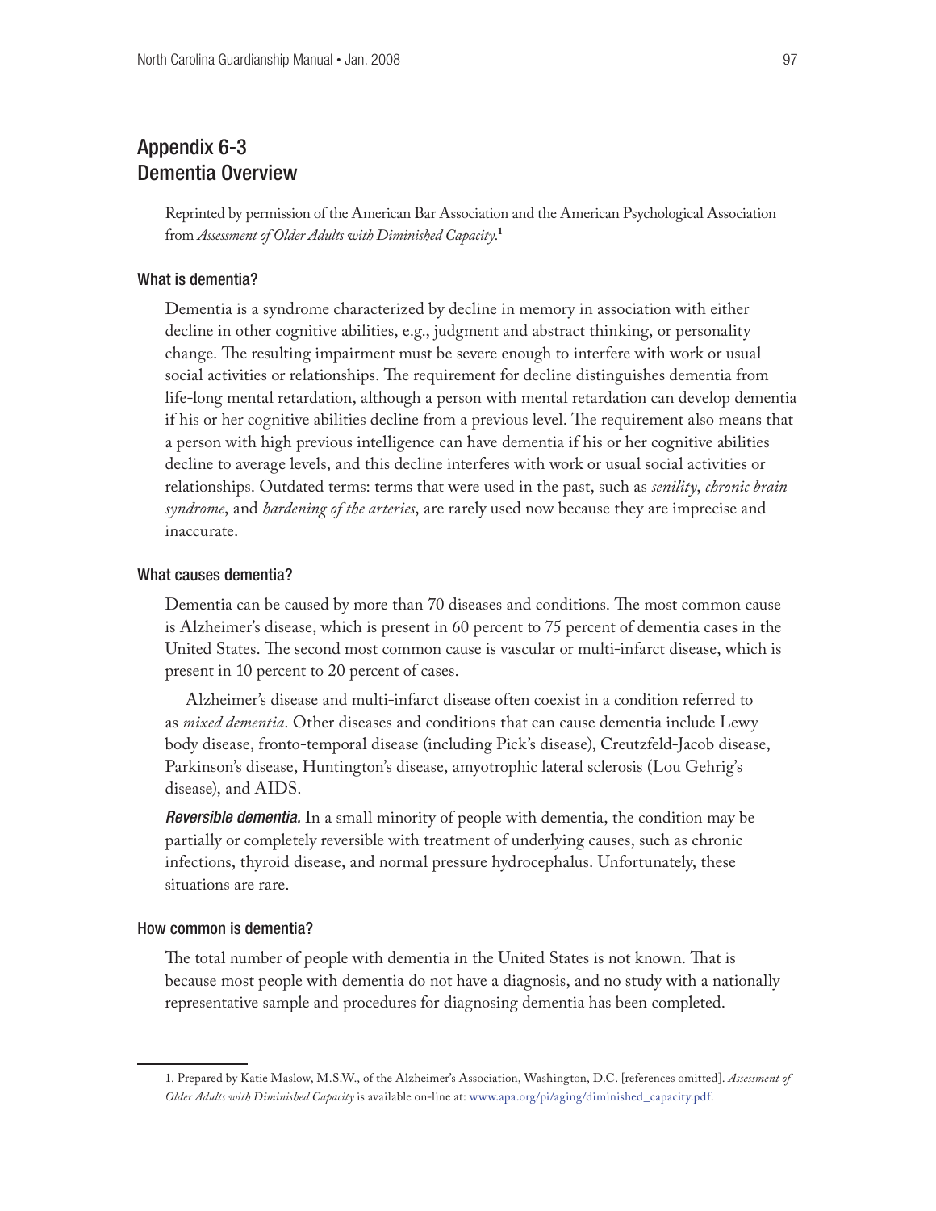# Appendix 6-3
# Dementia Overview

Reprinted by permission of the American Bar Association and the American Psychological Association from *Assessment of Older Adults with Diminished Capacity*.[1]

### What is dementia?

Dementia is a syndrome characterized by decline in memory in association with either decline in other cognitive abilities, e.g., judgment and abstract thinking, or personality change. The resulting impairment must be severe enough to interfere with work or usual social activities or relationships. The requirement for decline distinguishes dementia from life-long mental retardation, although a person with mental retardation can develop dementia if his or her cognitive abilities decline from a previous level. The requirement also means that a person with high previous intelligence can have dementia if his or her cognitive abilities decline to average levels, and this decline interferes with work or usual social activities or relationships. Outdated terms: terms that were used in the past, such as *senility*, *chronic brain syndrome*, and *hardening of the arteries*, are rarely used now because they are imprecise and inaccurate.

### What causes dementia?

Dementia can be caused by more than 70 diseases and conditions. The most common cause is Alzheimer's disease, which is present in 60 percent to 75 percent of dementia cases in the United States. The second most common cause is vascular or multi-infarct disease, which is present in 10 percent to 20 percent of cases.

Alzheimer's disease and multi-infarct disease often coexist in a condition referred to as *mixed dementia*. Other diseases and conditions that can cause dementia include Lewy body disease, fronto-temporal disease (including Pick's disease), Creutzfeld-Jacob disease, Parkinson's disease, Huntington's disease, amyotrophic lateral sclerosis (Lou Gehrig's disease), and AIDS.

***Reversible dementia.*** In a small minority of people with dementia, the condition may be partially or completely reversible with treatment of underlying causes, such as chronic infections, thyroid disease, and normal pressure hydrocephalus. Unfortunately, these situations are rare.

### How common is dementia?

The total number of people with dementia in the United States is not known. That is because most people with dementia do not have a diagnosis, and no study with a nationally representative sample and procedures for diagnosing dementia has been completed.

---

1. Prepared by Katie Maslow, M.S.W., of the Alzheimer's Association, Washington, D.C. [references omitted]. *Assessment of Older Adults with Diminished Capacity* is available on-line at: www.apa.org/pi/aging/diminished_capacity.pdf.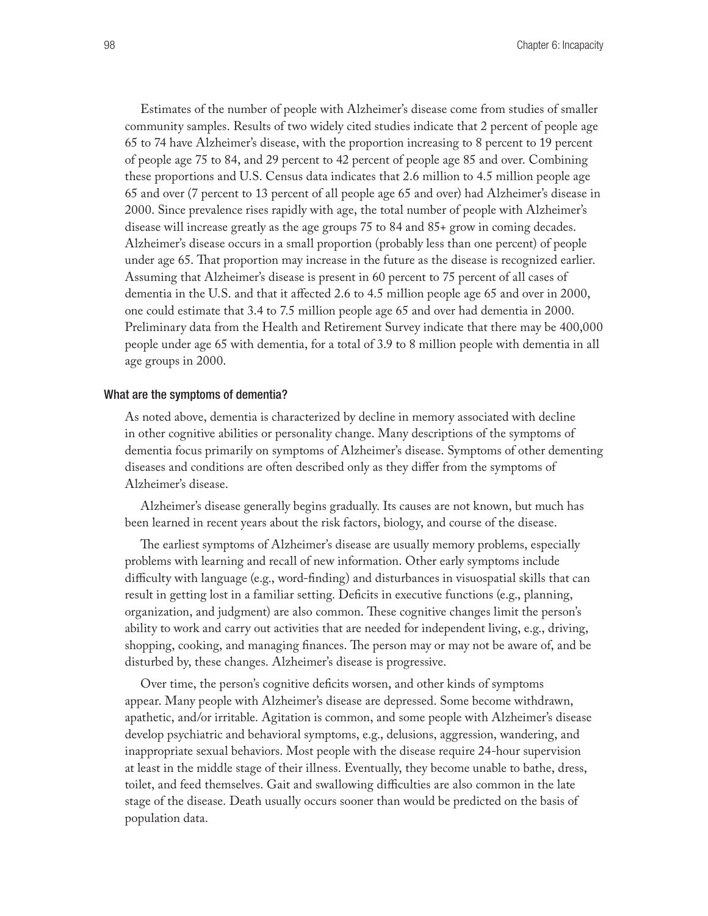Estimates of the number of people with Alzheimer's disease come from studies of smaller community samples. Results of two widely cited studies indicate that 2 percent of people age 65 to 74 have Alzheimer's disease, with the proportion increasing to 8 percent to 19 percent of people age 75 to 84, and 29 percent to 42 percent of people age 85 and over. Combining these proportions and U.S. Census data indicates that 2.6 million to 4.5 million people age 65 and over (7 percent to 13 percent of all people age 65 and over) had Alzheimer's disease in 2000. Since prevalence rises rapidly with age, the total number of people with Alzheimer's disease will increase greatly as the age groups 75 to 84 and 85+ grow in coming decades. Alzheimer's disease occurs in a small proportion (probably less than one percent) of people under age 65. That proportion may increase in the future as the disease is recognized earlier. Assuming that Alzheimer's disease is present in 60 percent to 75 percent of all cases of dementia in the U.S. and that it affected 2.6 to 4.5 million people age 65 and over in 2000, one could estimate that 3.4 to 7.5 million people age 65 and over had dementia in 2000. Preliminary data from the Health and Retirement Survey indicate that there may be 400,000 people under age 65 with dementia, for a total of 3.9 to 8 million people with dementia in all age groups in 2000.

### What are the symptoms of dementia?

As noted above, dementia is characterized by decline in memory associated with decline in other cognitive abilities or personality change. Many descriptions of the symptoms of dementia focus primarily on symptoms of Alzheimer's disease. Symptoms of other dementing diseases and conditions are often described only as they differ from the symptoms of Alzheimer's disease.

Alzheimer's disease generally begins gradually. Its causes are not known, but much has been learned in recent years about the risk factors, biology, and course of the disease.

The earliest symptoms of Alzheimer's disease are usually memory problems, especially problems with learning and recall of new information. Other early symptoms include difficulty with language (e.g., word-finding) and disturbances in visuospatial skills that can result in getting lost in a familiar setting. Deficits in executive functions (e.g., planning, organization, and judgment) are also common. These cognitive changes limit the person's ability to work and carry out activities that are needed for independent living, e.g., driving, shopping, cooking, and managing finances. The person may or may not be aware of, and be disturbed by, these changes. Alzheimer's disease is progressive.

Over time, the person's cognitive deficits worsen, and other kinds of symptoms appear. Many people with Alzheimer's disease are depressed. Some become withdrawn, apathetic, and/or irritable. Agitation is common, and some people with Alzheimer's disease develop psychiatric and behavioral symptoms, e.g., delusions, aggression, wandering, and inappropriate sexual behaviors. Most people with the disease require 24-hour supervision at least in the middle stage of their illness. Eventually, they become unable to bathe, dress, toilet, and feed themselves. Gait and swallowing difficulties are also common in the late stage of the disease. Death usually occurs sooner than would be predicted on the basis of population data.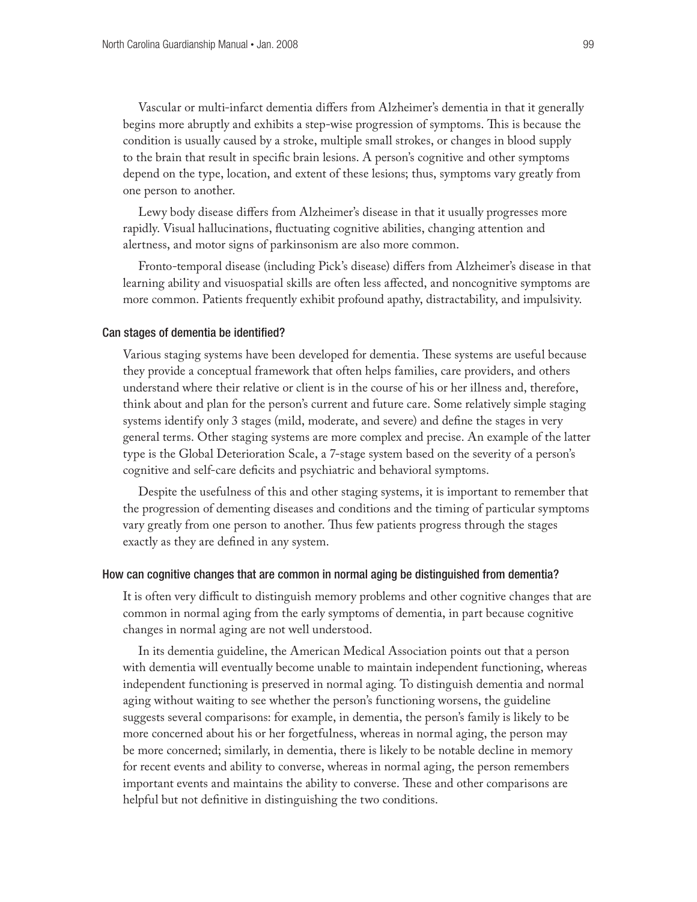Vascular or multi-infarct dementia differs from Alzheimer's dementia in that it generally begins more abruptly and exhibits a step-wise progression of symptoms. This is because the condition is usually caused by a stroke, multiple small strokes, or changes in blood supply to the brain that result in specific brain lesions. A person's cognitive and other symptoms depend on the type, location, and extent of these lesions; thus, symptoms vary greatly from one person to another.

Lewy body disease differs from Alzheimer's disease in that it usually progresses more rapidly. Visual hallucinations, fluctuating cognitive abilities, changing attention and alertness, and motor signs of parkinsonism are also more common.

Fronto-temporal disease (including Pick's disease) differs from Alzheimer's disease in that learning ability and visuospatial skills are often less affected, and noncognitive symptoms are more common. Patients frequently exhibit profound apathy, distractability, and impulsivity.

### Can stages of dementia be identified?

Various staging systems have been developed for dementia. These systems are useful because they provide a conceptual framework that often helps families, care providers, and others understand where their relative or client is in the course of his or her illness and, therefore, think about and plan for the person's current and future care. Some relatively simple staging systems identify only 3 stages (mild, moderate, and severe) and define the stages in very general terms. Other staging systems are more complex and precise. An example of the latter type is the Global Deterioration Scale, a 7-stage system based on the severity of a person's cognitive and self-care deficits and psychiatric and behavioral symptoms.

Despite the usefulness of this and other staging systems, it is important to remember that the progression of dementing diseases and conditions and the timing of particular symptoms vary greatly from one person to another. Thus few patients progress through the stages exactly as they are defined in any system.

### How can cognitive changes that are common in normal aging be distinguished from dementia?

It is often very difficult to distinguish memory problems and other cognitive changes that are common in normal aging from the early symptoms of dementia, in part because cognitive changes in normal aging are not well understood.

In its dementia guideline, the American Medical Association points out that a person with dementia will eventually become unable to maintain independent functioning, whereas independent functioning is preserved in normal aging. To distinguish dementia and normal aging without waiting to see whether the person's functioning worsens, the guideline suggests several comparisons: for example, in dementia, the person's family is likely to be more concerned about his or her forgetfulness, whereas in normal aging, the person may be more concerned; similarly, in dementia, there is likely to be notable decline in memory for recent events and ability to converse, whereas in normal aging, the person remembers important events and maintains the ability to converse. These and other comparisons are helpful but not definitive in distinguishing the two conditions.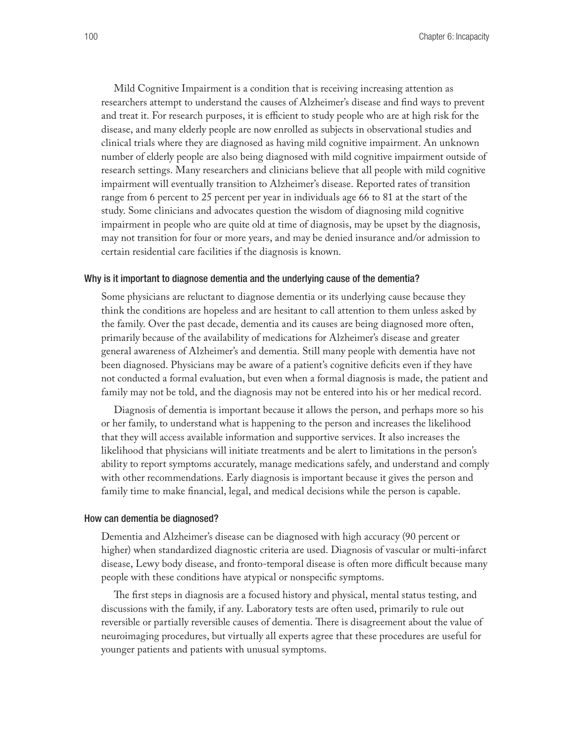Mild Cognitive Impairment is a condition that is receiving increasing attention as researchers attempt to understand the causes of Alzheimer's disease and find ways to prevent and treat it. For research purposes, it is efficient to study people who are at high risk for the disease, and many elderly people are now enrolled as subjects in observational studies and clinical trials where they are diagnosed as having mild cognitive impairment. An unknown number of elderly people are also being diagnosed with mild cognitive impairment outside of research settings. Many researchers and clinicians believe that all people with mild cognitive impairment will eventually transition to Alzheimer's disease. Reported rates of transition range from 6 percent to 25 percent per year in individuals age 66 to 81 at the start of the study. Some clinicians and advocates question the wisdom of diagnosing mild cognitive impairment in people who are quite old at time of diagnosis, may be upset by the diagnosis, may not transition for four or more years, and may be denied insurance and/or admission to certain residential care facilities if the diagnosis is known.

### Why is it important to diagnose dementia and the underlying cause of the dementia?

Some physicians are reluctant to diagnose dementia or its underlying cause because they think the conditions are hopeless and are hesitant to call attention to them unless asked by the family. Over the past decade, dementia and its causes are being diagnosed more often, primarily because of the availability of medications for Alzheimer's disease and greater general awareness of Alzheimer's and dementia. Still many people with dementia have not been diagnosed. Physicians may be aware of a patient's cognitive deficits even if they have not conducted a formal evaluation, but even when a formal diagnosis is made, the patient and family may not be told, and the diagnosis may not be entered into his or her medical record.

Diagnosis of dementia is important because it allows the person, and perhaps more so his or her family, to understand what is happening to the person and increases the likelihood that they will access available information and supportive services. It also increases the likelihood that physicians will initiate treatments and be alert to limitations in the person's ability to report symptoms accurately, manage medications safely, and understand and comply with other recommendations. Early diagnosis is important because it gives the person and family time to make financial, legal, and medical decisions while the person is capable.

### How can dementia be diagnosed?

Dementia and Alzheimer's disease can be diagnosed with high accuracy (90 percent or higher) when standardized diagnostic criteria are used. Diagnosis of vascular or multi-infarct disease, Lewy body disease, and fronto-temporal disease is often more difficult because many people with these conditions have atypical or nonspecific symptoms.

The first steps in diagnosis are a focused history and physical, mental status testing, and discussions with the family, if any. Laboratory tests are often used, primarily to rule out reversible or partially reversible causes of dementia. There is disagreement about the value of neuroimaging procedures, but virtually all experts agree that these procedures are useful for younger patients and patients with unusual symptoms.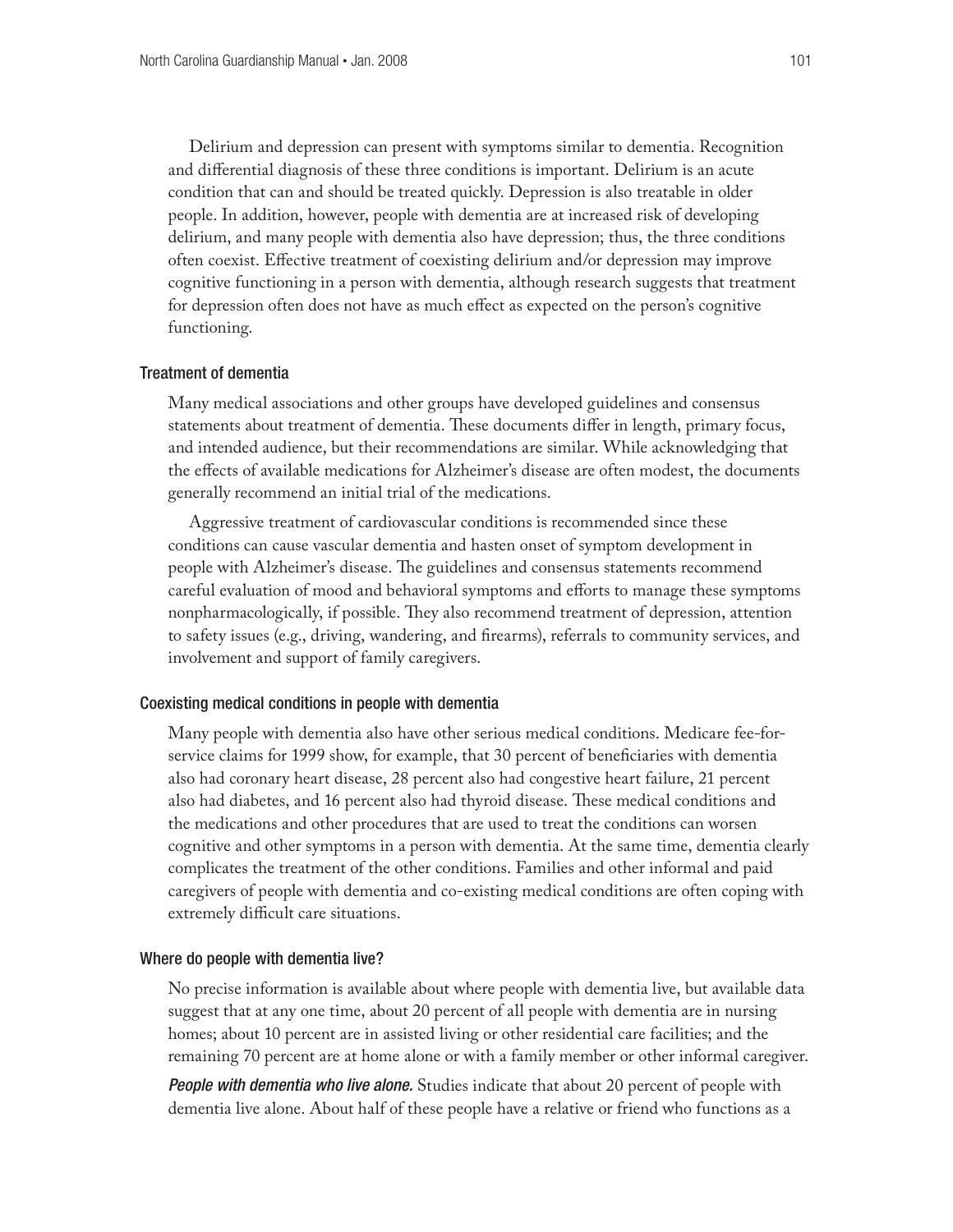Delirium and depression can present with symptoms similar to dementia. Recognition and differential diagnosis of these three conditions is important. Delirium is an acute condition that can and should be treated quickly. Depression is also treatable in older people. In addition, however, people with dementia are at increased risk of developing delirium, and many people with dementia also have depression; thus, the three conditions often coexist. Effective treatment of coexisting delirium and/or depression may improve cognitive functioning in a person with dementia, although research suggests that treatment for depression often does not have as much effect as expected on the person's cognitive functioning.

### Treatment of dementia

Many medical associations and other groups have developed guidelines and consensus statements about treatment of dementia. These documents differ in length, primary focus, and intended audience, but their recommendations are similar. While acknowledging that the effects of available medications for Alzheimer's disease are often modest, the documents generally recommend an initial trial of the medications.

Aggressive treatment of cardiovascular conditions is recommended since these conditions can cause vascular dementia and hasten onset of symptom development in people with Alzheimer's disease. The guidelines and consensus statements recommend careful evaluation of mood and behavioral symptoms and efforts to manage these symptoms nonpharmacologically, if possible. They also recommend treatment of depression, attention to safety issues (e.g., driving, wandering, and firearms), referrals to community services, and involvement and support of family caregivers.

### Coexisting medical conditions in people with dementia

Many people with dementia also have other serious medical conditions. Medicare fee-for-service claims for 1999 show, for example, that 30 percent of beneficiaries with dementia also had coronary heart disease, 28 percent also had congestive heart failure, 21 percent also had diabetes, and 16 percent also had thyroid disease. These medical conditions and the medications and other procedures that are used to treat the conditions can worsen cognitive and other symptoms in a person with dementia. At the same time, dementia clearly complicates the treatment of the other conditions. Families and other informal and paid caregivers of people with dementia and co-existing medical conditions are often coping with extremely difficult care situations.

### Where do people with dementia live?

No precise information is available about where people with dementia live, but available data suggest that at any one time, about 20 percent of all people with dementia are in nursing homes; about 10 percent are in assisted living or other residential care facilities; and the remaining 70 percent are at home alone or with a family member or other informal caregiver.

*People with dementia who live alone.* Studies indicate that about 20 percent of people with dementia live alone. About half of these people have a relative or friend who functions as a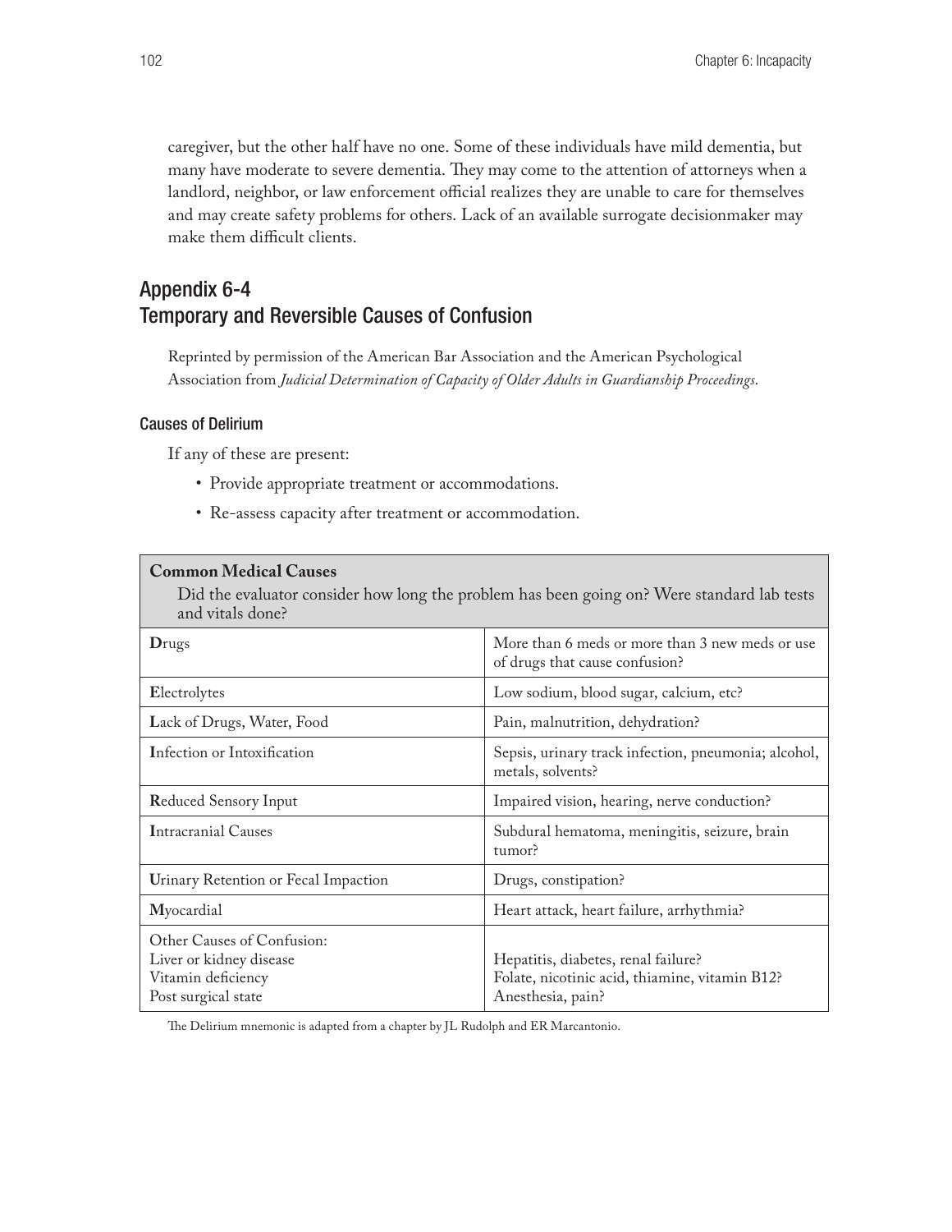caregiver, but the other half have no one. Some of these individuals have mild dementia, but many have moderate to severe dementia. They may come to the attention of attorneys when a landlord, neighbor, or law enforcement official realizes they are unable to care for themselves and may create safety problems for others. Lack of an available surrogate decisionmaker may make them difficult clients.

## Appendix 6-4
## Temporary and Reversible Causes of Confusion

Reprinted by permission of the American Bar Association and the American Psychological Association from *Judicial Determination of Capacity of Older Adults in Guardianship Proceedings*.

### Causes of Delirium

If any of these are present:

- Provide appropriate treatment or accommodations.
- Re-assess capacity after treatment or accommodation.

| **Common Medical Causes**<br>Did the evaluator consider how long the problem has been going on? Were standard lab tests and vitals done? | |
|---|---|
| **D**rugs | More than 6 meds or more than 3 new meds or use of drugs that cause confusion? |
| **E**lectrolytes | Low sodium, blood sugar, calcium, etc? |
| **L**ack of Drugs, Water, Food | Pain, malnutrition, dehydration? |
| **I**nfection or Intoxification | Sepsis, urinary track infection, pneumonia; alcohol, metals, solvents? |
| **R**educed Sensory Input | Impaired vision, hearing, nerve conduction? |
| **I**ntracranial Causes | Subdural hematoma, meningitis, seizure, brain tumor? |
| **U**rinary Retention or Fecal Impaction | Drugs, constipation? |
| **M**yocardial | Heart attack, heart failure, arrhythmia? |
| Other Causes of Confusion:<br>Liver or kidney disease<br>Vitamin deficiency<br>Post surgical state | <br>Hepatitis, diabetes, renal failure?<br>Folate, nicotinic acid, thiamine, vitamin B12?<br>Anesthesia, pain? |

The Delirium mnemonic is adapted from a chapter by JL Rudolph and ER Marcantonio.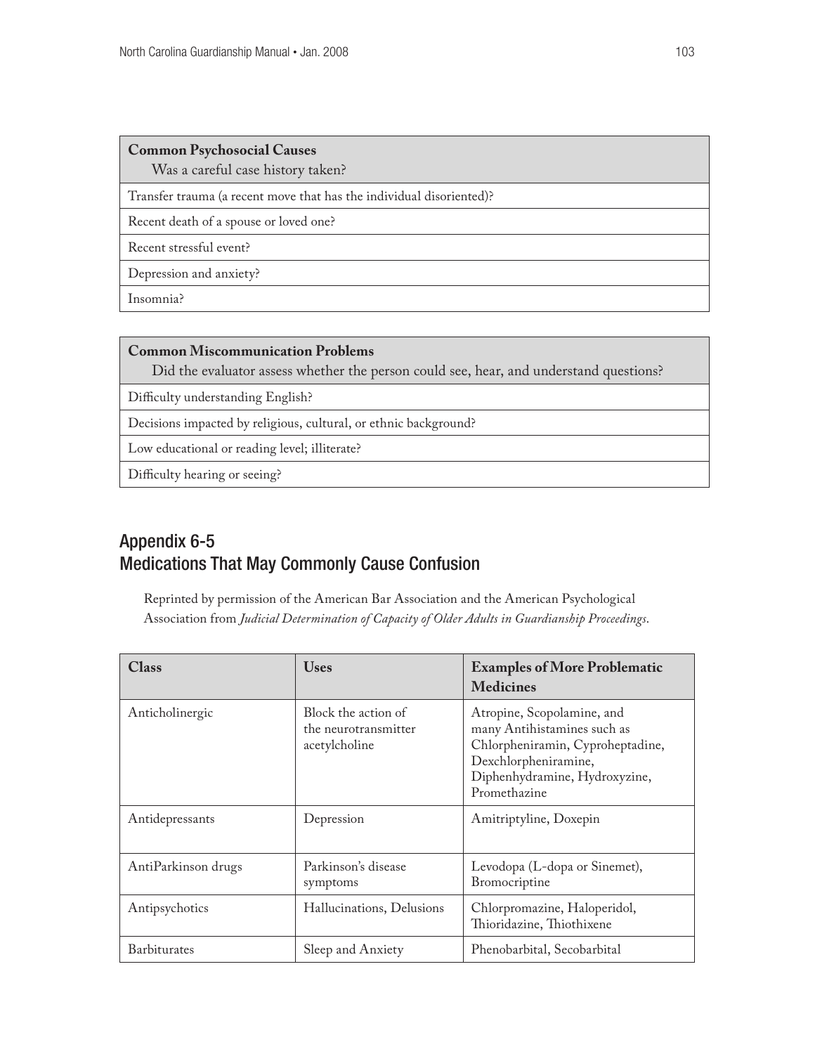| **Common Psychosocial Causes** Was a careful case history taken? |
|---|
| Transfer trauma (a recent move that has the individual disoriented)? |
| Recent death of a spouse or loved one? |
| Recent stressful event? |
| Depression and anxiety? |
| Insomnia? |

| **Common Miscommunication Problems** Did the evaluator assess whether the person could see, hear, and understand questions? |
|---|
| Difficulty understanding English? |
| Decisions impacted by religious, cultural, or ethnic background? |
| Low educational or reading level; illiterate? |
| Difficulty hearing or seeing? |

## Appendix 6-5
## Medications That May Commonly Cause Confusion

Reprinted by permission of the American Bar Association and the American Psychological Association from *Judicial Determination of Capacity of Older Adults in Guardianship Proceedings*.

| Class | Uses | Examples of More Problematic Medicines |
|---|---|---|
| Anticholinergic | Block the action of the neurotransmitter acetylcholine | Atropine, Scopolamine, and many Antihistamines such as Chlorpheniramin, Cyproheptadine, Dexchlorpheniramine, Diphenhydramine, Hydroxyzine, Promethazine |
| Antidepressants | Depression | Amitriptyline, Doxepin |
| AntiParkinson drugs | Parkinson's disease symptoms | Levodopa (L-dopa or Sinemet), Bromocriptine |
| Antipsychotics | Hallucinations, Delusions | Chlorpromazine, Haloperidol, Thioridazine, Thiothixene |
| Barbiturates | Sleep and Anxiety | Phenobarbital, Secobarbital |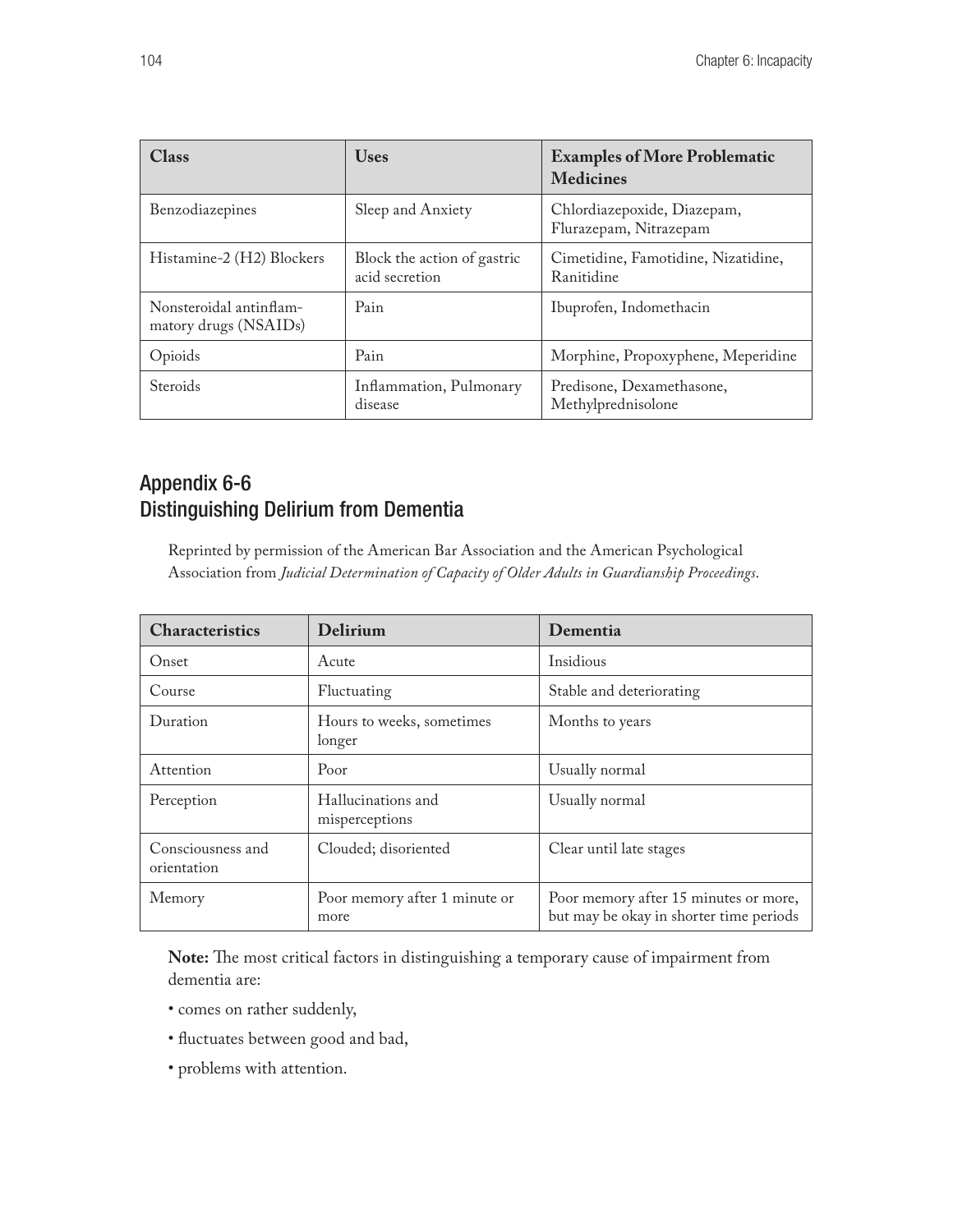| Class | Uses | Examples of More Problematic Medicines |
| --- | --- | --- |
| Benzodiazepines | Sleep and Anxiety | Chlordiazepoxide, Diazepam, Flurazepam, Nitrazepam |
| Histamine-2 (H2) Blockers | Block the action of gastric acid secretion | Cimetidine, Famotidine, Nizatidine, Ranitidine |
| Nonsteroidal antinflammatory drugs (NSAIDs) | Pain | Ibuprofen, Indomethacin |
| Opioids | Pain | Morphine, Propoxyphene, Meperidine |
| Steroids | Inflammation, Pulmonary disease | Predisone, Dexamethasone, Methylprednisolone |

## Appendix 6-6
## Distinguishing Delirium from Dementia

Reprinted by permission of the American Bar Association and the American Psychological Association from *Judicial Determination of Capacity of Older Adults in Guardianship Proceedings*.

| Characteristics | Delirium | Dementia |
| --- | --- | --- |
| Onset | Acute | Insidious |
| Course | Fluctuating | Stable and deteriorating |
| Duration | Hours to weeks, sometimes longer | Months to years |
| Attention | Poor | Usually normal |
| Perception | Hallucinations and misperceptions | Usually normal |
| Consciousness and orientation | Clouded; disoriented | Clear until late stages |
| Memory | Poor memory after 1 minute or more | Poor memory after 15 minutes or more, but may be okay in shorter time periods |

**Note:** The most critical factors in distinguishing a temporary cause of impairment from dementia are:

- comes on rather suddenly,
- fluctuates between good and bad,
- problems with attention.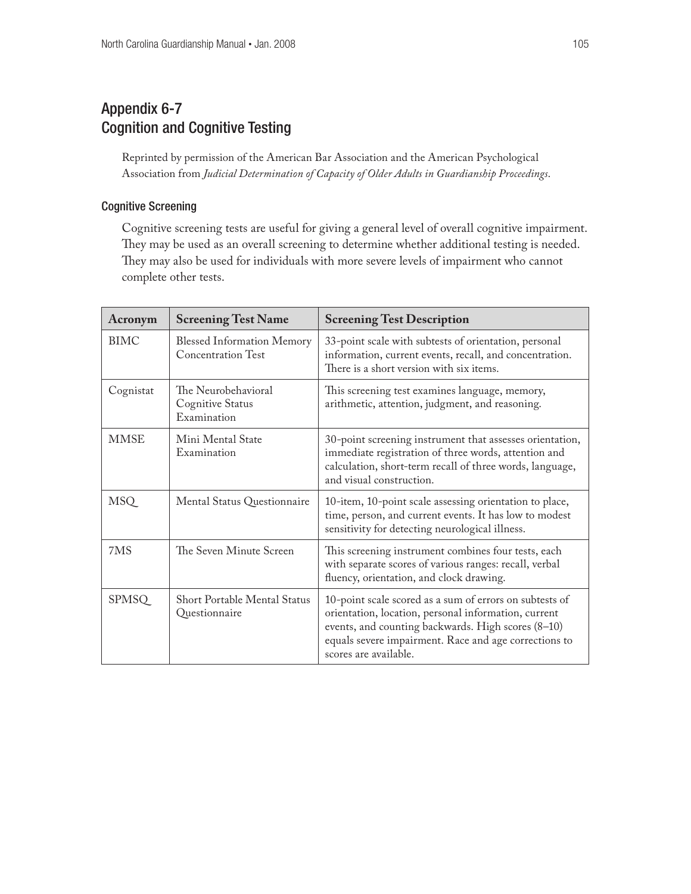## Appendix 6-7
## Cognition and Cognitive Testing

Reprinted by permission of the American Bar Association and the American Psychological Association from *Judicial Determination of Capacity of Older Adults in Guardianship Proceedings*.

### Cognitive Screening

Cognitive screening tests are useful for giving a general level of overall cognitive impairment. They may be used as an overall screening to determine whether additional testing is needed. They may also be used for individuals with more severe levels of impairment who cannot complete other tests.

| Acronym | Screening Test Name | Screening Test Description |
|---|---|---|
| BIMC | Blessed Information Memory Concentration Test | 33-point scale with subtests of orientation, personal information, current events, recall, and concentration. There is a short version with six items. |
| Cognistat | The Neurobehavioral Cognitive Status Examination | This screening test examines language, memory, arithmetic, attention, judgment, and reasoning. |
| MMSE | Mini Mental State Examination | 30-point screening instrument that assesses orientation, immediate registration of three words, attention and calculation, short-term recall of three words, language, and visual construction. |
| MSQ | Mental Status Questionnaire | 10-item, 10-point scale assessing orientation to place, time, person, and current events. It has low to modest sensitivity for detecting neurological illness. |
| 7MS | The Seven Minute Screen | This screening instrument combines four tests, each with separate scores of various ranges: recall, verbal fluency, orientation, and clock drawing. |
| SPMSQ | Short Portable Mental Status Questionnaire | 10-point scale scored as a sum of errors on subtests of orientation, location, personal information, current events, and counting backwards. High scores (8–10) equals severe impairment. Race and age corrections to scores are available. |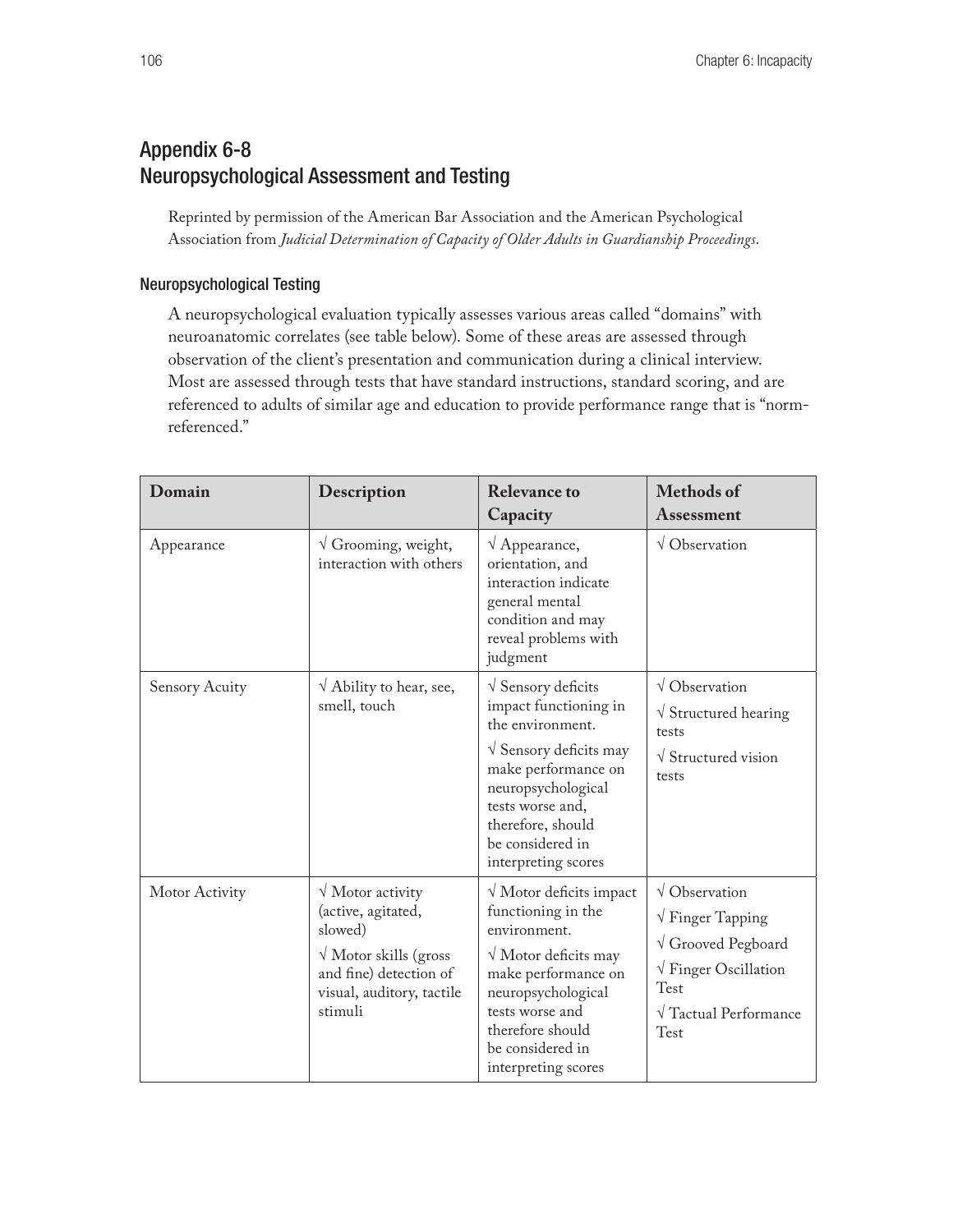## Appendix 6-8
## Neuropsychological Assessment and Testing

Reprinted by permission of the American Bar Association and the American Psychological Association from *Judicial Determination of Capacity of Older Adults in Guardianship Proceedings*.

### Neuropsychological Testing

A neuropsychological evaluation typically assesses various areas called "domains" with neuroanatomic correlates (see table below). Some of these areas are assessed through observation of the client's presentation and communication during a clinical interview. Most are assessed through tests that have standard instructions, standard scoring, and are referenced to adults of similar age and education to provide performance range that is "norm-referenced."

| Domain | Description | Relevance to Capacity | Methods of Assessment |
|---|---|---|---|
| Appearance | √ Grooming, weight, interaction with others | √ Appearance, orientation, and interaction indicate general mental condition and may reveal problems with judgment | √ Observation |
| Sensory Acuity | √ Ability to hear, see, smell, touch | √ Sensory deficits impact functioning in the environment.<br>√ Sensory deficits may make performance on neuropsychological tests worse and, therefore, should be considered in interpreting scores | √ Observation<br>√ Structured hearing tests<br>√ Structured vision tests |
| Motor Activity | √ Motor activity (active, agitated, slowed)<br>√ Motor skills (gross and fine) detection of visual, auditory, tactile stimuli | √ Motor deficits impact functioning in the environment.<br>√ Motor deficits may make performance on neuropsychological tests worse and therefore should be considered in interpreting scores | √ Observation<br>√ Finger Tapping<br>√ Grooved Pegboard<br>√ Finger Oscillation Test<br>√ Tactual Performance Test |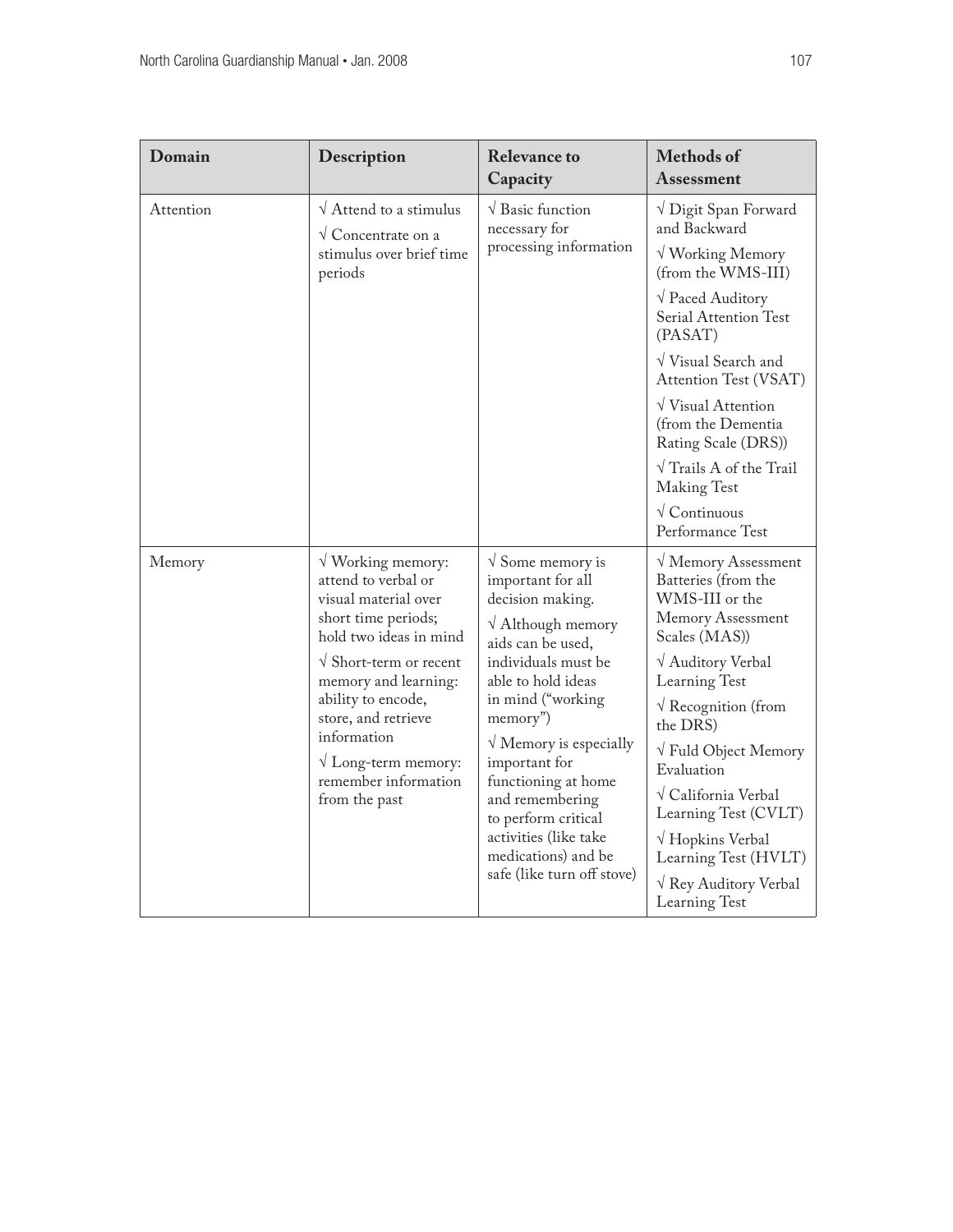| Domain | Description | Relevance to Capacity | Methods of Assessment |
|---|---|---|---|
| Attention | √ Attend to a stimulus<br>√ Concentrate on a stimulus over brief time periods | √ Basic function necessary for processing information | √ Digit Span Forward and Backward<br>√ Working Memory (from the WMS-III)<br>√ Paced Auditory Serial Attention Test (PASAT)<br>√ Visual Search and Attention Test (VSAT)<br>√ Visual Attention (from the Dementia Rating Scale (DRS))<br>√ Trails A of the Trail Making Test<br>√ Continuous Performance Test |
| Memory | √ Working memory: attend to verbal or visual material over short time periods; hold two ideas in mind<br>√ Short-term or recent memory and learning: ability to encode, store, and retrieve information<br>√ Long-term memory: remember information from the past | √ Some memory is important for all decision making.<br>√ Although memory aids can be used, individuals must be able to hold ideas in mind ("working memory")<br>√ Memory is especially important for functioning at home and remembering to perform critical activities (like take medications) and be safe (like turn off stove) | √ Memory Assessment Batteries (from the WMS-III or the Memory Assessment Scales (MAS))<br>√ Auditory Verbal Learning Test<br>√ Recognition (from the DRS)<br>√ Fuld Object Memory Evaluation<br>√ California Verbal Learning Test (CVLT)<br>√ Hopkins Verbal Learning Test (HVLT)<br>√ Rey Auditory Verbal Learning Test |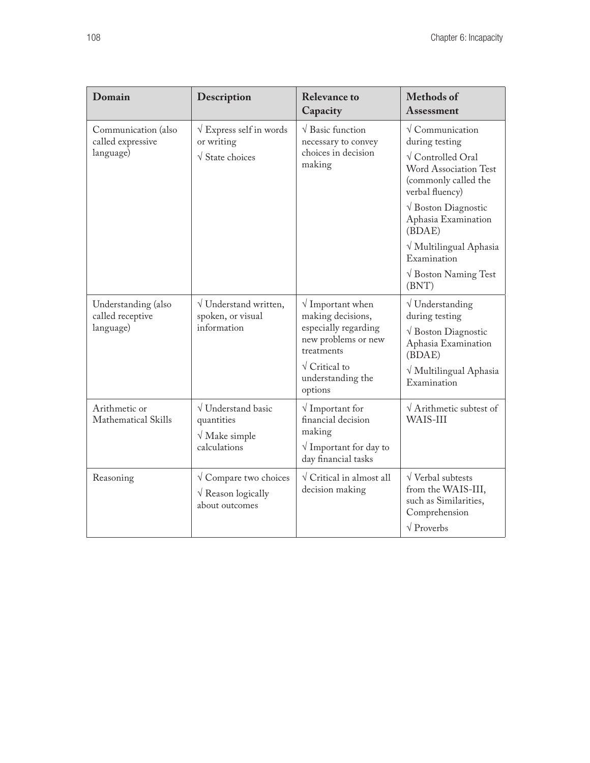| Domain | Description | Relevance to Capacity | Methods of Assessment |
|---|---|---|---|
| Communication (also called expressive language) | √ Express self in words or writing<br>√ State choices | √ Basic function necessary to convey choices in decision making | √ Communication during testing<br>√ Controlled Oral Word Association Test (commonly called the verbal fluency)<br>√ Boston Diagnostic Aphasia Examination (BDAE)<br>√ Multilingual Aphasia Examination<br>√ Boston Naming Test (BNT) |
| Understanding (also called receptive language) | √ Understand written, spoken, or visual information | √ Important when making decisions, especially regarding new problems or new treatments<br>√ Critical to understanding the options | √ Understanding during testing<br>√ Boston Diagnostic Aphasia Examination (BDAE)<br>√ Multilingual Aphasia Examination |
| Arithmetic or Mathematical Skills | √ Understand basic quantities<br>√ Make simple calculations | √ Important for financial decision making<br>√ Important for day to day financial tasks | √ Arithmetic subtest of WAIS-III |
| Reasoning | √ Compare two choices<br>√ Reason logically about outcomes | √ Critical in almost all decision making | √ Verbal subtests from the WAIS-III, such as Similarities, Comprehension<br>√ Proverbs |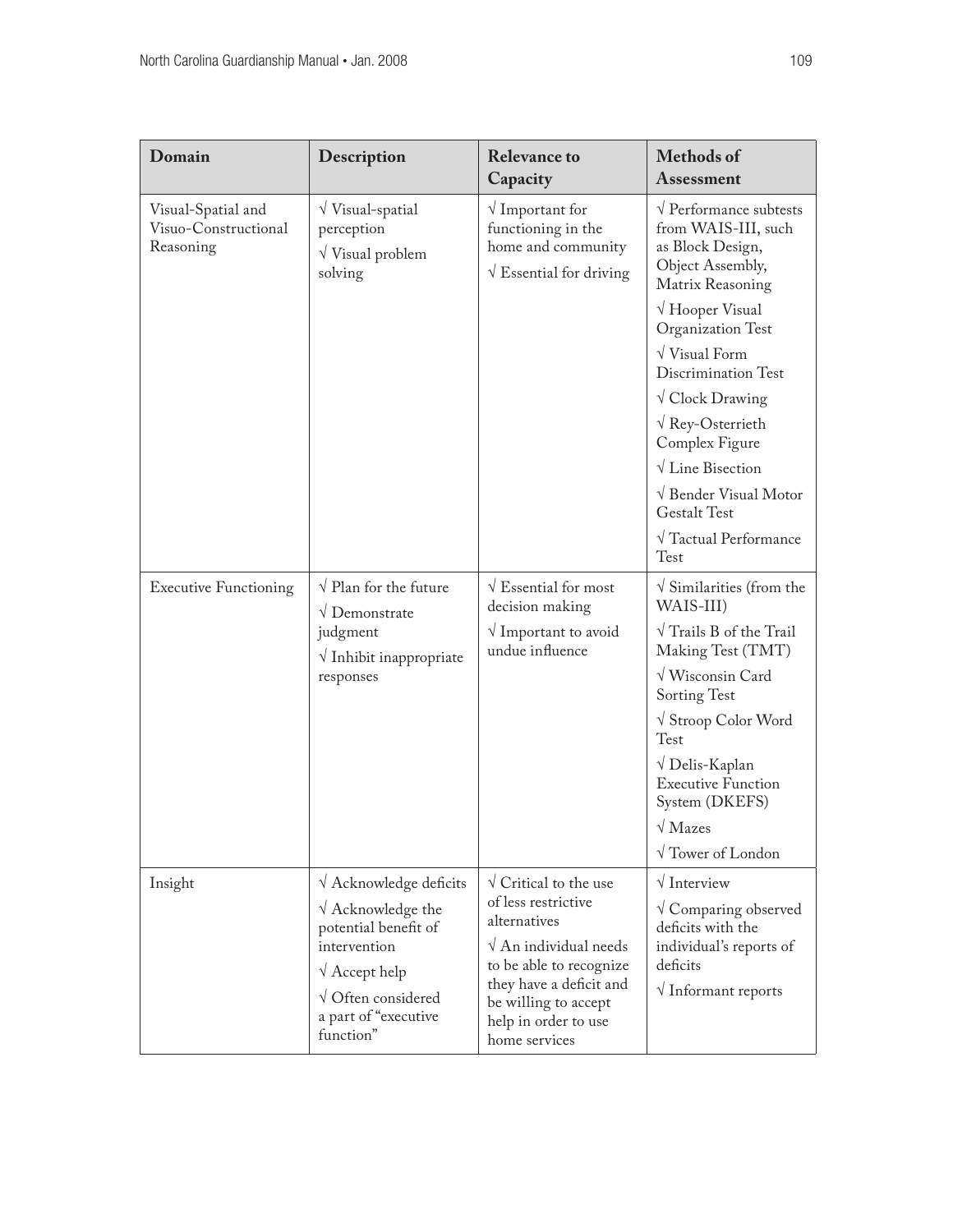| Domain | Description | Relevance to Capacity | Methods of Assessment |
|---|---|---|---|
| Visual-Spatial and Visuo-Constructional Reasoning | √ Visual-spatial perception<br>√ Visual problem solving | √ Important for functioning in the home and community<br>√ Essential for driving | √ Performance subtests from WAIS-III, such as Block Design, Object Assembly, Matrix Reasoning<br>√ Hooper Visual Organization Test<br>√ Visual Form Discrimination Test<br>√ Clock Drawing<br>√ Rey-Osterrieth Complex Figure<br>√ Line Bisection<br>√ Bender Visual Motor Gestalt Test<br>√ Tactual Performance Test |
| Executive Functioning | √ Plan for the future<br>√ Demonstrate judgment<br>√ Inhibit inappropriate responses | √ Essential for most decision making<br>√ Important to avoid undue influence | √ Similarities (from the WAIS-III)<br>√ Trails B of the Trail Making Test (TMT)<br>√ Wisconsin Card Sorting Test<br>√ Stroop Color Word Test<br>√ Delis-Kaplan Executive Function System (DKEFS)<br>√ Mazes<br>√ Tower of London |
| Insight | √ Acknowledge deficits<br>√ Acknowledge the potential benefit of intervention<br>√ Accept help<br>√ Often considered a part of "executive function" | √ Critical to the use of less restrictive alternatives<br>√ An individual needs to be able to recognize they have a deficit and be willing to accept help in order to use home services | √ Interview<br>√ Comparing observed deficits with the individual's reports of deficits<br>√ Informant reports |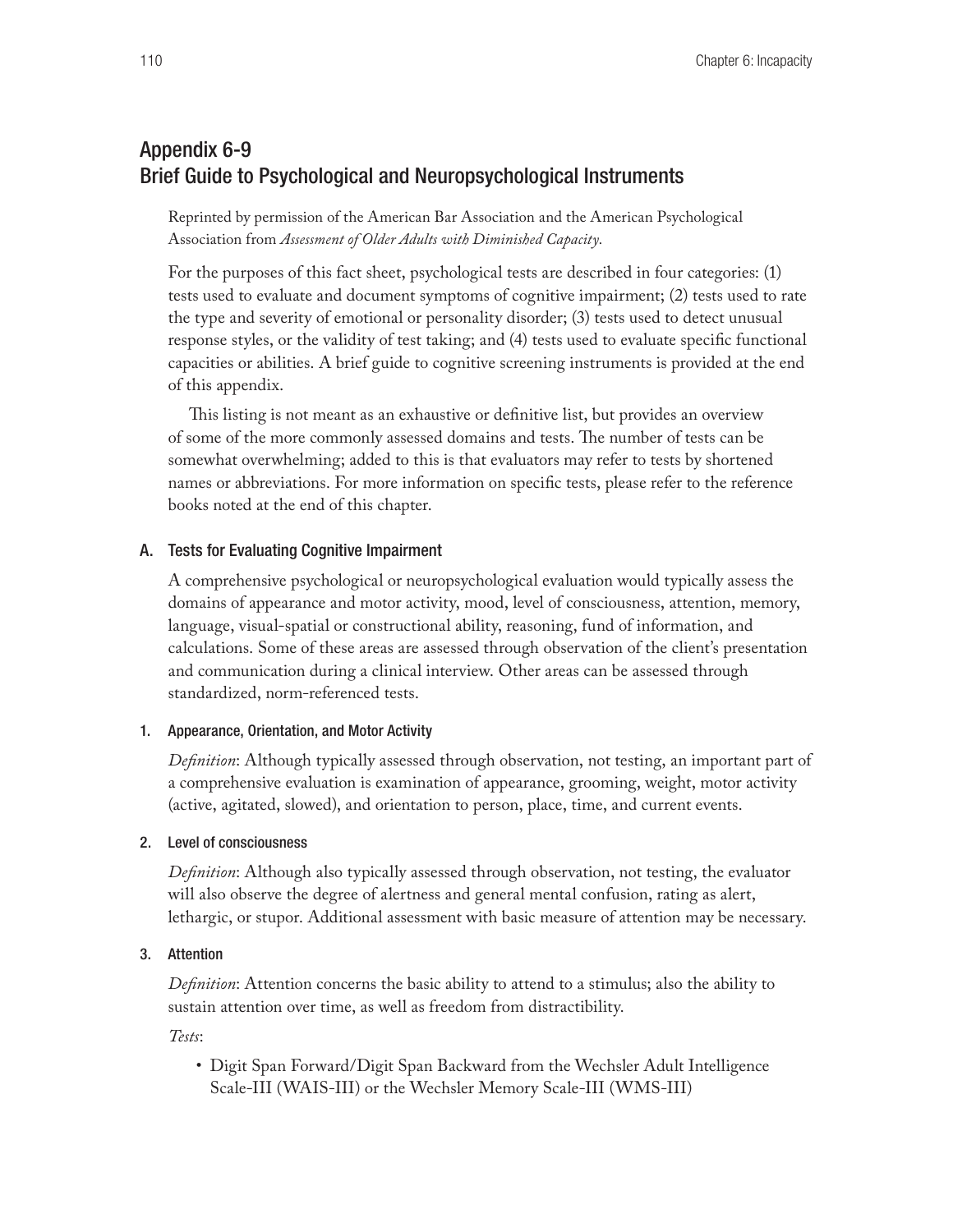## Appendix 6-9
## Brief Guide to Psychological and Neuropsychological Instruments

Reprinted by permission of the American Bar Association and the American Psychological Association from *Assessment of Older Adults with Diminished Capacity*.

For the purposes of this fact sheet, psychological tests are described in four categories: (1) tests used to evaluate and document symptoms of cognitive impairment; (2) tests used to rate the type and severity of emotional or personality disorder; (3) tests used to detect unusual response styles, or the validity of test taking; and (4) tests used to evaluate specific functional capacities or abilities. A brief guide to cognitive screening instruments is provided at the end of this appendix.

This listing is not meant as an exhaustive or definitive list, but provides an overview of some of the more commonly assessed domains and tests. The number of tests can be somewhat overwhelming; added to this is that evaluators may refer to tests by shortened names or abbreviations. For more information on specific tests, please refer to the reference books noted at the end of this chapter.

### A. Tests for Evaluating Cognitive Impairment

A comprehensive psychological or neuropsychological evaluation would typically assess the domains of appearance and motor activity, mood, level of consciousness, attention, memory, language, visual-spatial or constructional ability, reasoning, fund of information, and calculations. Some of these areas are assessed through observation of the client's presentation and communication during a clinical interview. Other areas can be assessed through standardized, norm-referenced tests.

#### 1. Appearance, Orientation, and Motor Activity

*Definition*: Although typically assessed through observation, not testing, an important part of a comprehensive evaluation is examination of appearance, grooming, weight, motor activity (active, agitated, slowed), and orientation to person, place, time, and current events.

#### 2. Level of consciousness

*Definition*: Although also typically assessed through observation, not testing, the evaluator will also observe the degree of alertness and general mental confusion, rating as alert, lethargic, or stupor. Additional assessment with basic measure of attention may be necessary.

#### 3. Attention

*Definition*: Attention concerns the basic ability to attend to a stimulus; also the ability to sustain attention over time, as well as freedom from distractibility.

*Tests*:

- Digit Span Forward/Digit Span Backward from the Wechsler Adult Intelligence Scale-III (WAIS-III) or the Wechsler Memory Scale-III (WMS-III)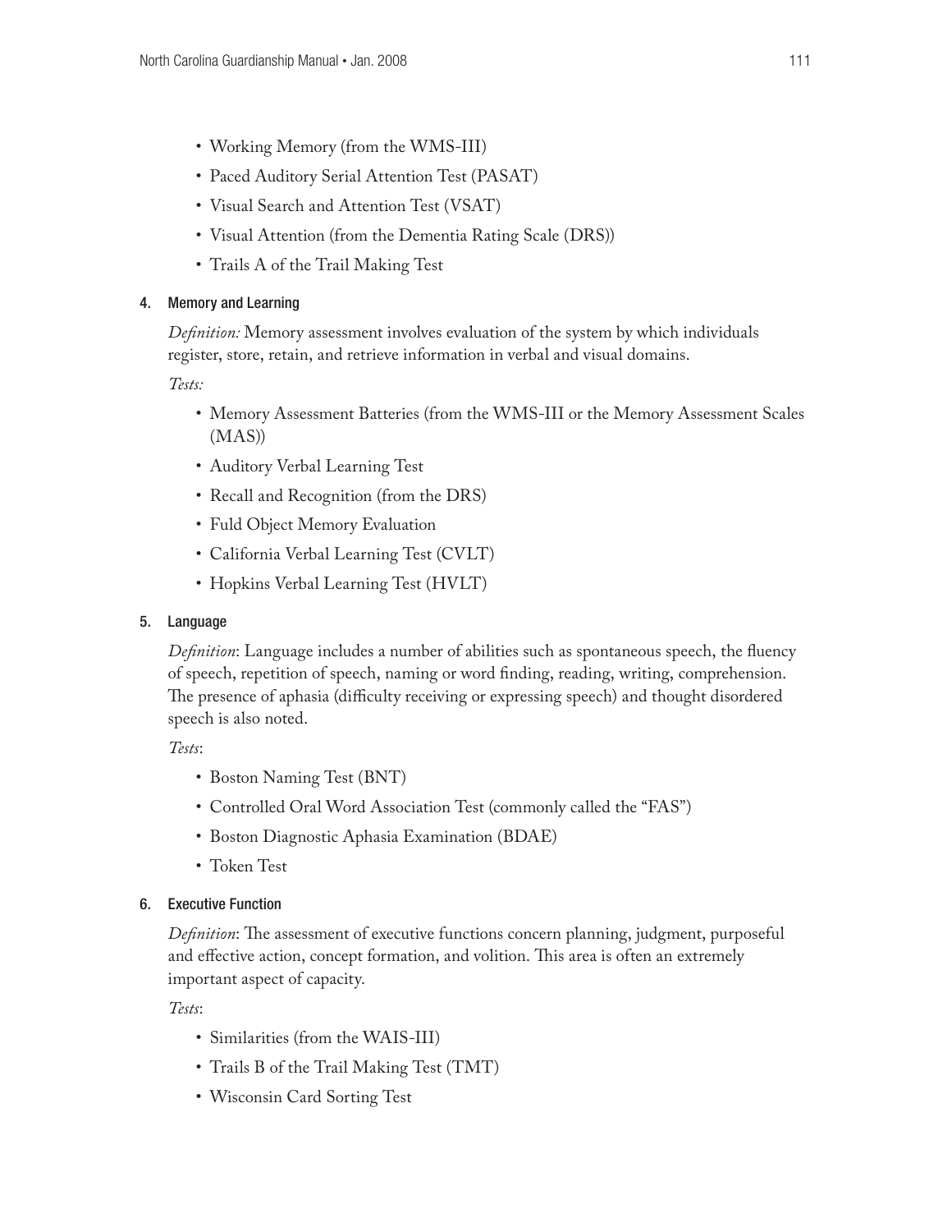- Working Memory (from the WMS-III)
- Paced Auditory Serial Attention Test (PASAT)
- Visual Search and Attention Test (VSAT)
- Visual Attention (from the Dementia Rating Scale (DRS))
- Trails A of the Trail Making Test

#### 4. Memory and Learning

*Definition:* Memory assessment involves evaluation of the system by which individuals register, store, retain, and retrieve information in verbal and visual domains.

*Tests:*

- Memory Assessment Batteries (from the WMS-III or the Memory Assessment Scales (MAS))
- Auditory Verbal Learning Test
- Recall and Recognition (from the DRS)
- Fuld Object Memory Evaluation
- California Verbal Learning Test (CVLT)
- Hopkins Verbal Learning Test (HVLT)

#### 5. Language

*Definition*: Language includes a number of abilities such as spontaneous speech, the fluency of speech, repetition of speech, naming or word finding, reading, writing, comprehension. The presence of aphasia (difficulty receiving or expressing speech) and thought disordered speech is also noted.

*Tests*:

- Boston Naming Test (BNT)
- Controlled Oral Word Association Test (commonly called the "FAS")
- Boston Diagnostic Aphasia Examination (BDAE)
- Token Test

#### 6. Executive Function

*Definition*: The assessment of executive functions concern planning, judgment, purposeful and effective action, concept formation, and volition. This area is often an extremely important aspect of capacity.

*Tests*:

- Similarities (from the WAIS-III)
- Trails B of the Trail Making Test (TMT)
- Wisconsin Card Sorting Test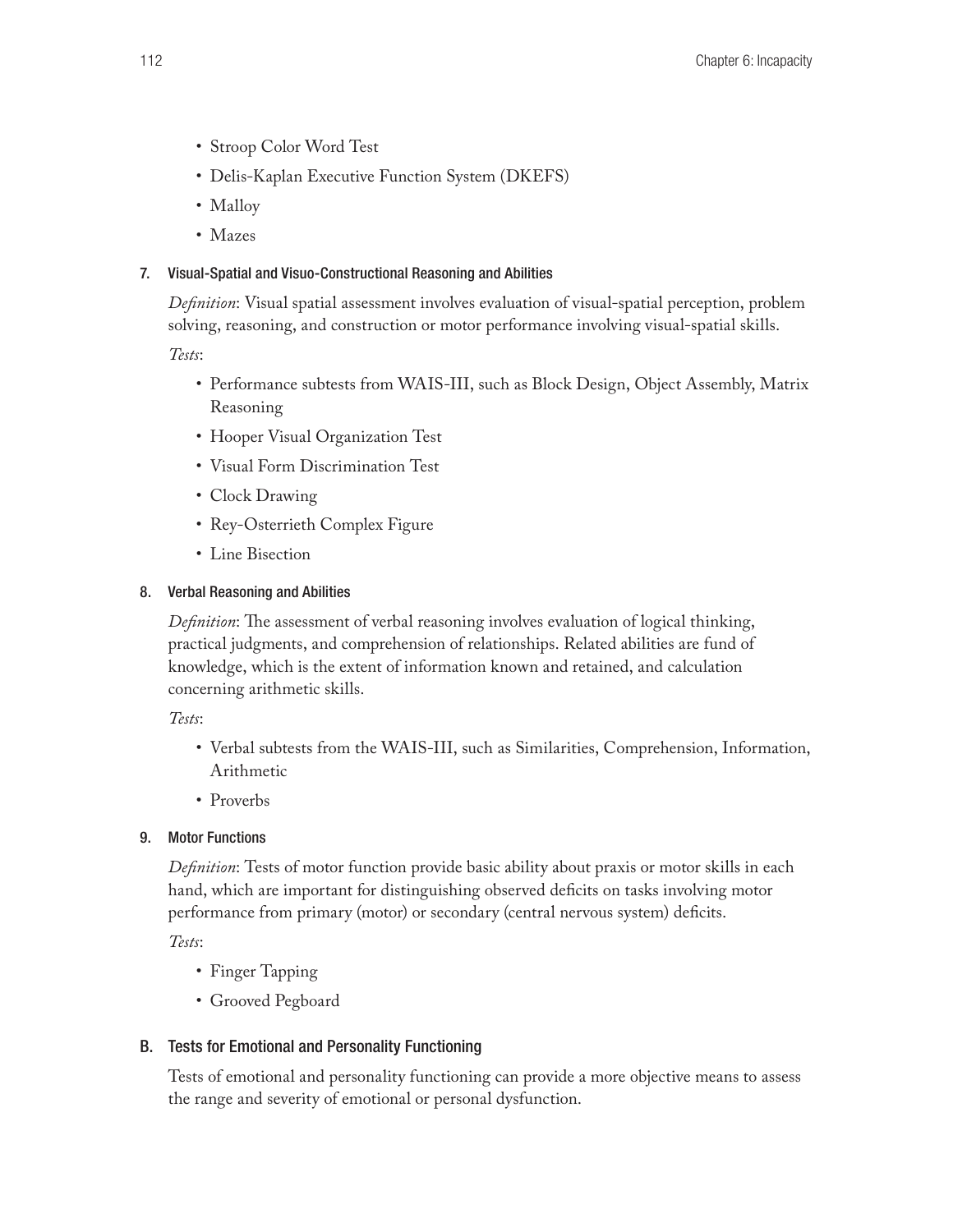- Stroop Color Word Test
- Delis-Kaplan Executive Function System (DKEFS)
- Malloy
- Mazes

#### 7. Visual-Spatial and Visuo-Constructional Reasoning and Abilities

*Definition*: Visual spatial assessment involves evaluation of visual-spatial perception, problem solving, reasoning, and construction or motor performance involving visual-spatial skills.

*Tests*:

- Performance subtests from WAIS-III, such as Block Design, Object Assembly, Matrix Reasoning
- Hooper Visual Organization Test
- Visual Form Discrimination Test
- Clock Drawing
- Rey-Osterrieth Complex Figure
- Line Bisection

#### 8. Verbal Reasoning and Abilities

*Definition*: The assessment of verbal reasoning involves evaluation of logical thinking, practical judgments, and comprehension of relationships. Related abilities are fund of knowledge, which is the extent of information known and retained, and calculation concerning arithmetic skills.

*Tests*:

- Verbal subtests from the WAIS-III, such as Similarities, Comprehension, Information, Arithmetic
- Proverbs

#### 9. Motor Functions

*Definition*: Tests of motor function provide basic ability about praxis or motor skills in each hand, which are important for distinguishing observed deficits on tasks involving motor performance from primary (motor) or secondary (central nervous system) deficits.

*Tests*:

- Finger Tapping
- Grooved Pegboard

### B. Tests for Emotional and Personality Functioning

Tests of emotional and personality functioning can provide a more objective means to assess the range and severity of emotional or personal dysfunction.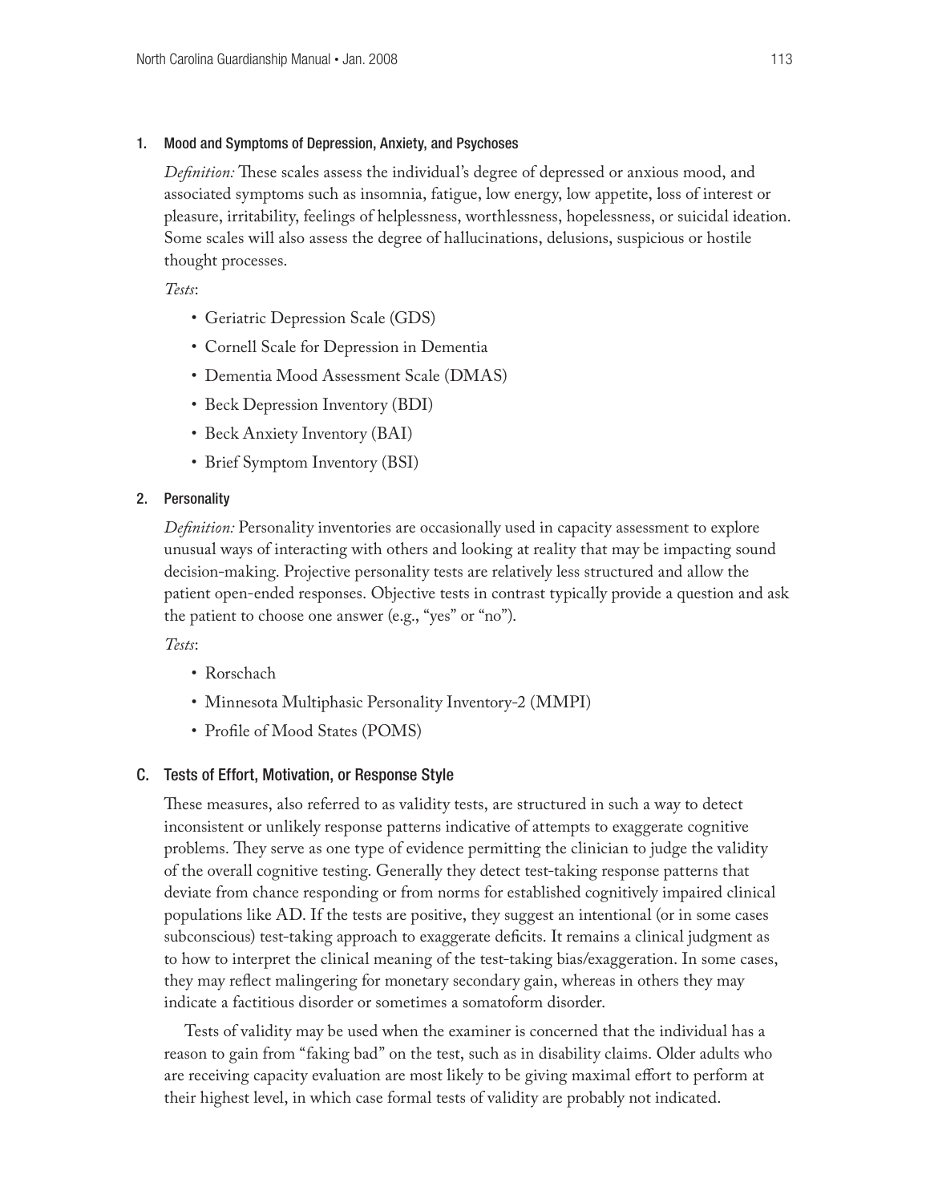#### 1. Mood and Symptoms of Depression, Anxiety, and Psychoses

*Definition:* These scales assess the individual's degree of depressed or anxious mood, and associated symptoms such as insomnia, fatigue, low energy, low appetite, loss of interest or pleasure, irritability, feelings of helplessness, worthlessness, hopelessness, or suicidal ideation. Some scales will also assess the degree of hallucinations, delusions, suspicious or hostile thought processes.

*Tests*:

- Geriatric Depression Scale (GDS)
- Cornell Scale for Depression in Dementia
- Dementia Mood Assessment Scale (DMAS)
- Beck Depression Inventory (BDI)
- Beck Anxiety Inventory (BAI)
- Brief Symptom Inventory (BSI)

#### 2. Personality

*Definition:* Personality inventories are occasionally used in capacity assessment to explore unusual ways of interacting with others and looking at reality that may be impacting sound decision-making. Projective personality tests are relatively less structured and allow the patient open-ended responses. Objective tests in contrast typically provide a question and ask the patient to choose one answer (e.g., "yes" or "no").

*Tests*:

- Rorschach
- Minnesota Multiphasic Personality Inventory-2 (MMPI)
- Profile of Mood States (POMS)

### C. Tests of Effort, Motivation, or Response Style

These measures, also referred to as validity tests, are structured in such a way to detect inconsistent or unlikely response patterns indicative of attempts to exaggerate cognitive problems. They serve as one type of evidence permitting the clinician to judge the validity of the overall cognitive testing. Generally they detect test-taking response patterns that deviate from chance responding or from norms for established cognitively impaired clinical populations like AD. If the tests are positive, they suggest an intentional (or in some cases subconscious) test-taking approach to exaggerate deficits. It remains a clinical judgment as to how to interpret the clinical meaning of the test-taking bias/exaggeration. In some cases, they may reflect malingering for monetary secondary gain, whereas in others they may indicate a factitious disorder or sometimes a somatoform disorder.

Tests of validity may be used when the examiner is concerned that the individual has a reason to gain from "faking bad" on the test, such as in disability claims. Older adults who are receiving capacity evaluation are most likely to be giving maximal effort to perform at their highest level, in which case formal tests of validity are probably not indicated.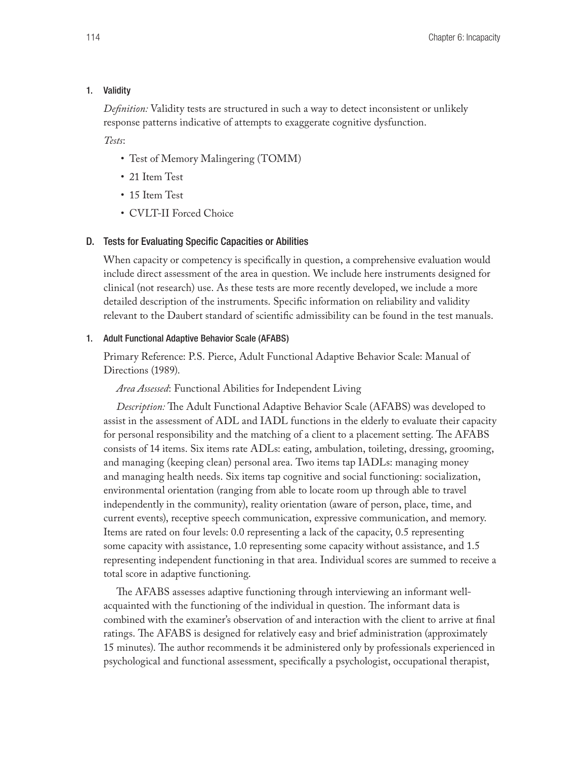#### 1. Validity

*Definition:* Validity tests are structured in such a way to detect inconsistent or unlikely response patterns indicative of attempts to exaggerate cognitive dysfunction.

*Tests*:

- Test of Memory Malingering (TOMM)
- 21 Item Test
- 15 Item Test
- CVLT-II Forced Choice

### D. Tests for Evaluating Specific Capacities or Abilities

When capacity or competency is specifically in question, a comprehensive evaluation would include direct assessment of the area in question. We include here instruments designed for clinical (not research) use. As these tests are more recently developed, we include a more detailed description of the instruments. Specific information on reliability and validity relevant to the Daubert standard of scientific admissibility can be found in the test manuals.

#### 1. Adult Functional Adaptive Behavior Scale (AFABS)

Primary Reference: P.S. Pierce, Adult Functional Adaptive Behavior Scale: Manual of Directions (1989).

*Area Assessed*: Functional Abilities for Independent Living

*Description:* The Adult Functional Adaptive Behavior Scale (AFABS) was developed to assist in the assessment of ADL and IADL functions in the elderly to evaluate their capacity for personal responsibility and the matching of a client to a placement setting. The AFABS consists of 14 items. Six items rate ADLs: eating, ambulation, toileting, dressing, grooming, and managing (keeping clean) personal area. Two items tap IADLs: managing money and managing health needs. Six items tap cognitive and social functioning: socialization, environmental orientation (ranging from able to locate room up through able to travel independently in the community), reality orientation (aware of person, place, time, and current events), receptive speech communication, expressive communication, and memory. Items are rated on four levels: 0.0 representing a lack of the capacity, 0.5 representing some capacity with assistance, 1.0 representing some capacity without assistance, and 1.5 representing independent functioning in that area. Individual scores are summed to receive a total score in adaptive functioning.

The AFABS assesses adaptive functioning through interviewing an informant well-acquainted with the functioning of the individual in question. The informant data is combined with the examiner's observation of and interaction with the client to arrive at final ratings. The AFABS is designed for relatively easy and brief administration (approximately 15 minutes). The author recommends it be administered only by professionals experienced in psychological and functional assessment, specifically a psychologist, occupational therapist,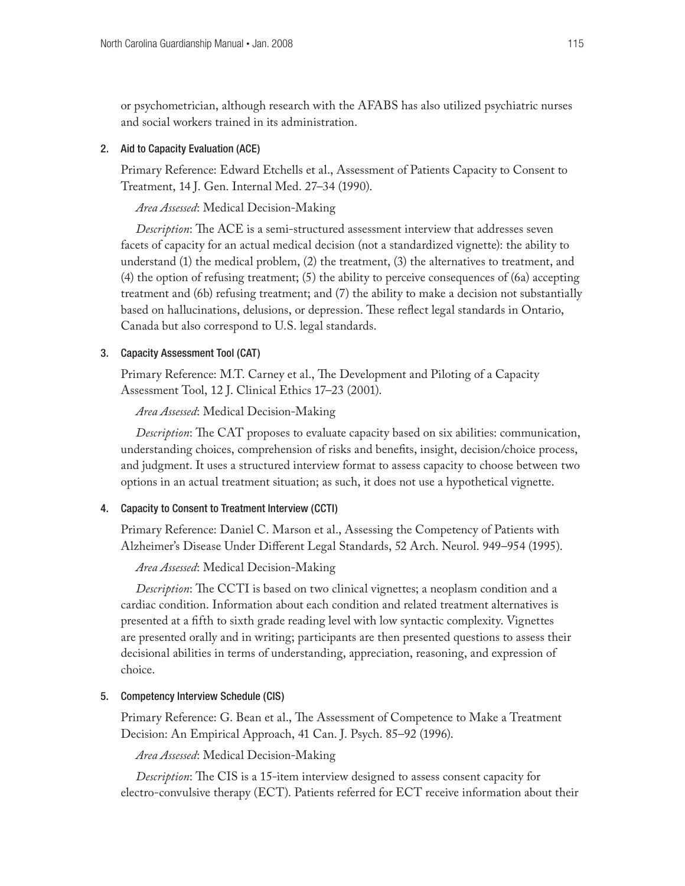or psychometrician, although research with the AFABS has also utilized psychiatric nurses and social workers trained in its administration.

2. Aid to Capacity Evaluation (ACE)

Primary Reference: Edward Etchells et al., Assessment of Patients Capacity to Consent to Treatment, 14 J. Gen. Internal Med. 27–34 (1990).

*Area Assessed*: Medical Decision-Making

*Description*: The ACE is a semi-structured assessment interview that addresses seven facets of capacity for an actual medical decision (not a standardized vignette): the ability to understand (1) the medical problem, (2) the treatment, (3) the alternatives to treatment, and (4) the option of refusing treatment; (5) the ability to perceive consequences of (6a) accepting treatment and (6b) refusing treatment; and (7) the ability to make a decision not substantially based on hallucinations, delusions, or depression. These reflect legal standards in Ontario, Canada but also correspond to U.S. legal standards.

3. Capacity Assessment Tool (CAT)

Primary Reference: M.T. Carney et al., The Development and Piloting of a Capacity Assessment Tool, 12 J. Clinical Ethics 17–23 (2001).

*Area Assessed*: Medical Decision-Making

*Description*: The CAT proposes to evaluate capacity based on six abilities: communication, understanding choices, comprehension of risks and benefits, insight, decision/choice process, and judgment. It uses a structured interview format to assess capacity to choose between two options in an actual treatment situation; as such, it does not use a hypothetical vignette.

4. Capacity to Consent to Treatment Interview (CCTI)

Primary Reference: Daniel C. Marson et al., Assessing the Competency of Patients with Alzheimer's Disease Under Different Legal Standards, 52 Arch. Neurol. 949–954 (1995).

*Area Assessed*: Medical Decision-Making

*Description*: The CCTI is based on two clinical vignettes; a neoplasm condition and a cardiac condition. Information about each condition and related treatment alternatives is presented at a fifth to sixth grade reading level with low syntactic complexity. Vignettes are presented orally and in writing; participants are then presented questions to assess their decisional abilities in terms of understanding, appreciation, reasoning, and expression of choice.

5. Competency Interview Schedule (CIS)

Primary Reference: G. Bean et al., The Assessment of Competence to Make a Treatment Decision: An Empirical Approach, 41 Can. J. Psych. 85–92 (1996).

*Area Assessed*: Medical Decision-Making

*Description*: The CIS is a 15-item interview designed to assess consent capacity for electro-convulsive therapy (ECT). Patients referred for ECT receive information about their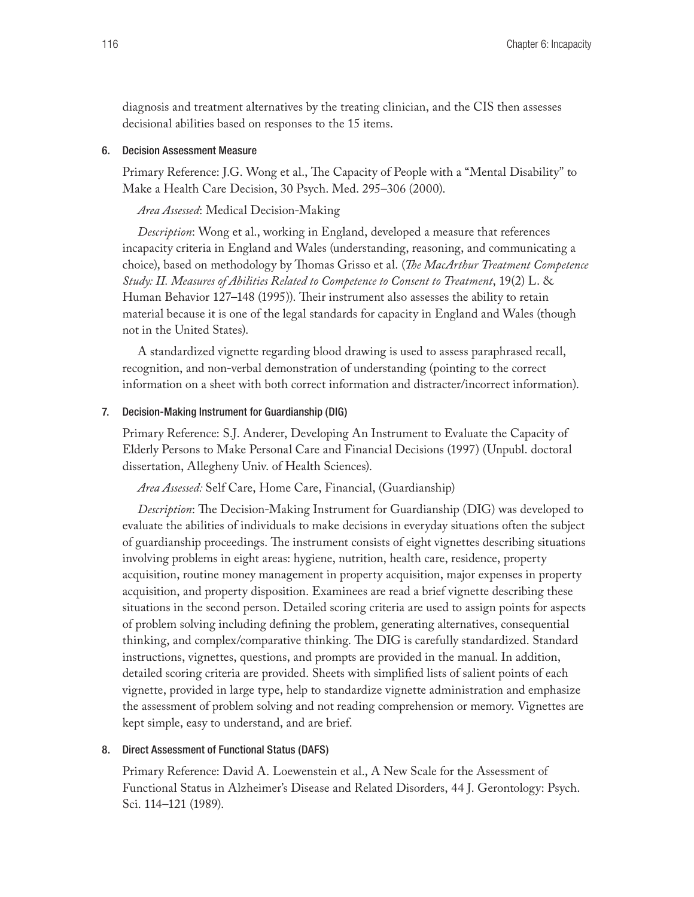diagnosis and treatment alternatives by the treating clinician, and the CIS then assesses decisional abilities based on responses to the 15 items.

### 6. Decision Assessment Measure

Primary Reference: J.G. Wong et al., The Capacity of People with a "Mental Disability" to Make a Health Care Decision, 30 Psych. Med. 295–306 (2000).

*Area Assessed*: Medical Decision-Making

*Description*: Wong et al., working in England, developed a measure that references incapacity criteria in England and Wales (understanding, reasoning, and communicating a choice), based on methodology by Thomas Grisso et al. (*The MacArthur Treatment Competence Study: II. Measures of Abilities Related to Competence to Consent to Treatment*, 19(2) L. & Human Behavior 127–148 (1995)). Their instrument also assesses the ability to retain material because it is one of the legal standards for capacity in England and Wales (though not in the United States).

A standardized vignette regarding blood drawing is used to assess paraphrased recall, recognition, and non-verbal demonstration of understanding (pointing to the correct information on a sheet with both correct information and distracter/incorrect information).

### 7. Decision-Making Instrument for Guardianship (DIG)

Primary Reference: S.J. Anderer, Developing An Instrument to Evaluate the Capacity of Elderly Persons to Make Personal Care and Financial Decisions (1997) (Unpubl. doctoral dissertation, Allegheny Univ. of Health Sciences).

*Area Assessed:* Self Care, Home Care, Financial, (Guardianship)

*Description*: The Decision-Making Instrument for Guardianship (DIG) was developed to evaluate the abilities of individuals to make decisions in everyday situations often the subject of guardianship proceedings. The instrument consists of eight vignettes describing situations involving problems in eight areas: hygiene, nutrition, health care, residence, property acquisition, routine money management in property acquisition, major expenses in property acquisition, and property disposition. Examinees are read a brief vignette describing these situations in the second person. Detailed scoring criteria are used to assign points for aspects of problem solving including defining the problem, generating alternatives, consequential thinking, and complex/comparative thinking. The DIG is carefully standardized. Standard instructions, vignettes, questions, and prompts are provided in the manual. In addition, detailed scoring criteria are provided. Sheets with simplified lists of salient points of each vignette, provided in large type, help to standardize vignette administration and emphasize the assessment of problem solving and not reading comprehension or memory. Vignettes are kept simple, easy to understand, and are brief.

### 8. Direct Assessment of Functional Status (DAFS)

Primary Reference: David A. Loewenstein et al., A New Scale for the Assessment of Functional Status in Alzheimer's Disease and Related Disorders, 44 J. Gerontology: Psych. Sci. 114–121 (1989).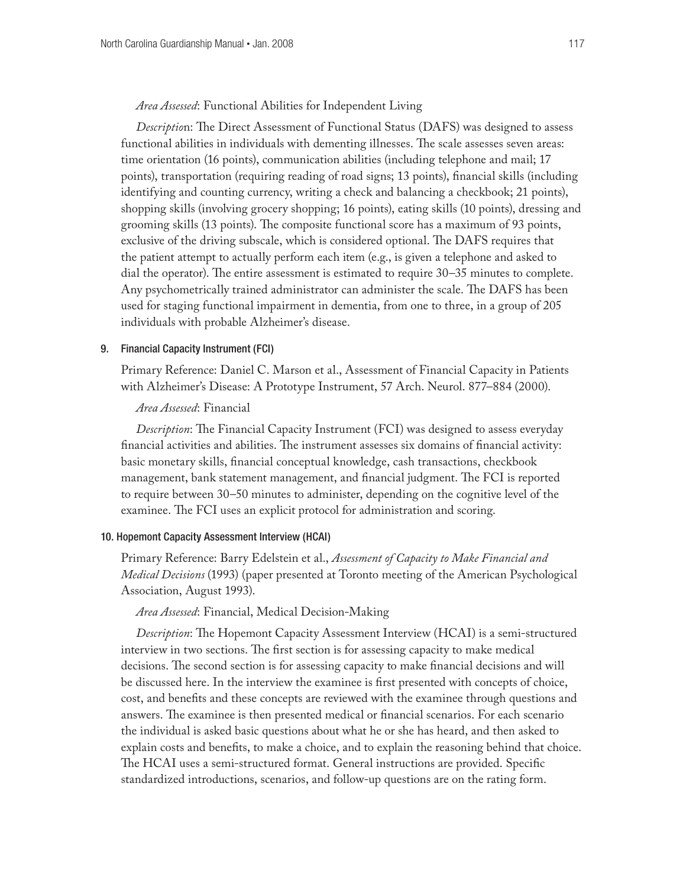*Area Assessed*: Functional Abilities for Independent Living

*Description*: The Direct Assessment of Functional Status (DAFS) was designed to assess functional abilities in individuals with dementing illnesses. The scale assesses seven areas: time orientation (16 points), communication abilities (including telephone and mail; 17 points), transportation (requiring reading of road signs; 13 points), financial skills (including identifying and counting currency, writing a check and balancing a checkbook; 21 points), shopping skills (involving grocery shopping; 16 points), eating skills (10 points), dressing and grooming skills (13 points). The composite functional score has a maximum of 93 points, exclusive of the driving subscale, which is considered optional. The DAFS requires that the patient attempt to actually perform each item (e.g., is given a telephone and asked to dial the operator). The entire assessment is estimated to require 30–35 minutes to complete. Any psychometrically trained administrator can administer the scale. The DAFS has been used for staging functional impairment in dementia, from one to three, in a group of 205 individuals with probable Alzheimer's disease.

### 9. Financial Capacity Instrument (FCI)

Primary Reference: Daniel C. Marson et al., Assessment of Financial Capacity in Patients with Alzheimer's Disease: A Prototype Instrument, 57 Arch. Neurol. 877–884 (2000).

*Area Assessed*: Financial

*Description*: The Financial Capacity Instrument (FCI) was designed to assess everyday financial activities and abilities. The instrument assesses six domains of financial activity: basic monetary skills, financial conceptual knowledge, cash transactions, checkbook management, bank statement management, and financial judgment. The FCI is reported to require between 30–50 minutes to administer, depending on the cognitive level of the examinee. The FCI uses an explicit protocol for administration and scoring.

### 10. Hopemont Capacity Assessment Interview (HCAI)

Primary Reference: Barry Edelstein et al., *Assessment of Capacity to Make Financial and Medical Decisions* (1993) (paper presented at Toronto meeting of the American Psychological Association, August 1993).

*Area Assessed*: Financial, Medical Decision-Making

*Description*: The Hopemont Capacity Assessment Interview (HCAI) is a semi-structured interview in two sections. The first section is for assessing capacity to make medical decisions. The second section is for assessing capacity to make financial decisions and will be discussed here. In the interview the examinee is first presented with concepts of choice, cost, and benefits and these concepts are reviewed with the examinee through questions and answers. The examinee is then presented medical or financial scenarios. For each scenario the individual is asked basic questions about what he or she has heard, and then asked to explain costs and benefits, to make a choice, and to explain the reasoning behind that choice. The HCAI uses a semi-structured format. General instructions are provided. Specific standardized introductions, scenarios, and follow-up questions are on the rating form.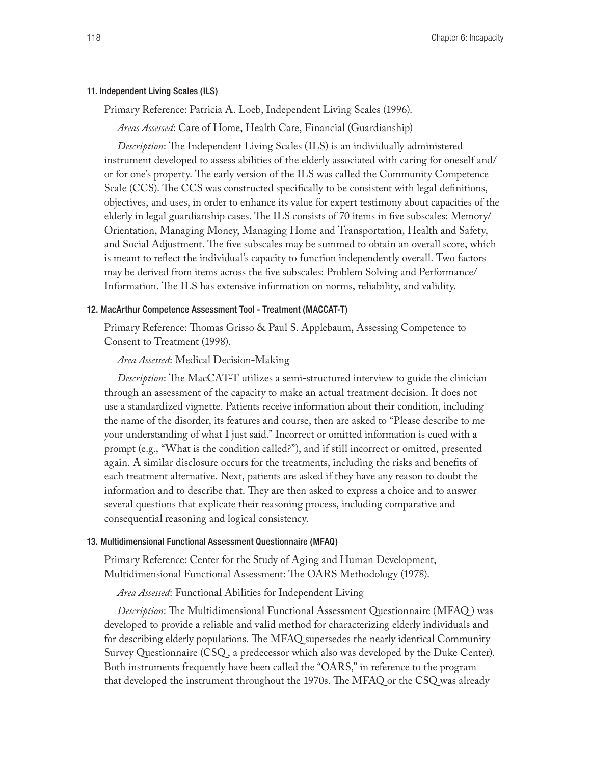#### 11. Independent Living Scales (ILS)

Primary Reference: Patricia A. Loeb, Independent Living Scales (1996).

*Areas Assessed*: Care of Home, Health Care, Financial (Guardianship)

*Description*: The Independent Living Scales (ILS) is an individually administered instrument developed to assess abilities of the elderly associated with caring for oneself and/or for one's property. The early version of the ILS was called the Community Competence Scale (CCS). The CCS was constructed specifically to be consistent with legal definitions, objectives, and uses, in order to enhance its value for expert testimony about capacities of the elderly in legal guardianship cases. The ILS consists of 70 items in five subscales: Memory/Orientation, Managing Money, Managing Home and Transportation, Health and Safety, and Social Adjustment. The five subscales may be summed to obtain an overall score, which is meant to reflect the individual's capacity to function independently overall. Two factors may be derived from items across the five subscales: Problem Solving and Performance/Information. The ILS has extensive information on norms, reliability, and validity.

#### 12. MacArthur Competence Assessment Tool - Treatment (MACCAT-T)

Primary Reference: Thomas Grisso & Paul S. Applebaum, Assessing Competence to Consent to Treatment (1998).

*Area Assessed*: Medical Decision-Making

*Description*: The MacCAT-T utilizes a semi-structured interview to guide the clinician through an assessment of the capacity to make an actual treatment decision. It does not use a standardized vignette. Patients receive information about their condition, including the name of the disorder, its features and course, then are asked to "Please describe to me your understanding of what I just said." Incorrect or omitted information is cued with a prompt (e.g., "What is the condition called?"), and if still incorrect or omitted, presented again. A similar disclosure occurs for the treatments, including the risks and benefits of each treatment alternative. Next, patients are asked if they have any reason to doubt the information and to describe that. They are then asked to express a choice and to answer several questions that explicate their reasoning process, including comparative and consequential reasoning and logical consistency.

#### 13. Multidimensional Functional Assessment Questionnaire (MFAQ)

Primary Reference: Center for the Study of Aging and Human Development, Multidimensional Functional Assessment: The OARS Methodology (1978).

*Area Assessed*: Functional Abilities for Independent Living

*Description*: The Multidimensional Functional Assessment Questionnaire (MFAQ) was developed to provide a reliable and valid method for characterizing elderly individuals and for describing elderly populations. The MFAQ supersedes the nearly identical Community Survey Questionnaire (CSQ, a predecessor which also was developed by the Duke Center). Both instruments frequently have been called the "OARS," in reference to the program that developed the instrument throughout the 1970s. The MFAQ or the CSQ was already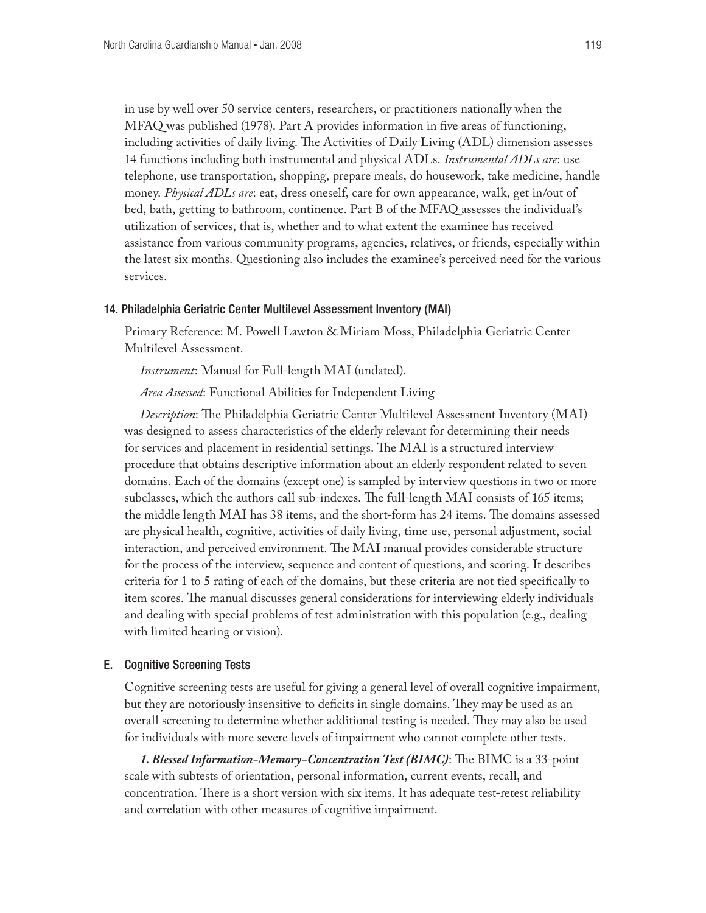in use by well over 50 service centers, researchers, or practitioners nationally when the MFAQ was published (1978). Part A provides information in five areas of functioning, including activities of daily living. The Activities of Daily Living (ADL) dimension assesses 14 functions including both instrumental and physical ADLs. *Instrumental ADLs are*: use telephone, use transportation, shopping, prepare meals, do housework, take medicine, handle money. *Physical ADLs are*: eat, dress oneself, care for own appearance, walk, get in/out of bed, bath, getting to bathroom, continence. Part B of the MFAQ assesses the individual's utilization of services, that is, whether and to what extent the examinee has received assistance from various community programs, agencies, relatives, or friends, especially within the latest six months. Questioning also includes the examinee's perceived need for the various services.

### 14. Philadelphia Geriatric Center Multilevel Assessment Inventory (MAI)

Primary Reference: M. Powell Lawton & Miriam Moss, Philadelphia Geriatric Center Multilevel Assessment.

*Instrument*: Manual for Full-length MAI (undated).

*Area Assessed*: Functional Abilities for Independent Living

*Description*: The Philadelphia Geriatric Center Multilevel Assessment Inventory (MAI) was designed to assess characteristics of the elderly relevant for determining their needs for services and placement in residential settings. The MAI is a structured interview procedure that obtains descriptive information about an elderly respondent related to seven domains. Each of the domains (except one) is sampled by interview questions in two or more subclasses, which the authors call sub-indexes. The full-length MAI consists of 165 items; the middle length MAI has 38 items, and the short-form has 24 items. The domains assessed are physical health, cognitive, activities of daily living, time use, personal adjustment, social interaction, and perceived environment. The MAI manual provides considerable structure for the process of the interview, sequence and content of questions, and scoring. It describes criteria for 1 to 5 rating of each of the domains, but these criteria are not tied specifically to item scores. The manual discusses general considerations for interviewing elderly individuals and dealing with special problems of test administration with this population (e.g., dealing with limited hearing or vision).

## E. Cognitive Screening Tests

Cognitive screening tests are useful for giving a general level of overall cognitive impairment, but they are notoriously insensitive to deficits in single domains. They may be used as an overall screening to determine whether additional testing is needed. They may also be used for individuals with more severe levels of impairment who cannot complete other tests.

***1. Blessed Information-Memory-Concentration Test (BIMC)***: The BIMC is a 33-point scale with subtests of orientation, personal information, current events, recall, and concentration. There is a short version with six items. It has adequate test-retest reliability and correlation with other measures of cognitive impairment.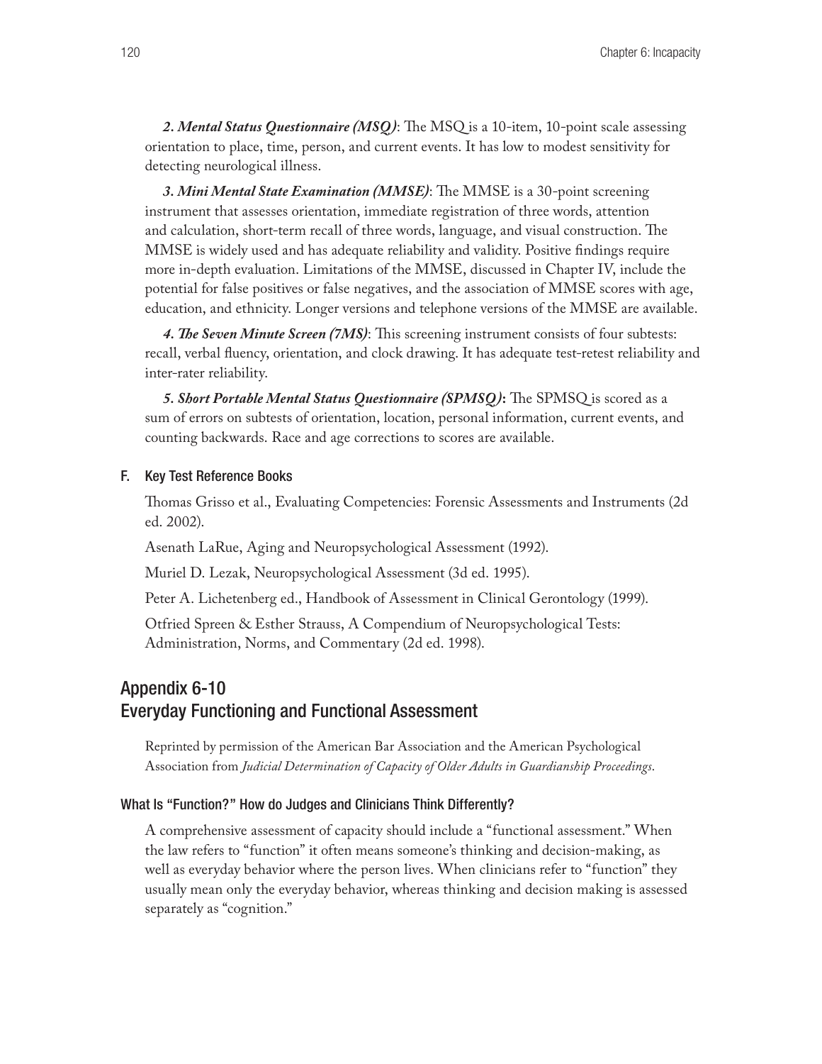***2. Mental Status Questionnaire (MSQ)***: The MSQ is a 10-item, 10-point scale assessing orientation to place, time, person, and current events. It has low to modest sensitivity for detecting neurological illness.

***3. Mini Mental State Examination (MMSE)***: The MMSE is a 30-point screening instrument that assesses orientation, immediate registration of three words, attention and calculation, short-term recall of three words, language, and visual construction. The MMSE is widely used and has adequate reliability and validity. Positive findings require more in-depth evaluation. Limitations of the MMSE, discussed in Chapter IV, include the potential for false positives or false negatives, and the association of MMSE scores with age, education, and ethnicity. Longer versions and telephone versions of the MMSE are available.

***4. The Seven Minute Screen (7MS)***: This screening instrument consists of four subtests: recall, verbal fluency, orientation, and clock drawing. It has adequate test-retest reliability and inter-rater reliability.

***5. Short Portable Mental Status Questionnaire (SPMSQ)*:** The SPMSQ is scored as a sum of errors on subtests of orientation, location, personal information, current events, and counting backwards. Race and age corrections to scores are available.

### F. Key Test Reference Books

Thomas Grisso et al., Evaluating Competencies: Forensic Assessments and Instruments (2d ed. 2002).

Asenath LaRue, Aging and Neuropsychological Assessment (1992).

Muriel D. Lezak, Neuropsychological Assessment (3d ed. 1995).

Peter A. Lichetenberg ed., Handbook of Assessment in Clinical Gerontology (1999).

Otfried Spreen & Esther Strauss, A Compendium of Neuropsychological Tests: Administration, Norms, and Commentary (2d ed. 1998).

## Appendix 6-10
## Everyday Functioning and Functional Assessment

Reprinted by permission of the American Bar Association and the American Psychological Association from *Judicial Determination of Capacity of Older Adults in Guardianship Proceedings*.

### What Is "Function?" How do Judges and Clinicians Think Differently?

A comprehensive assessment of capacity should include a "functional assessment." When the law refers to "function" it often means someone's thinking and decision-making, as well as everyday behavior where the person lives. When clinicians refer to "function" they usually mean only the everyday behavior, whereas thinking and decision making is assessed separately as "cognition."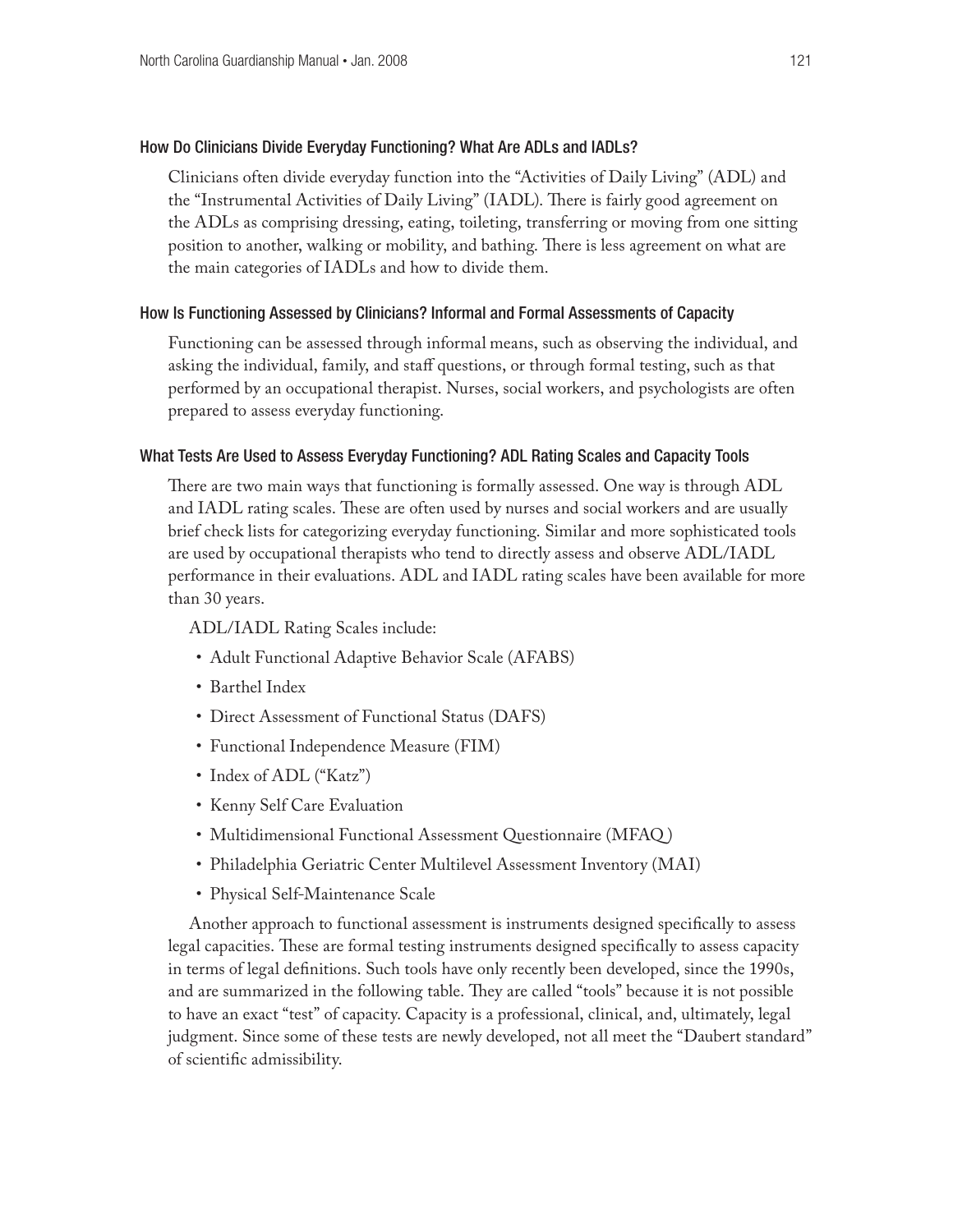### How Do Clinicians Divide Everyday Functioning? What Are ADLs and IADLs?

Clinicians often divide everyday function into the "Activities of Daily Living" (ADL) and the "Instrumental Activities of Daily Living" (IADL). There is fairly good agreement on the ADLs as comprising dressing, eating, toileting, transferring or moving from one sitting position to another, walking or mobility, and bathing. There is less agreement on what are the main categories of IADLs and how to divide them.

### How Is Functioning Assessed by Clinicians? Informal and Formal Assessments of Capacity

Functioning can be assessed through informal means, such as observing the individual, and asking the individual, family, and staff questions, or through formal testing, such as that performed by an occupational therapist. Nurses, social workers, and psychologists are often prepared to assess everyday functioning.

### What Tests Are Used to Assess Everyday Functioning? ADL Rating Scales and Capacity Tools

There are two main ways that functioning is formally assessed. One way is through ADL and IADL rating scales. These are often used by nurses and social workers and are usually brief check lists for categorizing everyday functioning. Similar and more sophisticated tools are used by occupational therapists who tend to directly assess and observe ADL/IADL performance in their evaluations. ADL and IADL rating scales have been available for more than 30 years.

ADL/IADL Rating Scales include:

- Adult Functional Adaptive Behavior Scale (AFABS)
- Barthel Index
- Direct Assessment of Functional Status (DAFS)
- Functional Independence Measure (FIM)
- Index of ADL ("Katz")
- Kenny Self Care Evaluation
- Multidimensional Functional Assessment Questionnaire (MFAQ)
- Philadelphia Geriatric Center Multilevel Assessment Inventory (MAI)
- Physical Self-Maintenance Scale

Another approach to functional assessment is instruments designed specifically to assess legal capacities. These are formal testing instruments designed specifically to assess capacity in terms of legal definitions. Such tools have only recently been developed, since the 1990s, and are summarized in the following table. They are called "tools" because it is not possible to have an exact "test" of capacity. Capacity is a professional, clinical, and, ultimately, legal judgment. Since some of these tests are newly developed, not all meet the "Daubert standard" of scientific admissibility.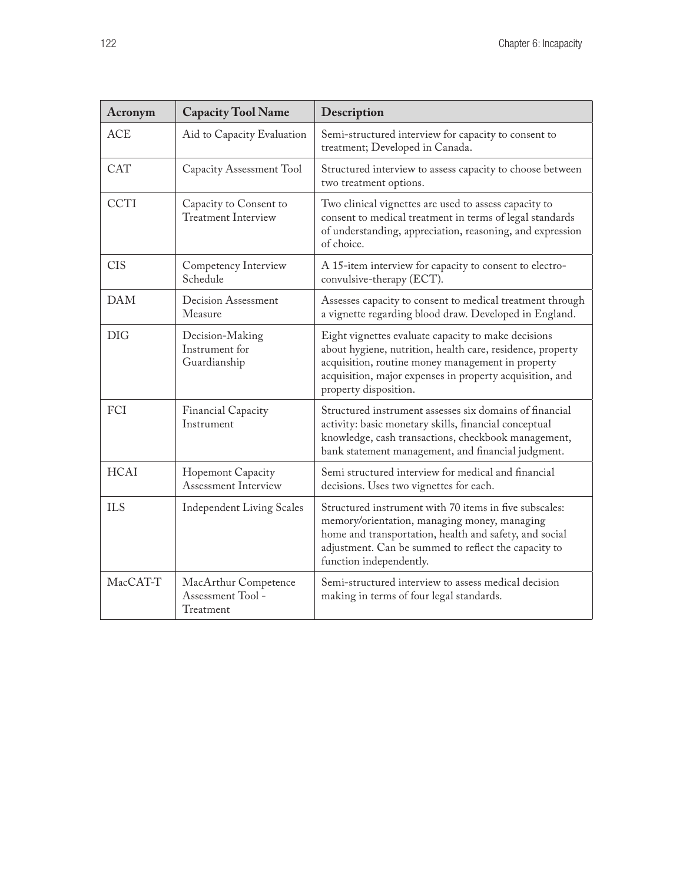| Acronym | Capacity Tool Name | Description |
|---|---|---|
| ACE | Aid to Capacity Evaluation | Semi-structured interview for capacity to consent to treatment; Developed in Canada. |
| CAT | Capacity Assessment Tool | Structured interview to assess capacity to choose between two treatment options. |
| CCTI | Capacity to Consent to Treatment Interview | Two clinical vignettes are used to assess capacity to consent to medical treatment in terms of legal standards of understanding, appreciation, reasoning, and expression of choice. |
| CIS | Competency Interview Schedule | A 15-item interview for capacity to consent to electro-convulsive-therapy (ECT). |
| DAM | Decision Assessment Measure | Assesses capacity to consent to medical treatment through a vignette regarding blood draw. Developed in England. |
| DIG | Decision-Making Instrument for Guardianship | Eight vignettes evaluate capacity to make decisions about hygiene, nutrition, health care, residence, property acquisition, routine money management in property acquisition, major expenses in property acquisition, and property disposition. |
| FCI | Financial Capacity Instrument | Structured instrument assesses six domains of financial activity: basic monetary skills, financial conceptual knowledge, cash transactions, checkbook management, bank statement management, and financial judgment. |
| HCAI | Hopemont Capacity Assessment Interview | Semi structured interview for medical and financial decisions. Uses two vignettes for each. |
| ILS | Independent Living Scales | Structured instrument with 70 items in five subscales: memory/orientation, managing money, managing home and transportation, health and safety, and social adjustment. Can be summed to reflect the capacity to function independently. |
| MacCAT-T | MacArthur Competence Assessment Tool - Treatment | Semi-structured interview to assess medical decision making in terms of four legal standards. |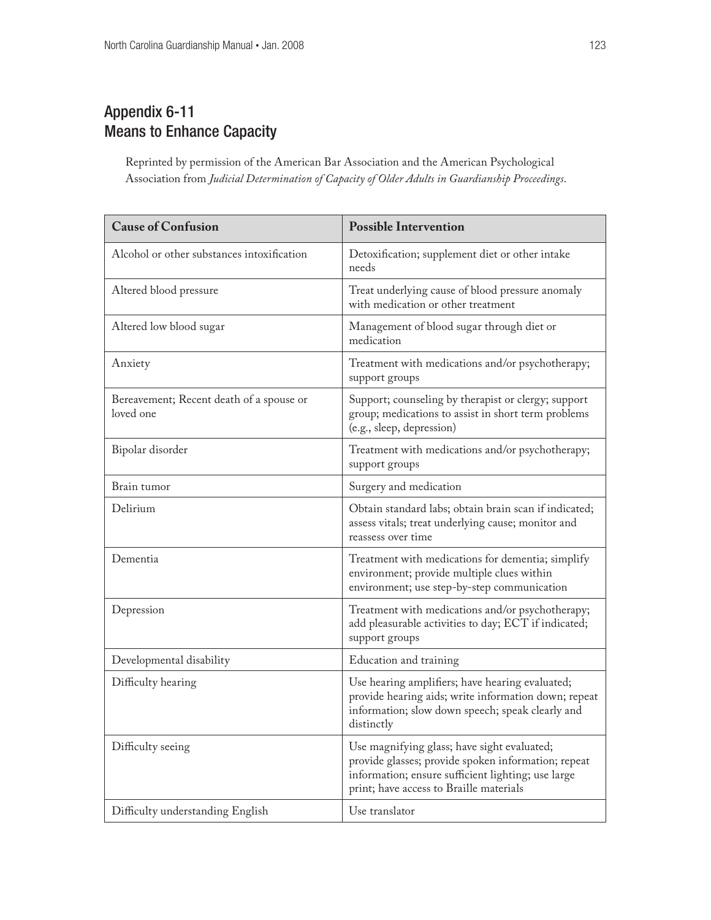## Appendix 6-11
## Means to Enhance Capacity

Reprinted by permission of the American Bar Association and the American Psychological Association from *Judicial Determination of Capacity of Older Adults in Guardianship Proceedings*.

| Cause of Confusion | Possible Intervention |
|---|---|
| Alcohol or other substances intoxification | Detoxification; supplement diet or other intake needs |
| Altered blood pressure | Treat underlying cause of blood pressure anomaly with medication or other treatment |
| Altered low blood sugar | Management of blood sugar through diet or medication |
| Anxiety | Treatment with medications and/or psychotherapy; support groups |
| Bereavement; Recent death of a spouse or loved one | Support; counseling by therapist or clergy; support group; medications to assist in short term problems (e.g., sleep, depression) |
| Bipolar disorder | Treatment with medications and/or psychotherapy; support groups |
| Brain tumor | Surgery and medication |
| Delirium | Obtain standard labs; obtain brain scan if indicated; assess vitals; treat underlying cause; monitor and reassess over time |
| Dementia | Treatment with medications for dementia; simplify environment; provide multiple clues within environment; use step-by-step communication |
| Depression | Treatment with medications and/or psychotherapy; add pleasurable activities to day; ECT if indicated; support groups |
| Developmental disability | Education and training |
| Difficulty hearing | Use hearing amplifiers; have hearing evaluated; provide hearing aids; write information down; repeat information; slow down speech; speak clearly and distinctly |
| Difficulty seeing | Use magnifying glass; have sight evaluated; provide glasses; provide spoken information; repeat information; ensure sufficient lighting; use large print; have access to Braille materials |
| Difficulty understanding English | Use translator |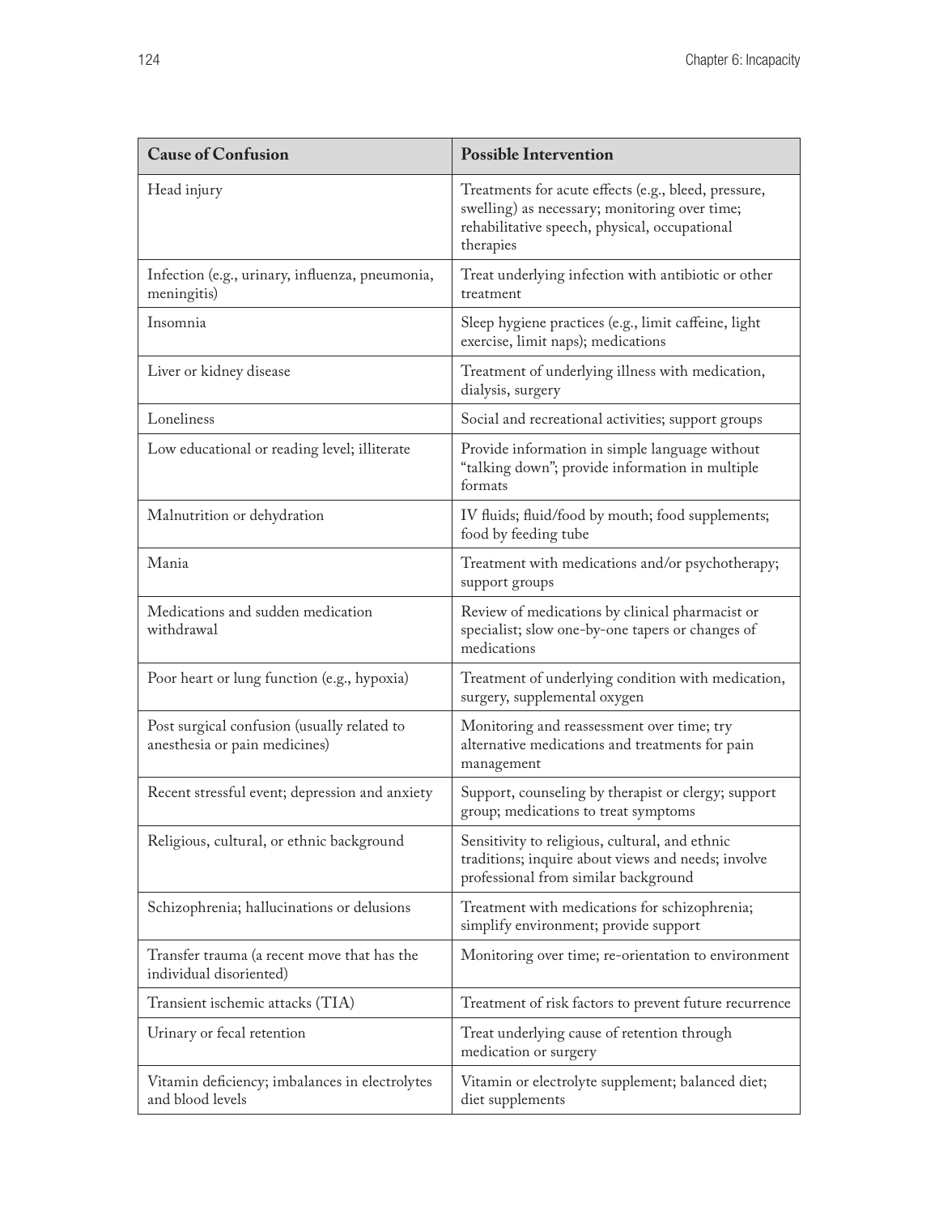| Cause of Confusion | Possible Intervention |
| --- | --- |
| Head injury | Treatments for acute effects (e.g., bleed, pressure, swelling) as necessary; monitoring over time; rehabilitative speech, physical, occupational therapies |
| Infection (e.g., urinary, influenza, pneumonia, meningitis) | Treat underlying infection with antibiotic or other treatment |
| Insomnia | Sleep hygiene practices (e.g., limit caffeine, light exercise, limit naps); medications |
| Liver or kidney disease | Treatment of underlying illness with medication, dialysis, surgery |
| Loneliness | Social and recreational activities; support groups |
| Low educational or reading level; illiterate | Provide information in simple language without "talking down"; provide information in multiple formats |
| Malnutrition or dehydration | IV fluids; fluid/food by mouth; food supplements; food by feeding tube |
| Mania | Treatment with medications and/or psychotherapy; support groups |
| Medications and sudden medication withdrawal | Review of medications by clinical pharmacist or specialist; slow one-by-one tapers or changes of medications |
| Poor heart or lung function (e.g., hypoxia) | Treatment of underlying condition with medication, surgery, supplemental oxygen |
| Post surgical confusion (usually related to anesthesia or pain medicines) | Monitoring and reassessment over time; try alternative medications and treatments for pain management |
| Recent stressful event; depression and anxiety | Support, counseling by therapist or clergy; support group; medications to treat symptoms |
| Religious, cultural, or ethnic background | Sensitivity to religious, cultural, and ethnic traditions; inquire about views and needs; involve professional from similar background |
| Schizophrenia; hallucinations or delusions | Treatment with medications for schizophrenia; simplify environment; provide support |
| Transfer trauma (a recent move that has the individual disoriented) | Monitoring over time; re-orientation to environment |
| Transient ischemic attacks (TIA) | Treatment of risk factors to prevent future recurrence |
| Urinary or fecal retention | Treat underlying cause of retention through medication or surgery |
| Vitamin deficiency; imbalances in electrolytes and blood levels | Vitamin or electrolyte supplement; balanced diet; diet supplements |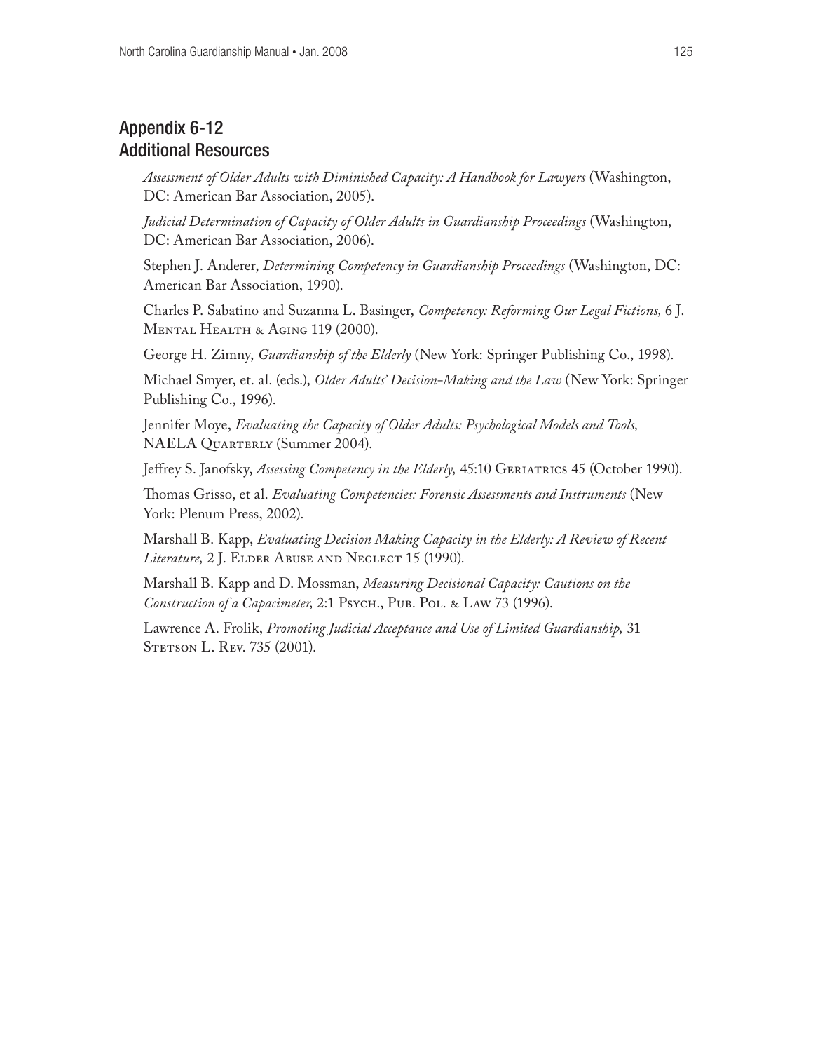## Appendix 6-12
## Additional Resources

*Assessment of Older Adults with Diminished Capacity: A Handbook for Lawyers* (Washington, DC: American Bar Association, 2005).

*Judicial Determination of Capacity of Older Adults in Guardianship Proceedings* (Washington, DC: American Bar Association, 2006).

Stephen J. Anderer, *Determining Competency in Guardianship Proceedings* (Washington, DC: American Bar Association, 1990).

Charles P. Sabatino and Suzanna L. Basinger, *Competency: Reforming Our Legal Fictions,* 6 J. Mental Health & Aging 119 (2000).

George H. Zimny, *Guardianship of the Elderly* (New York: Springer Publishing Co., 1998).

Michael Smyer, et. al. (eds.), *Older Adults' Decision-Making and the Law* (New York: Springer Publishing Co., 1996).

Jennifer Moye, *Evaluating the Capacity of Older Adults: Psychological Models and Tools,* NAELA Quarterly (Summer 2004).

Jeffrey S. Janofsky, *Assessing Competency in the Elderly,* 45:10 Geriatrics 45 (October 1990).

Thomas Grisso, et al. *Evaluating Competencies: Forensic Assessments and Instruments* (New York: Plenum Press, 2002).

Marshall B. Kapp, *Evaluating Decision Making Capacity in the Elderly: A Review of Recent Literature,* 2 J. Elder Abuse and Neglect 15 (1990).

Marshall B. Kapp and D. Mossman, *Measuring Decisional Capacity: Cautions on the Construction of a Capacimeter,* 2:1 Psych., Pub. Pol. & Law 73 (1996).

Lawrence A. Frolik, *Promoting Judicial Acceptance and Use of Limited Guardianship,* 31 Stetson L. Rev. 735 (2001).